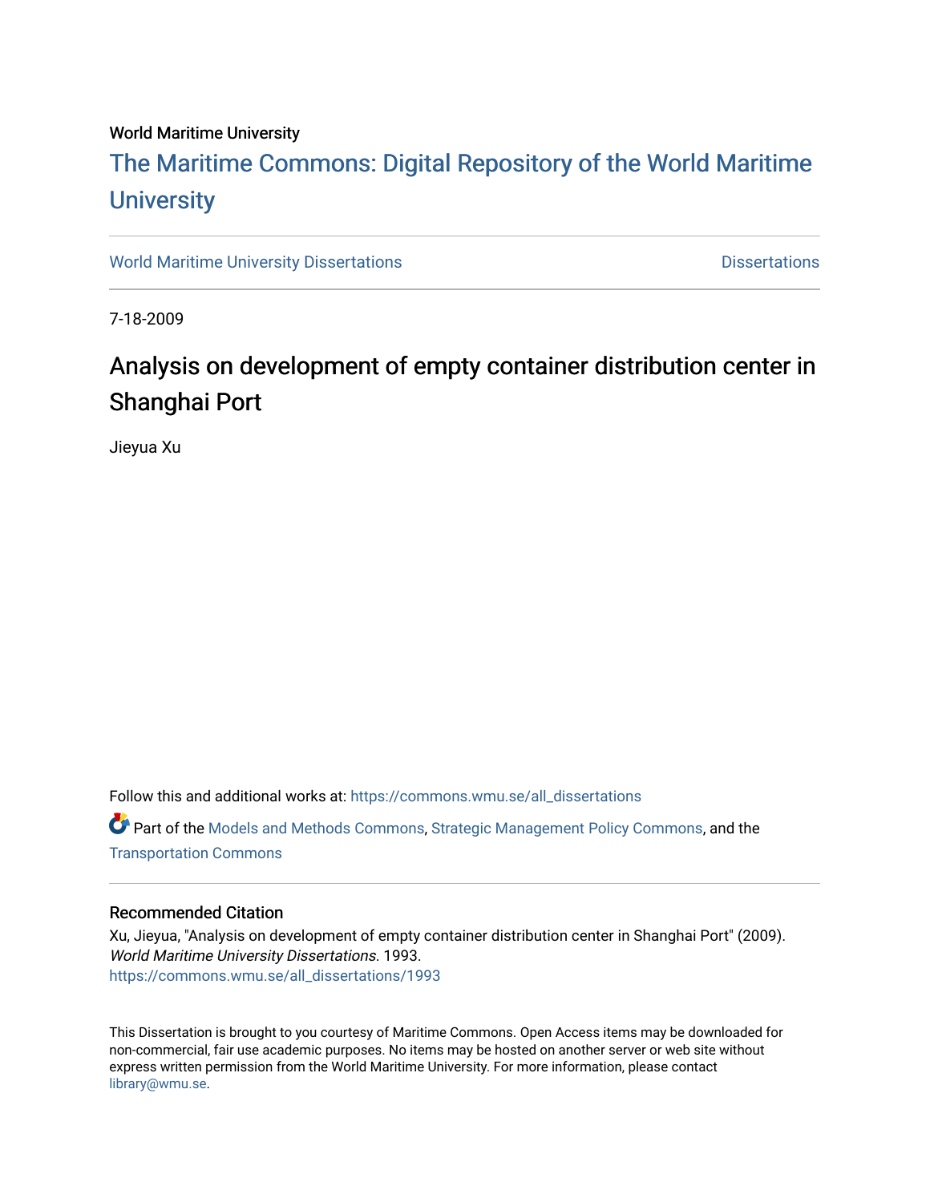World Maritime University

# The Maritime Commons: Digital Repository of the World Maritime University

World Maritime University Dissertations | Dissertations

7-18-2009

## Analysis on development of empty container distribution center in Shanghai Port

Jieyua Xu

Follow this and additional works at: https://commons.wmu.se/all_dissertations

Part of the Models and Methods Commons, Strategic Management Policy Commons, and the Transportation Commons

### Recommended Citation

Xu, Jieyua, "Analysis on development of empty container distribution center in Shanghai Port" (2009). *World Maritime University Dissertations*. 1993.
https://commons.wmu.se/all_dissertations/1993

This Dissertation is brought to you courtesy of Maritime Commons. Open Access items may be downloaded for non-commercial, fair use academic purposes. No items may be hosted on another server or web site without express written permission from the World Maritime University. For more information, please contact library@wmu.se.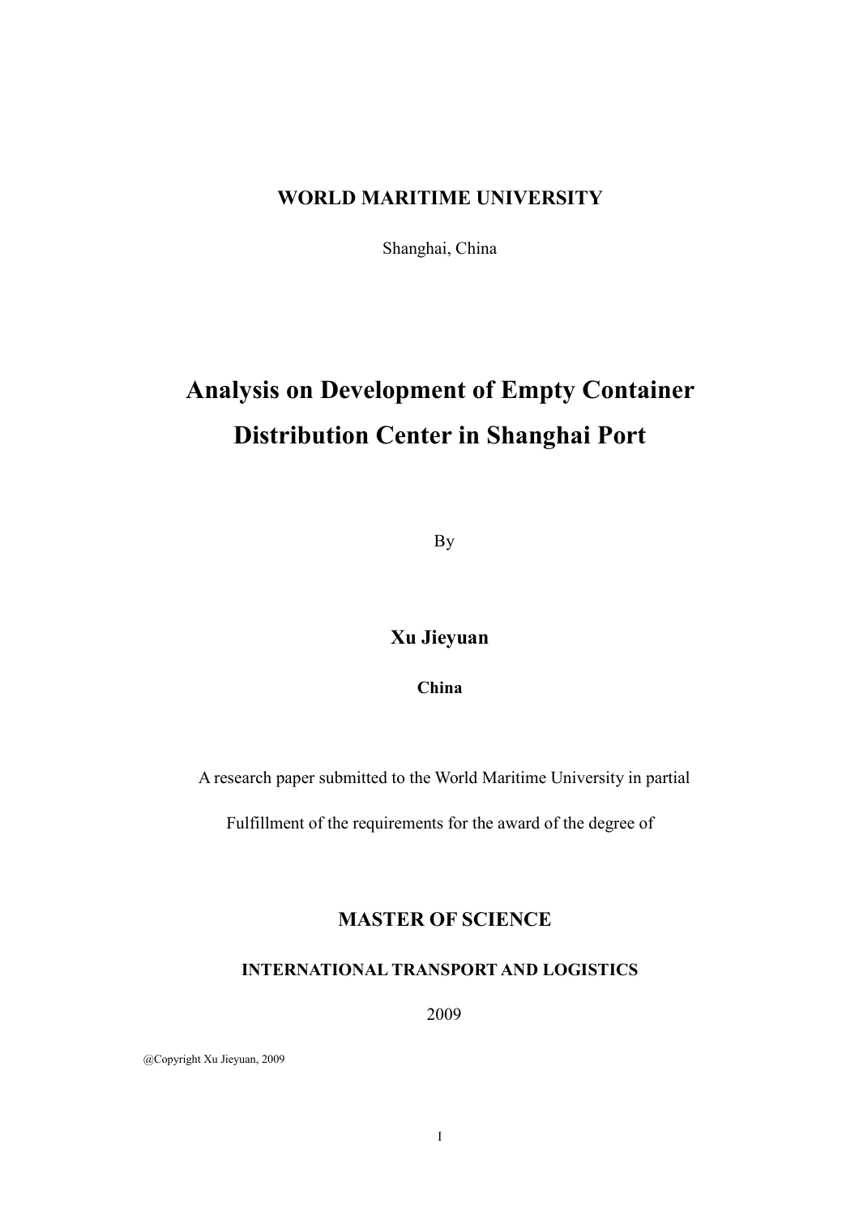**WORLD MARITIME UNIVERSITY**

Shanghai, China

# Analysis on Development of Empty Container Distribution Center in Shanghai Port

By

**Xu Jieyuan**

**China**

A research paper submitted to the World Maritime University in partial

Fulfillment of the requirements for the award of the degree of

**MASTER OF SCIENCE**

**INTERNATIONAL TRANSPORT AND LOGISTICS**

2009

@Copyright Xu Jieyuan, 2009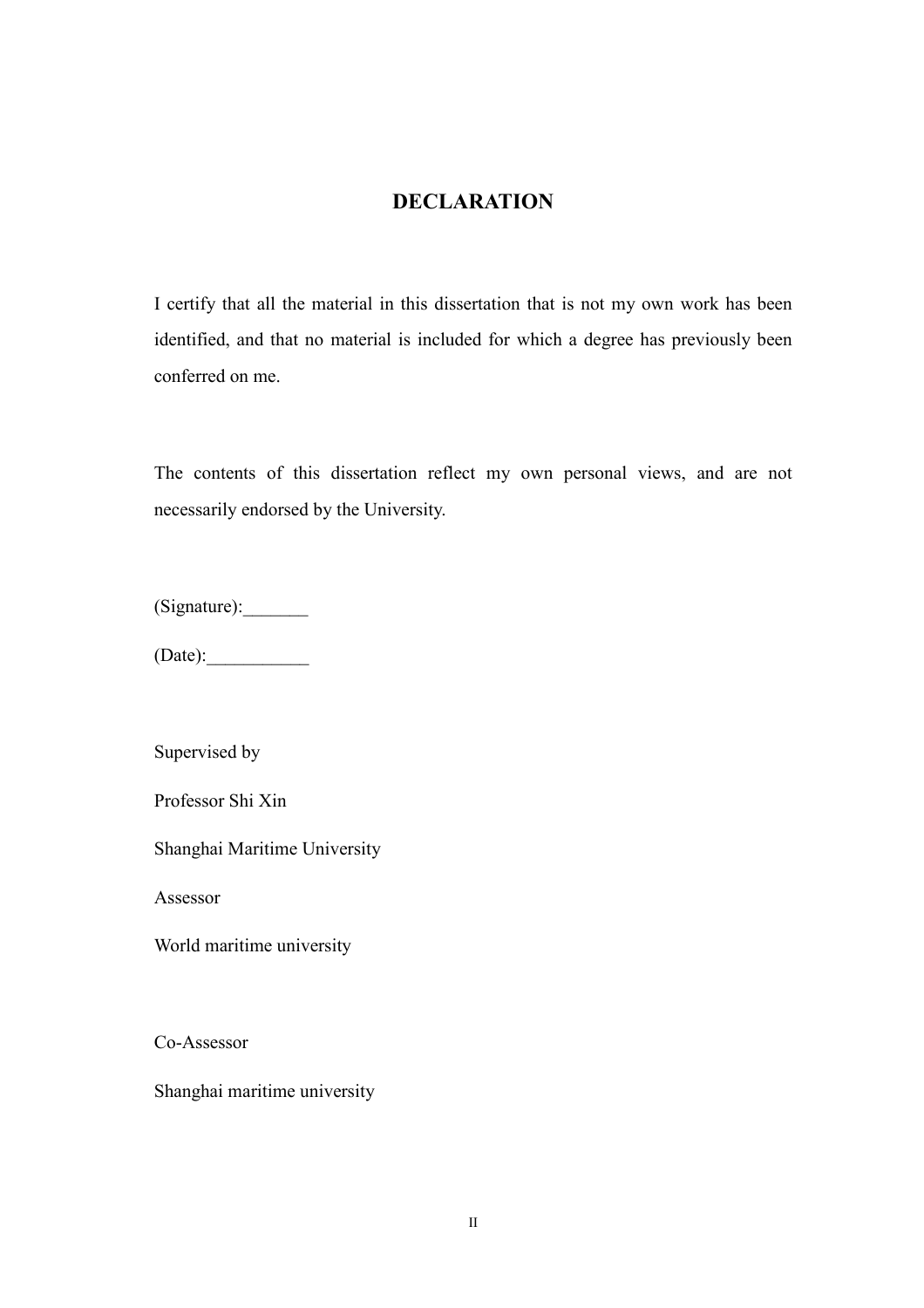# DECLARATION

I certify that all the material in this dissertation that is not my own work has been identified, and that no material is included for which a degree has previously been conferred on me.

The contents of this dissertation reflect my own personal views, and are not necessarily endorsed by the University.

(Signature):_______

(Date):___________

Supervised by

Professor Shi Xin

Shanghai Maritime University

Assessor

World maritime university

Co-Assessor

Shanghai maritime university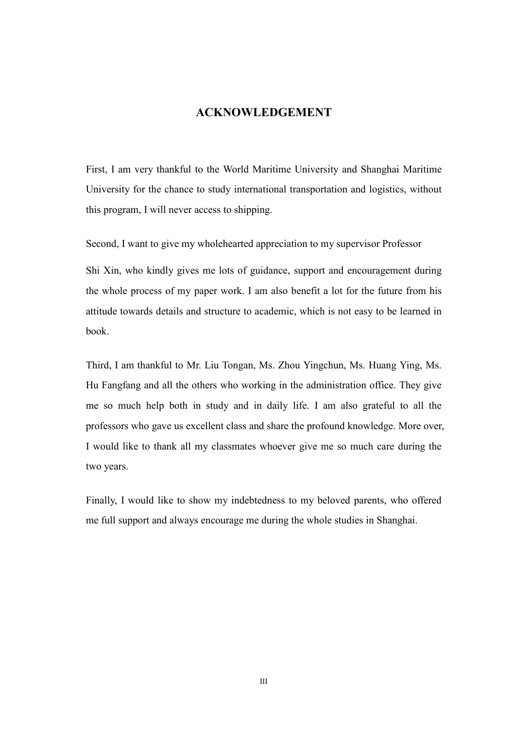# ACKNOWLEDGEMENT

First, I am very thankful to the World Maritime University and Shanghai Maritime University for the chance to study international transportation and logistics, without this program, I will never access to shipping.

Second, I want to give my wholehearted appreciation to my supervisor Professor Shi Xin, who kindly gives me lots of guidance, support and encouragement during the whole process of my paper work. I am also benefit a lot for the future from his attitude towards details and structure to academic, which is not easy to be learned in book.

Third, I am thankful to Mr. Liu Tongan, Ms. Zhou Yingchun, Ms. Huang Ying, Ms. Hu Fangfang and all the others who working in the administration office. They give me so much help both in study and in daily life. I am also grateful to all the professors who gave us excellent class and share the profound knowledge. More over, I would like to thank all my classmates whoever give me so much care during the two years.

Finally, I would like to show my indebtedness to my beloved parents, who offered me full support and always encourage me during the whole studies in Shanghai.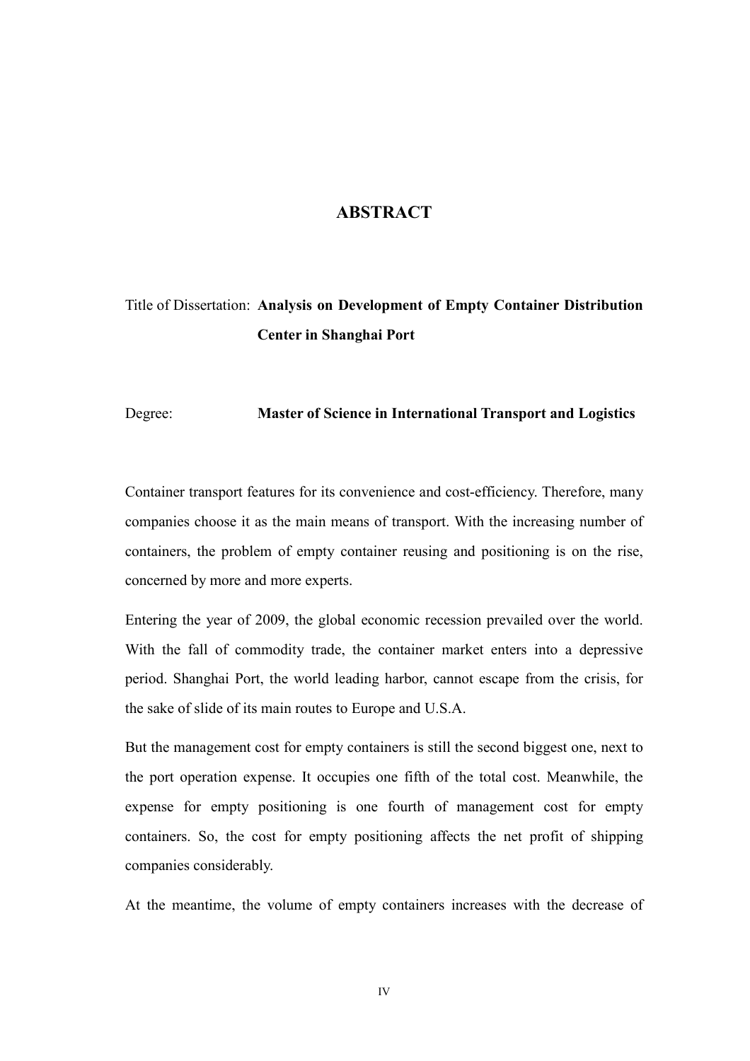# ABSTRACT

Title of Dissertation: **Analysis on Development of Empty Container Distribution Center in Shanghai Port**

Degree: **Master of Science in International Transport and Logistics**

Container transport features for its convenience and cost-efficiency. Therefore, many companies choose it as the main means of transport. With the increasing number of containers, the problem of empty container reusing and positioning is on the rise, concerned by more and more experts.

Entering the year of 2009, the global economic recession prevailed over the world. With the fall of commodity trade, the container market enters into a depressive period. Shanghai Port, the world leading harbor, cannot escape from the crisis, for the sake of slide of its main routes to Europe and U.S.A.

But the management cost for empty containers is still the second biggest one, next to the port operation expense. It occupies one fifth of the total cost. Meanwhile, the expense for empty positioning is one fourth of management cost for empty containers. So, the cost for empty positioning affects the net profit of shipping companies considerably.

At the meantime, the volume of empty containers increases with the decrease of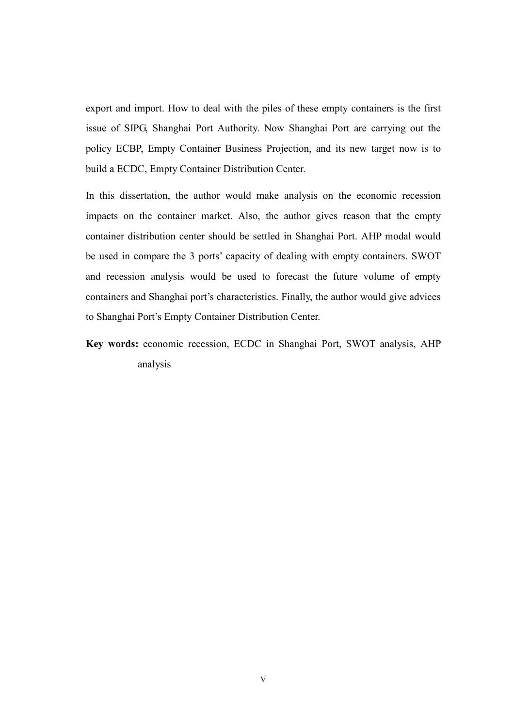export and import. How to deal with the piles of these empty containers is the first issue of SIPG, Shanghai Port Authority. Now Shanghai Port are carrying out the policy ECBP, Empty Container Business Projection, and its new target now is to build a ECDC, Empty Container Distribution Center.

In this dissertation, the author would make analysis on the economic recession impacts on the container market. Also, the author gives reason that the empty container distribution center should be settled in Shanghai Port. AHP modal would be used in compare the 3 ports' capacity of dealing with empty containers. SWOT and recession analysis would be used to forecast the future volume of empty containers and Shanghai port's characteristics. Finally, the author would give advices to Shanghai Port's Empty Container Distribution Center.

**Key words:** economic recession, ECDC in Shanghai Port, SWOT analysis, AHP analysis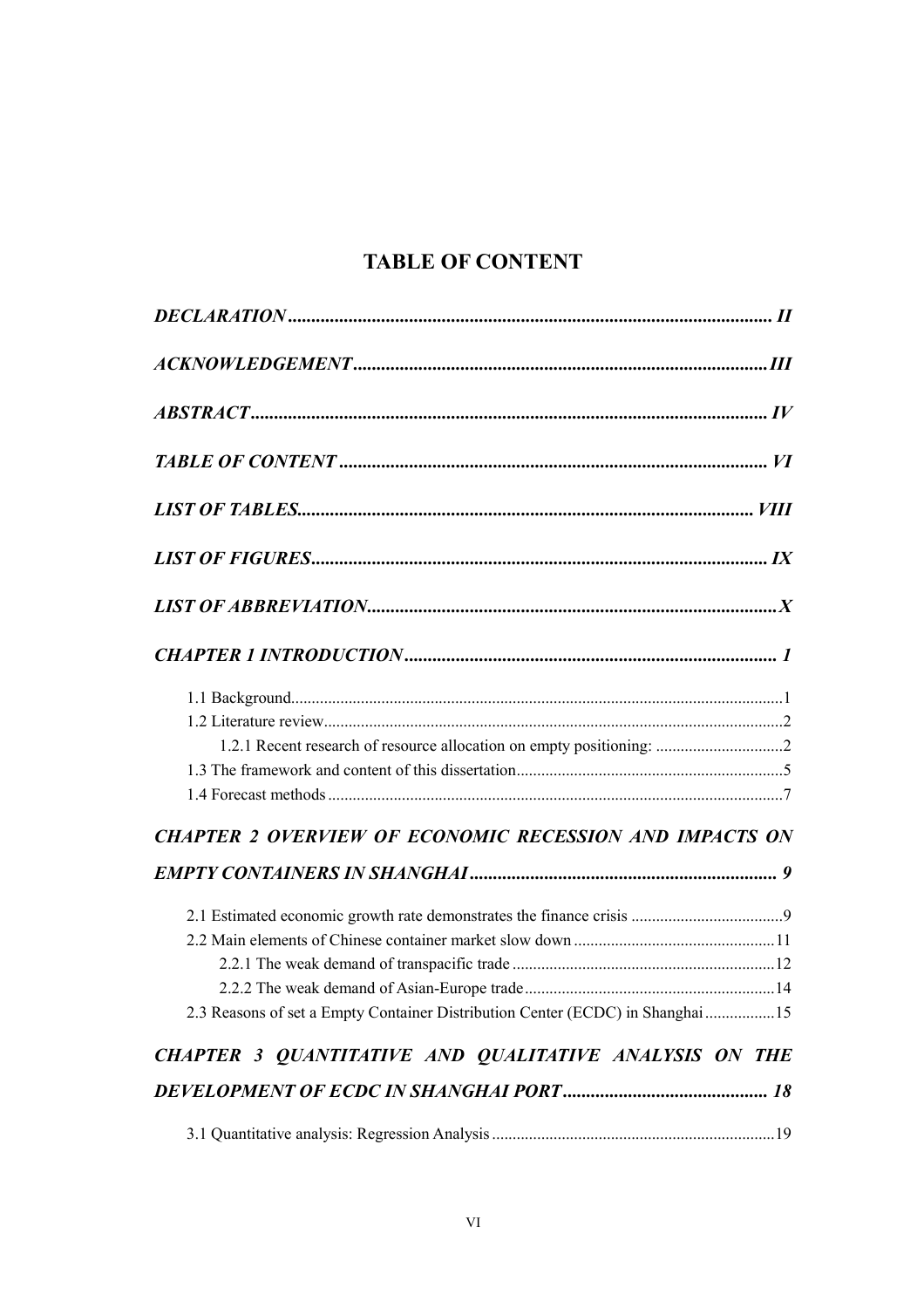# TABLE OF CONTENT

*DECLARATION* .......... *II*

*ACKNOWLEDGEMENT* .......... *III*

*ABSTRACT* .......... *IV*

*TABLE OF CONTENT* .......... *VI*

*LIST OF TABLES* .......... *VIII*

*LIST OF FIGURES* .......... *IX*

*LIST OF ABBREVIATION* .......... *X*

*CHAPTER 1 INTRODUCTION* .......... *1*

1.1 Background .......... 1
1.2 Literature review .......... 2
  1.2.1 Recent research of resource allocation on empty positioning: .......... 2
1.3 The framework and content of this dissertation .......... 5
1.4 Forecast methods .......... 7

*CHAPTER 2 OVERVIEW OF ECONOMIC RECESSION AND IMPACTS ON EMPTY CONTAINERS IN SHANGHAI* .......... *9*

2.1 Estimated economic growth rate demonstrates the finance crisis .......... 9
2.2 Main elements of Chinese container market slow down .......... 11
  2.2.1 The weak demand of transpacific trade .......... 12
  2.2.2 The weak demand of Asian-Europe trade .......... 14
2.3 Reasons of set a Empty Container Distribution Center (ECDC) in Shanghai .......... 15

*CHAPTER 3 QUANTITATIVE AND QUALITATIVE ANALYSIS ON THE DEVELOPMENT OF ECDC IN SHANGHAI PORT* .......... *18*

3.1 Quantitative analysis: Regression Analysis .......... 19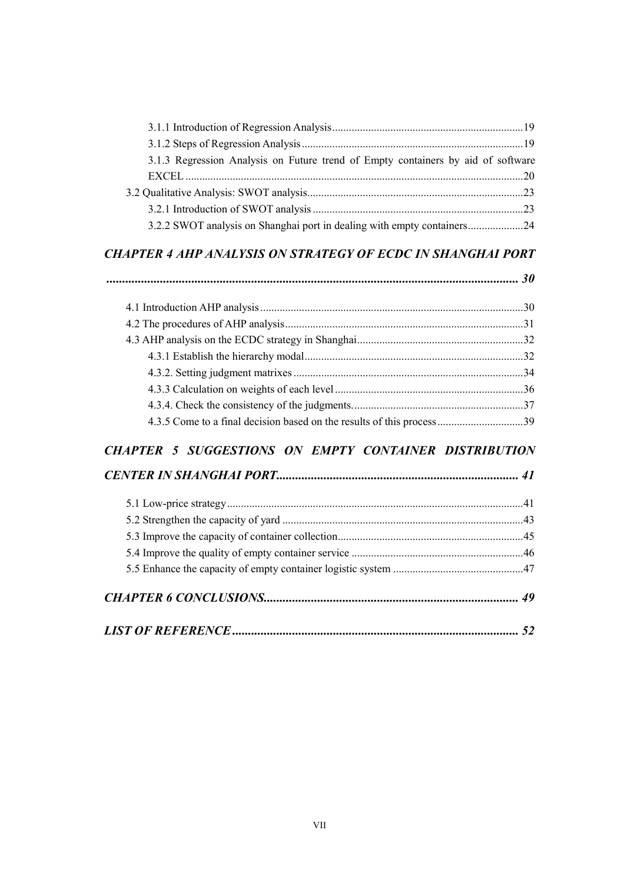3.1.1 Introduction of Regression Analysis....................................................................19

3.1.2 Steps of Regression Analysis...............................................................................19

3.1.3 Regression Analysis on Future trend of Empty containers by aid of software EXCEL.........................................................................................................................20

3.2 Qualitative Analysis: SWOT analysis.............................................................................23

3.2.1 Introduction of SWOT analysis............................................................................23

3.2.2 SWOT analysis on Shanghai port in dealing with empty containers....................24

***CHAPTER 4 AHP ANALYSIS ON STRATEGY OF ECDC IN SHANGHAI PORT .................................................................................................................................. 30***

4.1 Introduction AHP analysis..............................................................................................30

4.2 The procedures of AHP analysis.....................................................................................31

4.3 AHP analysis on the ECDC strategy in Shanghai...........................................................32

4.3.1 Establish the hierarchy modal...............................................................................32

4.3.2. Setting judgment matrixes...................................................................................34

4.3.3 Calculation on weights of each level....................................................................36

4.3.4. Check the consistency of the judgments..............................................................37

4.3.5 Come to a final decision based on the results of this process...............................39

***CHAPTER 5 SUGGESTIONS ON EMPTY CONTAINER DISTRIBUTION CENTER IN SHANGHAI PORT.............................................................................. 41***

5.1 Low-price strategy..........................................................................................................41

5.2 Strengthen the capacity of yard......................................................................................43

5.3 Improve the capacity of container collection..................................................................45

5.4 Improve the quality of empty container service.............................................................46

5.5 Enhance the capacity of empty container logistic system..............................................47

***CHAPTER 6 CONCLUSIONS................................................................................. 49***

***LIST OF REFERENCE........................................................................................... 52***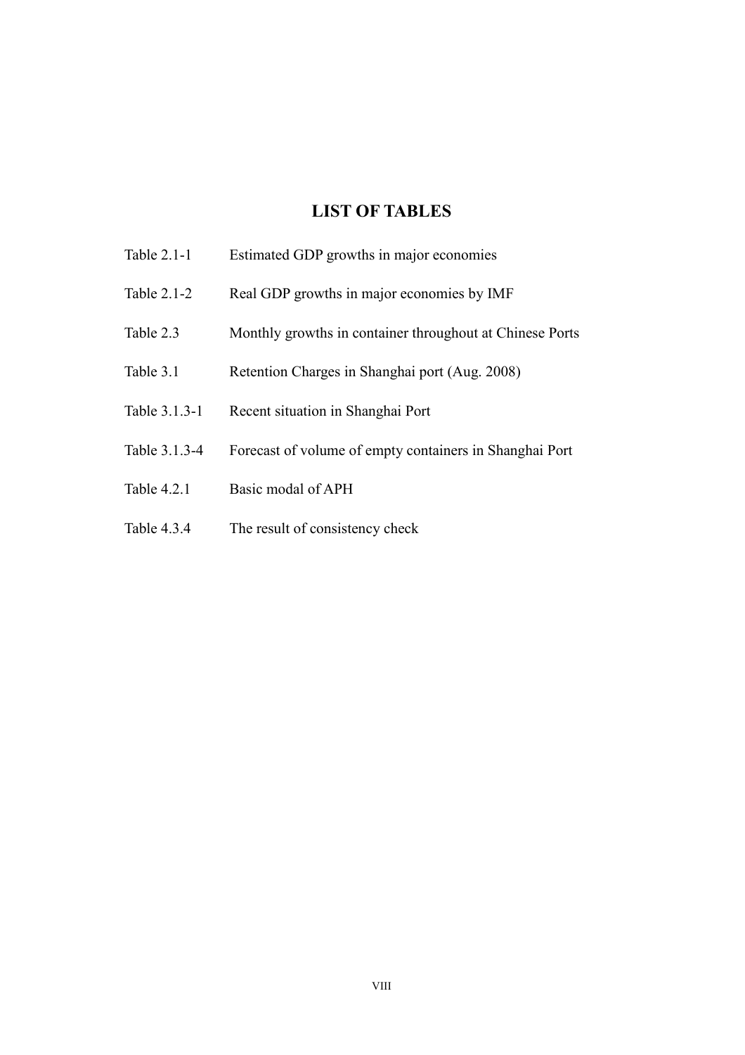# LIST OF TABLES

| | |
|---|---|
| Table 2.1-1 | Estimated GDP growths in major economies |
| Table 2.1-2 | Real GDP growths in major economies by IMF |
| Table 2.3 | Monthly growths in container throughout at Chinese Ports |
| Table 3.1 | Retention Charges in Shanghai port (Aug. 2008) |
| Table 3.1.3-1 | Recent situation in Shanghai Port |
| Table 3.1.3-4 | Forecast of volume of empty containers in Shanghai Port |
| Table 4.2.1 | Basic modal of APH |
| Table 4.3.4 | The result of consistency check |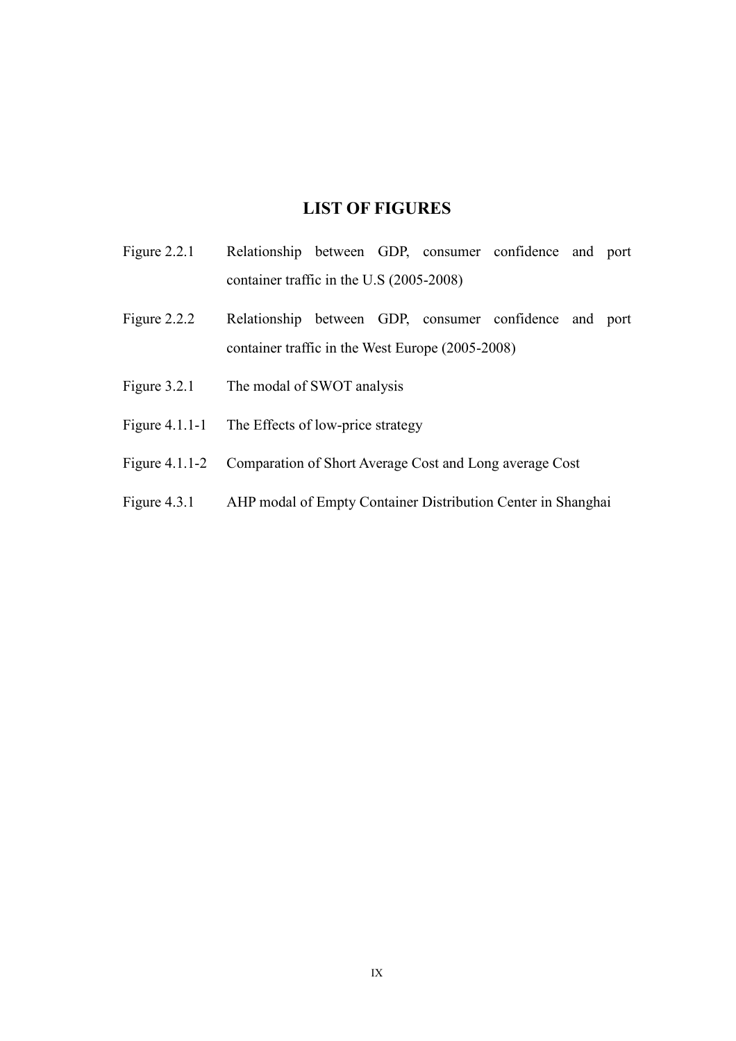# LIST OF FIGURES

| | |
|---|---|
| Figure 2.2.1 | Relationship between GDP, consumer confidence and port container traffic in the U.S (2005-2008) |
| Figure 2.2.2 | Relationship between GDP, consumer confidence and port container traffic in the West Europe (2005-2008) |
| Figure 3.2.1 | The modal of SWOT analysis |
| Figure 4.1.1-1 | The Effects of low-price strategy |
| Figure 4.1.1-2 | Comparation of Short Average Cost and Long average Cost |
| Figure 4.3.1 | AHP modal of Empty Container Distribution Center in Shanghai |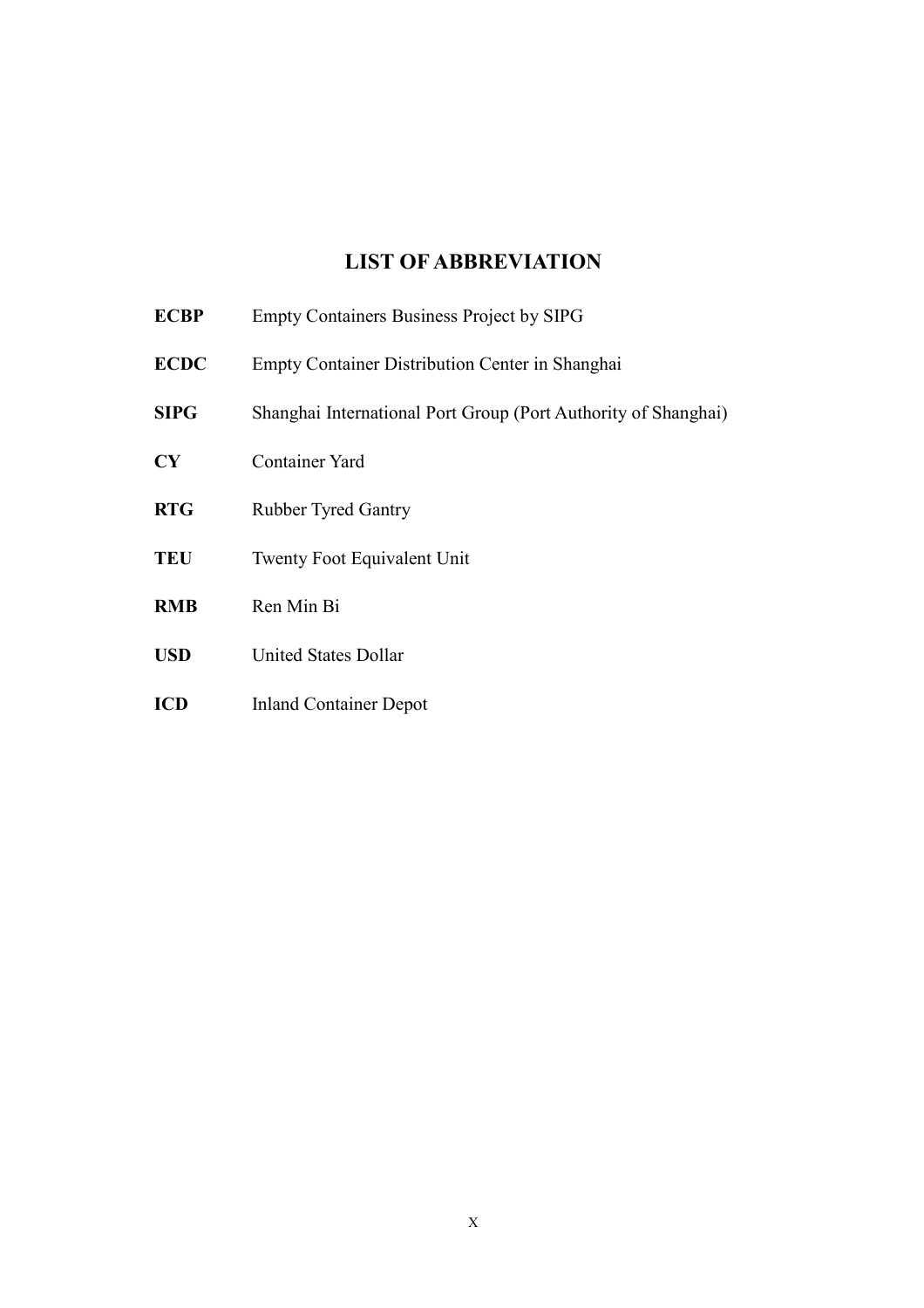# LIST OF ABBREVIATION

| | |
|---|---|
| **ECBP** | Empty Containers Business Project by SIPG |
| **ECDC** | Empty Container Distribution Center in Shanghai |
| **SIPG** | Shanghai International Port Group (Port Authority of Shanghai) |
| **CY** | Container Yard |
| **RTG** | Rubber Tyred Gantry |
| **TEU** | Twenty Foot Equivalent Unit |
| **RMB** | Ren Min Bi |
| **USD** | United States Dollar |
| **ICD** | Inland Container Depot |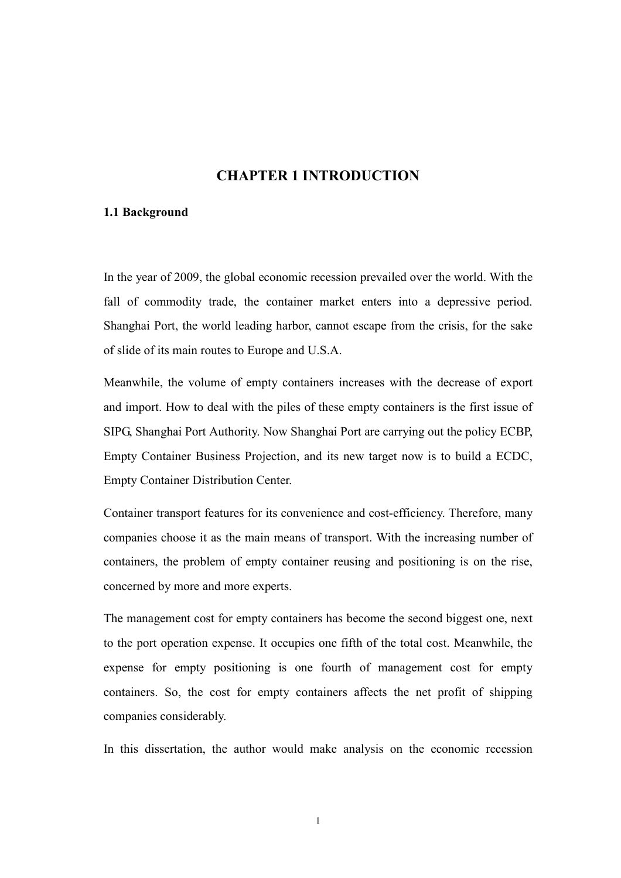# CHAPTER 1 INTRODUCTION

## 1.1 Background

In the year of 2009, the global economic recession prevailed over the world. With the fall of commodity trade, the container market enters into a depressive period. Shanghai Port, the world leading harbor, cannot escape from the crisis, for the sake of slide of its main routes to Europe and U.S.A.

Meanwhile, the volume of empty containers increases with the decrease of export and import. How to deal with the piles of these empty containers is the first issue of SIPG, Shanghai Port Authority. Now Shanghai Port are carrying out the policy ECBP, Empty Container Business Projection, and its new target now is to build a ECDC, Empty Container Distribution Center.

Container transport features for its convenience and cost-efficiency. Therefore, many companies choose it as the main means of transport. With the increasing number of containers, the problem of empty container reusing and positioning is on the rise, concerned by more and more experts.

The management cost for empty containers has become the second biggest one, next to the port operation expense. It occupies one fifth of the total cost. Meanwhile, the expense for empty positioning is one fourth of management cost for empty containers. So, the cost for empty containers affects the net profit of shipping companies considerably.

In this dissertation, the author would make analysis on the economic recession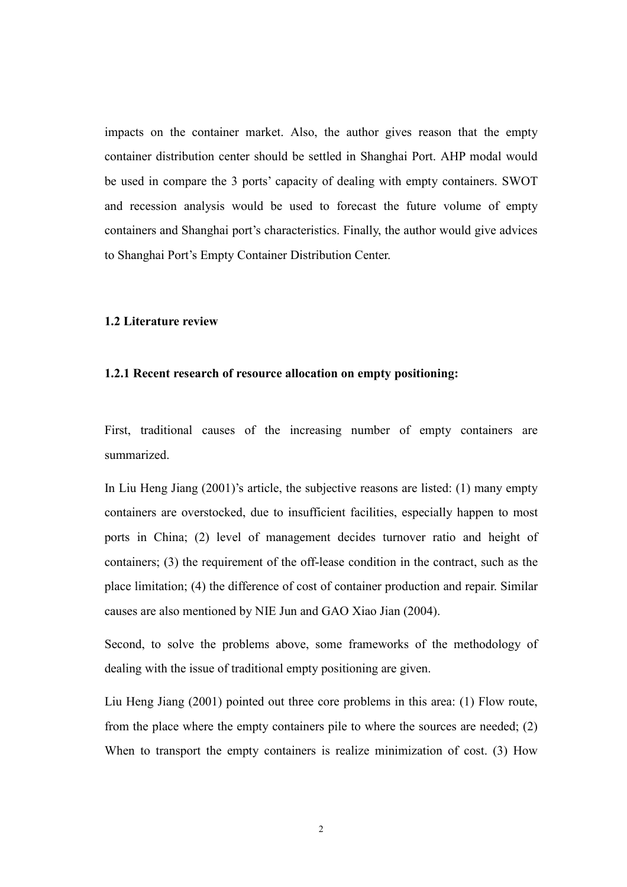impacts on the container market. Also, the author gives reason that the empty container distribution center should be settled in Shanghai Port. AHP modal would be used in compare the 3 ports' capacity of dealing with empty containers. SWOT and recession analysis would be used to forecast the future volume of empty containers and Shanghai port's characteristics. Finally, the author would give advices to Shanghai Port's Empty Container Distribution Center.

### 1.2 Literature review

#### 1.2.1 Recent research of resource allocation on empty positioning:

First, traditional causes of the increasing number of empty containers are summarized.

In Liu Heng Jiang (2001)'s article, the subjective reasons are listed: (1) many empty containers are overstocked, due to insufficient facilities, especially happen to most ports in China; (2) level of management decides turnover ratio and height of containers; (3) the requirement of the off-lease condition in the contract, such as the place limitation; (4) the difference of cost of container production and repair. Similar causes are also mentioned by NIE Jun and GAO Xiao Jian (2004).

Second, to solve the problems above, some frameworks of the methodology of dealing with the issue of traditional empty positioning are given.

Liu Heng Jiang (2001) pointed out three core problems in this area: (1) Flow route, from the place where the empty containers pile to where the sources are needed; (2) When to transport the empty containers is realize minimization of cost. (3) How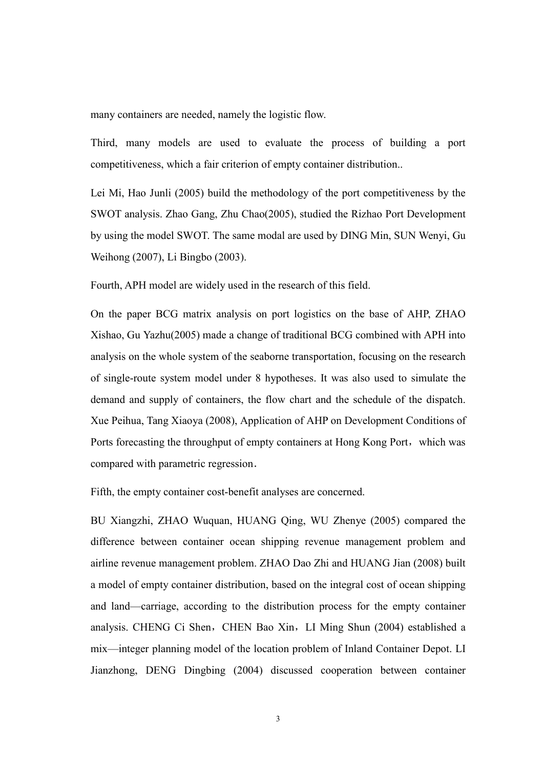many containers are needed, namely the logistic flow.

Third, many models are used to evaluate the process of building a port competitiveness, which a fair criterion of empty container distribution..

Lei Mi, Hao Junli (2005) build the methodology of the port competitiveness by the SWOT analysis. Zhao Gang, Zhu Chao(2005), studied the Rizhao Port Development by using the model SWOT. The same modal are used by DING Min, SUN Wenyi, Gu Weihong (2007), Li Bingbo (2003).

Fourth, APH model are widely used in the research of this field.

On the paper BCG matrix analysis on port logistics on the base of AHP, ZHAO Xishao, Gu Yazhu(2005) made a change of traditional BCG combined with APH into analysis on the whole system of the seaborne transportation, focusing on the research of single-route system model under 8 hypotheses. It was also used to simulate the demand and supply of containers, the flow chart and the schedule of the dispatch. Xue Peihua, Tang Xiaoya (2008), Application of AHP on Development Conditions of Ports forecasting the throughput of empty containers at Hong Kong Port，which was compared with parametric regression．

Fifth, the empty container cost-benefit analyses are concerned.

BU Xiangzhi, ZHAO Wuquan, HUANG Qing, WU Zhenye (2005) compared the difference between container ocean shipping revenue management problem and airline revenue management problem. ZHAO Dao Zhi and HUANG Jian (2008) built a model of empty container distribution, based on the integral cost of ocean shipping and land—carriage, according to the distribution process for the empty container analysis. CHENG Ci Shen，CHEN Bao Xin，LI Ming Shun (2004) established a mix—integer planning model of the location problem of Inland Container Depot. LI Jianzhong, DENG Dingbing (2004) discussed cooperation between container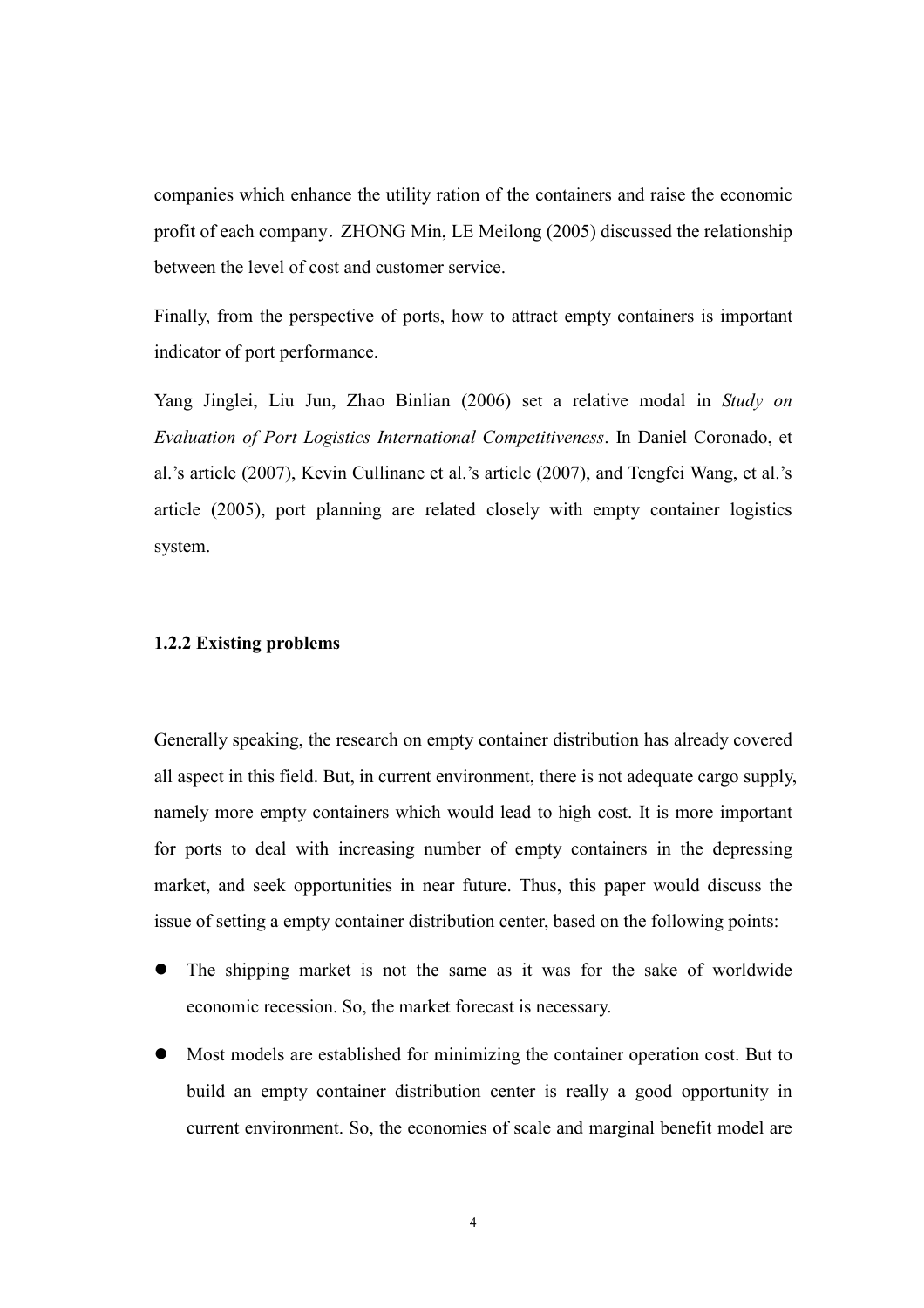companies which enhance the utility ration of the containers and raise the economic profit of each company. ZHONG Min, LE Meilong (2005) discussed the relationship between the level of cost and customer service.

Finally, from the perspective of ports, how to attract empty containers is important indicator of port performance.

Yang Jinglei, Liu Jun, Zhao Binlian (2006) set a relative modal in *Study on Evaluation of Port Logistics International Competitiveness*. In Daniel Coronado, et al.'s article (2007), Kevin Cullinane et al.'s article (2007), and Tengfei Wang, et al.'s article (2005), port planning are related closely with empty container logistics system.

### 1.2.2 Existing problems

Generally speaking, the research on empty container distribution has already covered all aspect in this field. But, in current environment, there is not adequate cargo supply, namely more empty containers which would lead to high cost. It is more important for ports to deal with increasing number of empty containers in the depressing market, and seek opportunities in near future. Thus, this paper would discuss the issue of setting a empty container distribution center, based on the following points:

- The shipping market is not the same as it was for the sake of worldwide economic recession. So, the market forecast is necessary.
- Most models are established for minimizing the container operation cost. But to build an empty container distribution center is really a good opportunity in current environment. So, the economies of scale and marginal benefit model are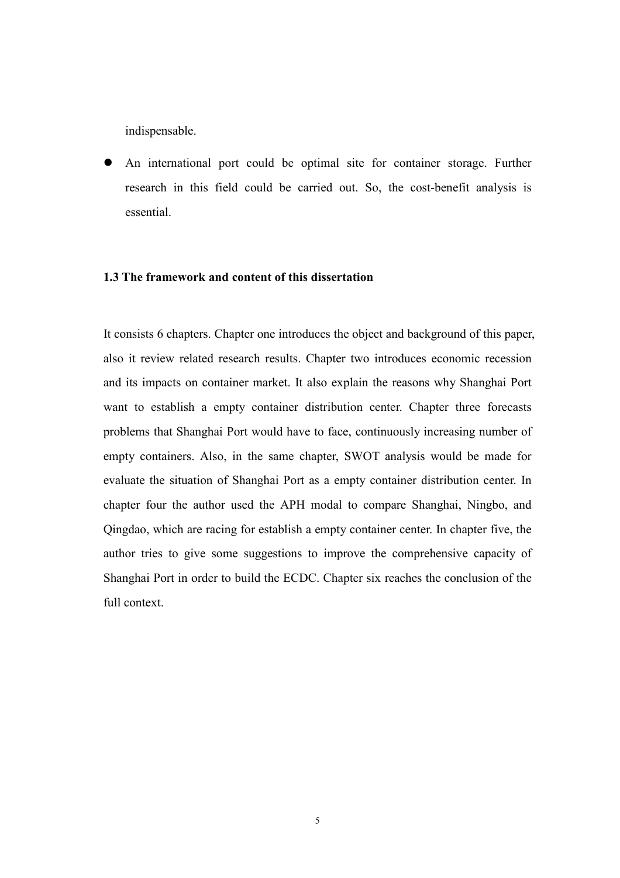indispensable.

- An international port could be optimal site for container storage. Further research in this field could be carried out. So, the cost-benefit analysis is essential.

### 1.3 The framework and content of this dissertation

It consists 6 chapters. Chapter one introduces the object and background of this paper, also it review related research results. Chapter two introduces economic recession and its impacts on container market. It also explain the reasons why Shanghai Port want to establish a empty container distribution center. Chapter three forecasts problems that Shanghai Port would have to face, continuously increasing number of empty containers. Also, in the same chapter, SWOT analysis would be made for evaluate the situation of Shanghai Port as a empty container distribution center. In chapter four the author used the APH modal to compare Shanghai, Ningbo, and Qingdao, which are racing for establish a empty container center. In chapter five, the author tries to give some suggestions to improve the comprehensive capacity of Shanghai Port in order to build the ECDC. Chapter six reaches the conclusion of the full context.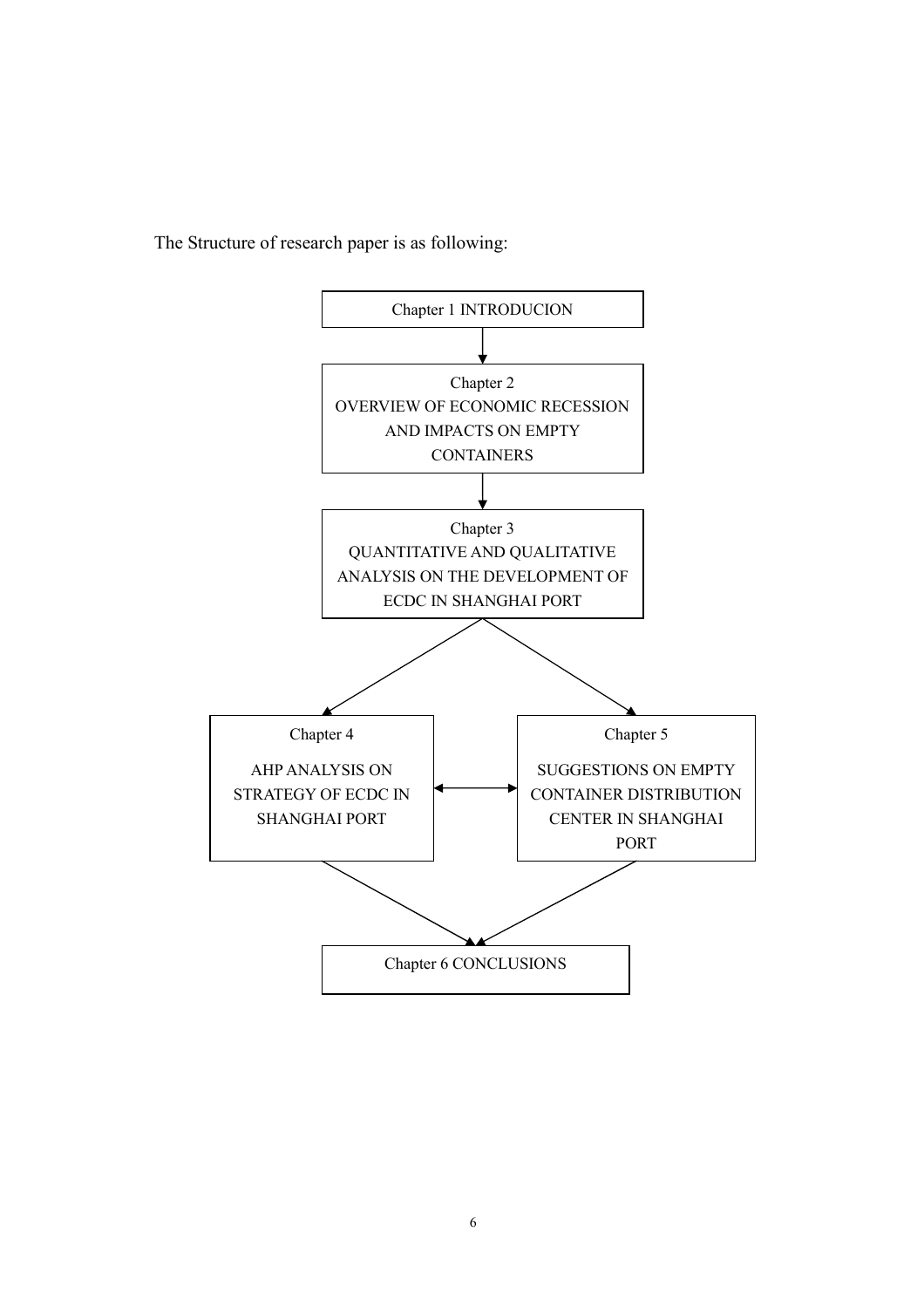The Structure of research paper is as following:

Chapter 1 INTRODUCION

↓

Chapter 2
OVERVIEW OF ECONOMIC RECESSION AND IMPACTS ON EMPTY CONTAINERS

↓

Chapter 3
QUANTITATIVE AND QUALITATIVE ANALYSIS ON THE DEVELOPMENT OF ECDC IN SHANGHAI PORT

↙ ↘

Chapter 4
AHP ANALYSIS ON STRATEGY OF ECDC IN SHANGHAI PORT

↔

Chapter 5
SUGGESTIONS ON EMPTY CONTAINER DISTRIBUTION CENTER IN SHANGHAI PORT

↘ ↙

Chapter 6 CONCLUSIONS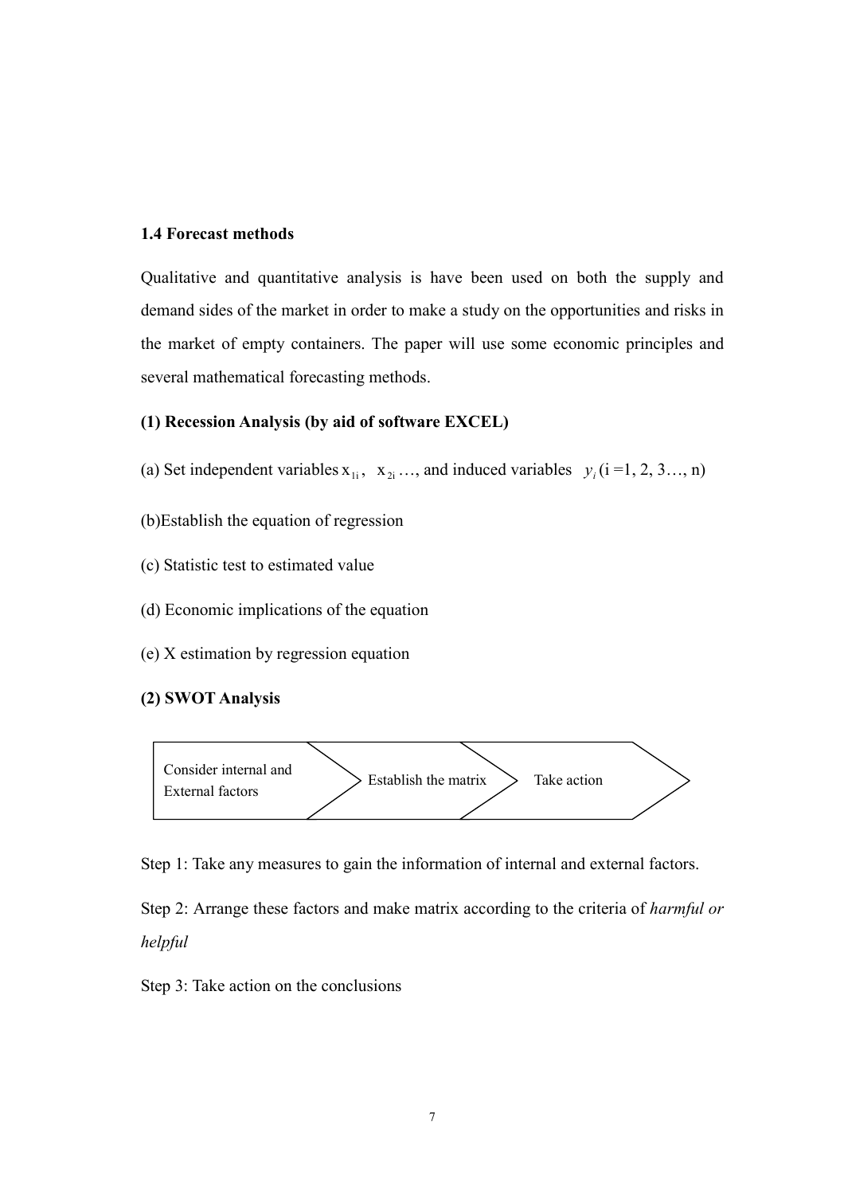### 1.4 Forecast methods

Qualitative and quantitative analysis is have been used on both the supply and demand sides of the market in order to make a study on the opportunities and risks in the market of empty containers. The paper will use some economic principles and several mathematical forecasting methods.

**(1) Recession Analysis (by aid of software EXCEL)**

(a) Set independent variables $x_{1i}$, $x_{2i}$ …, and induced variables $y_i$ (i =1, 2, 3…, n)

(b)Establish the equation of regression

(c) Statistic test to estimated value

(d) Economic implications of the equation

(e) X estimation by regression equation

**(2) SWOT Analysis**

Consider internal and External factors → Establish the matrix → Take action

Step 1: Take any measures to gain the information of internal and external factors.

Step 2: Arrange these factors and make matrix according to the criteria of *harmful or helpful*

Step 3: Take action on the conclusions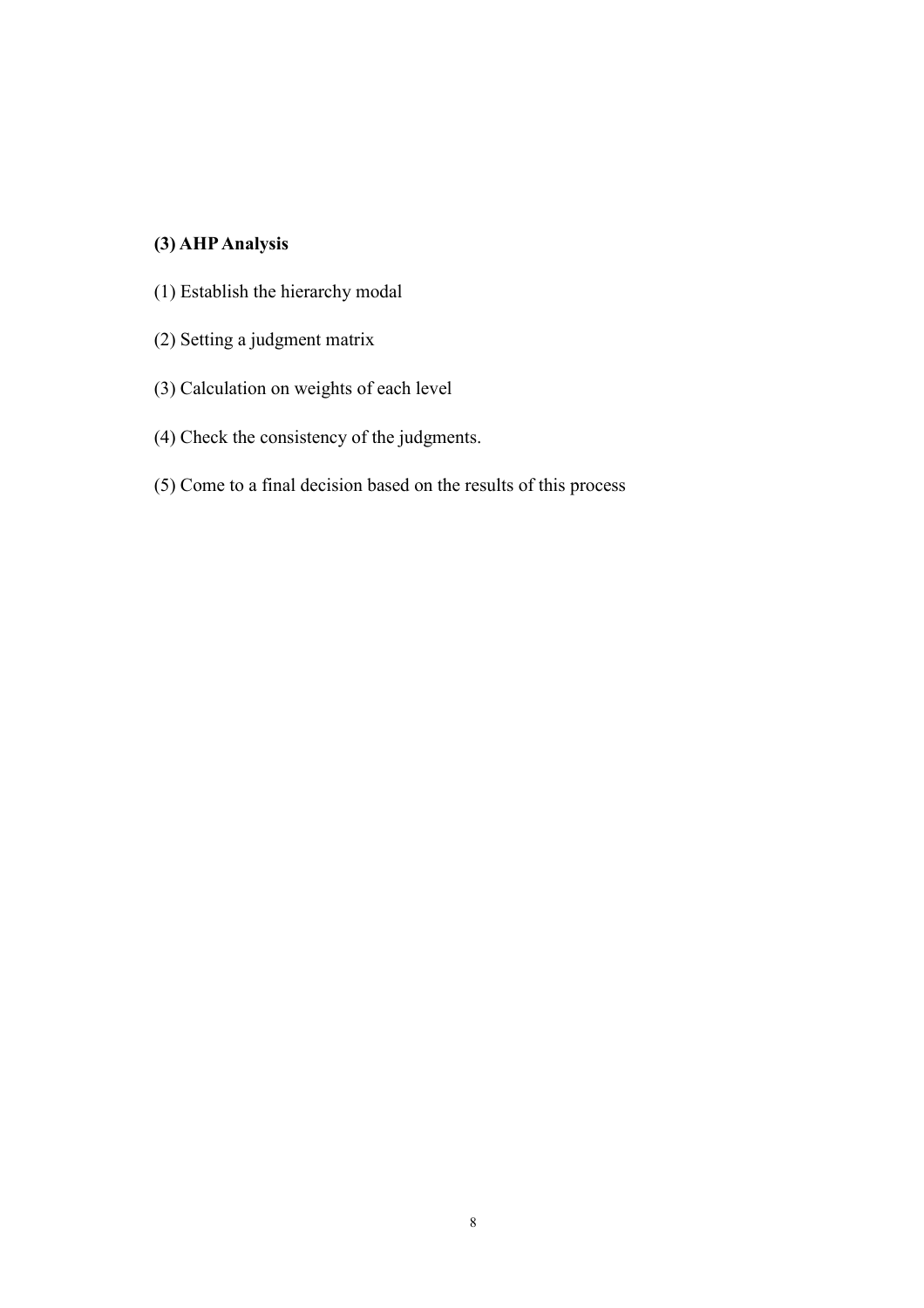### (3) AHP Analysis

(1) Establish the hierarchy modal

(2) Setting a judgment matrix

(3) Calculation on weights of each level

(4) Check the consistency of the judgments.

(5) Come to a final decision based on the results of this process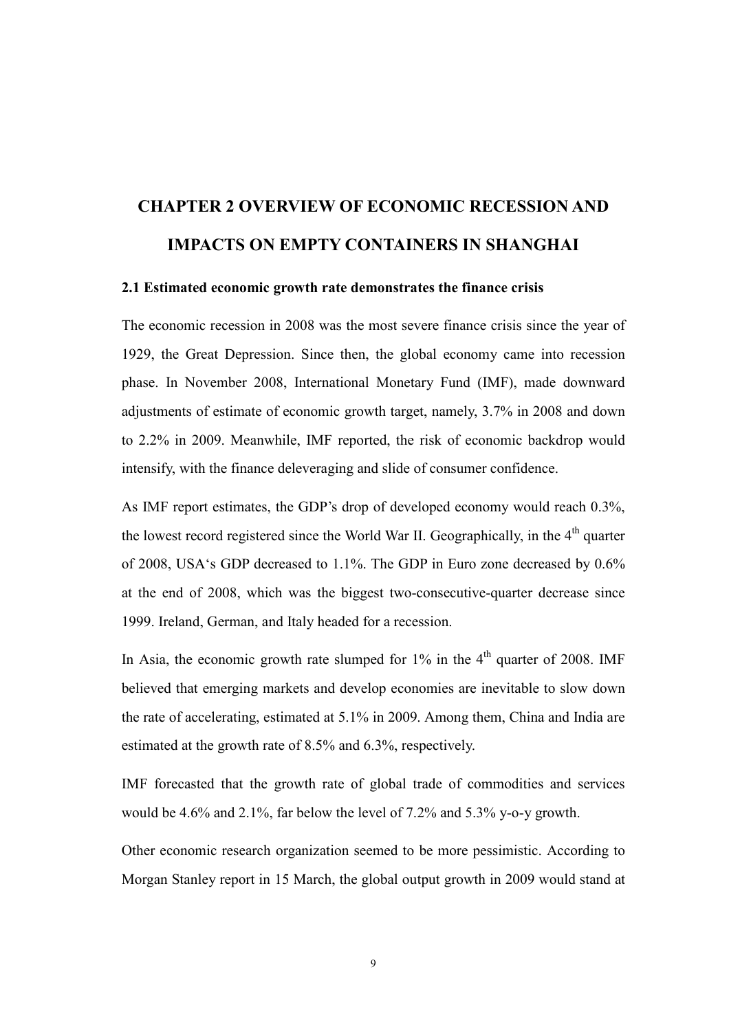# CHAPTER 2 OVERVIEW OF ECONOMIC RECESSION AND IMPACTS ON EMPTY CONTAINERS IN SHANGHAI

## 2.1 Estimated economic growth rate demonstrates the finance crisis

The economic recession in 2008 was the most severe finance crisis since the year of 1929, the Great Depression. Since then, the global economy came into recession phase. In November 2008, International Monetary Fund (IMF), made downward adjustments of estimate of economic growth target, namely, 3.7% in 2008 and down to 2.2% in 2009. Meanwhile, IMF reported, the risk of economic backdrop would intensify, with the finance deleveraging and slide of consumer confidence.

As IMF report estimates, the GDP's drop of developed economy would reach 0.3%, the lowest record registered since the World War II. Geographically, in the 4th quarter of 2008, USA's GDP decreased to 1.1%. The GDP in Euro zone decreased by 0.6% at the end of 2008, which was the biggest two-consecutive-quarter decrease since 1999. Ireland, German, and Italy headed for a recession.

In Asia, the economic growth rate slumped for 1% in the 4th quarter of 2008. IMF believed that emerging markets and develop economies are inevitable to slow down the rate of accelerating, estimated at 5.1% in 2009. Among them, China and India are estimated at the growth rate of 8.5% and 6.3%, respectively.

IMF forecasted that the growth rate of global trade of commodities and services would be 4.6% and 2.1%, far below the level of 7.2% and 5.3% y-o-y growth.

Other economic research organization seemed to be more pessimistic. According to Morgan Stanley report in 15 March, the global output growth in 2009 would stand at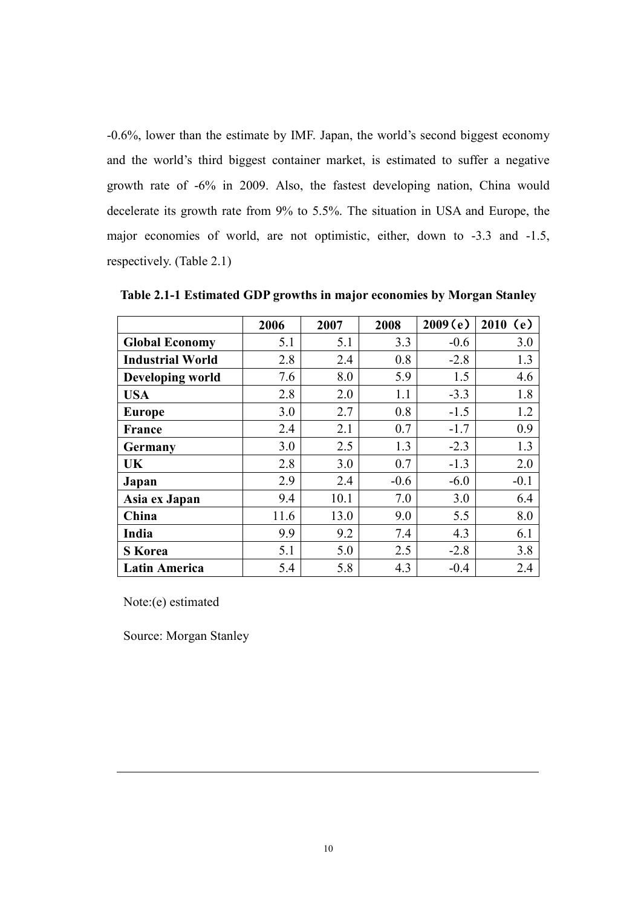-0.6%, lower than the estimate by IMF. Japan, the world's second biggest economy and the world's third biggest container market, is estimated to suffer a negative growth rate of -6% in 2009. Also, the fastest developing nation, China would decelerate its growth rate from 9% to 5.5%. The situation in USA and Europe, the major economies of world, are not optimistic, either, down to -3.3 and -1.5, respectively. (Table 2.1)

**Table 2.1-1 Estimated GDP growths in major economies by Morgan Stanley**

| | 2006 | 2007 | 2008 | 2009（e） | 2010（e） |
|---|---|---|---|---|---|
| **Global Economy** | 5.1 | 5.1 | 3.3 | -0.6 | 3.0 |
| **Industrial World** | 2.8 | 2.4 | 0.8 | -2.8 | 1.3 |
| **Developing world** | 7.6 | 8.0 | 5.9 | 1.5 | 4.6 |
| **USA** | 2.8 | 2.0 | 1.1 | -3.3 | 1.8 |
| **Europe** | 3.0 | 2.7 | 0.8 | -1.5 | 1.2 |
| **France** | 2.4 | 2.1 | 0.7 | -1.7 | 0.9 |
| **Germany** | 3.0 | 2.5 | 1.3 | -2.3 | 1.3 |
| **UK** | 2.8 | 3.0 | 0.7 | -1.3 | 2.0 |
| **Japan** | 2.9 | 2.4 | -0.6 | -6.0 | -0.1 |
| **Asia ex Japan** | 9.4 | 10.1 | 7.0 | 3.0 | 6.4 |
| **China** | 11.6 | 13.0 | 9.0 | 5.5 | 8.0 |
| **India** | 9.9 | 9.2 | 7.4 | 4.3 | 6.1 |
| **S Korea** | 5.1 | 5.0 | 2.5 | -2.8 | 3.8 |
| **Latin America** | 5.4 | 5.8 | 4.3 | -0.4 | 2.4 |

Note:(e) estimated

Source: Morgan Stanley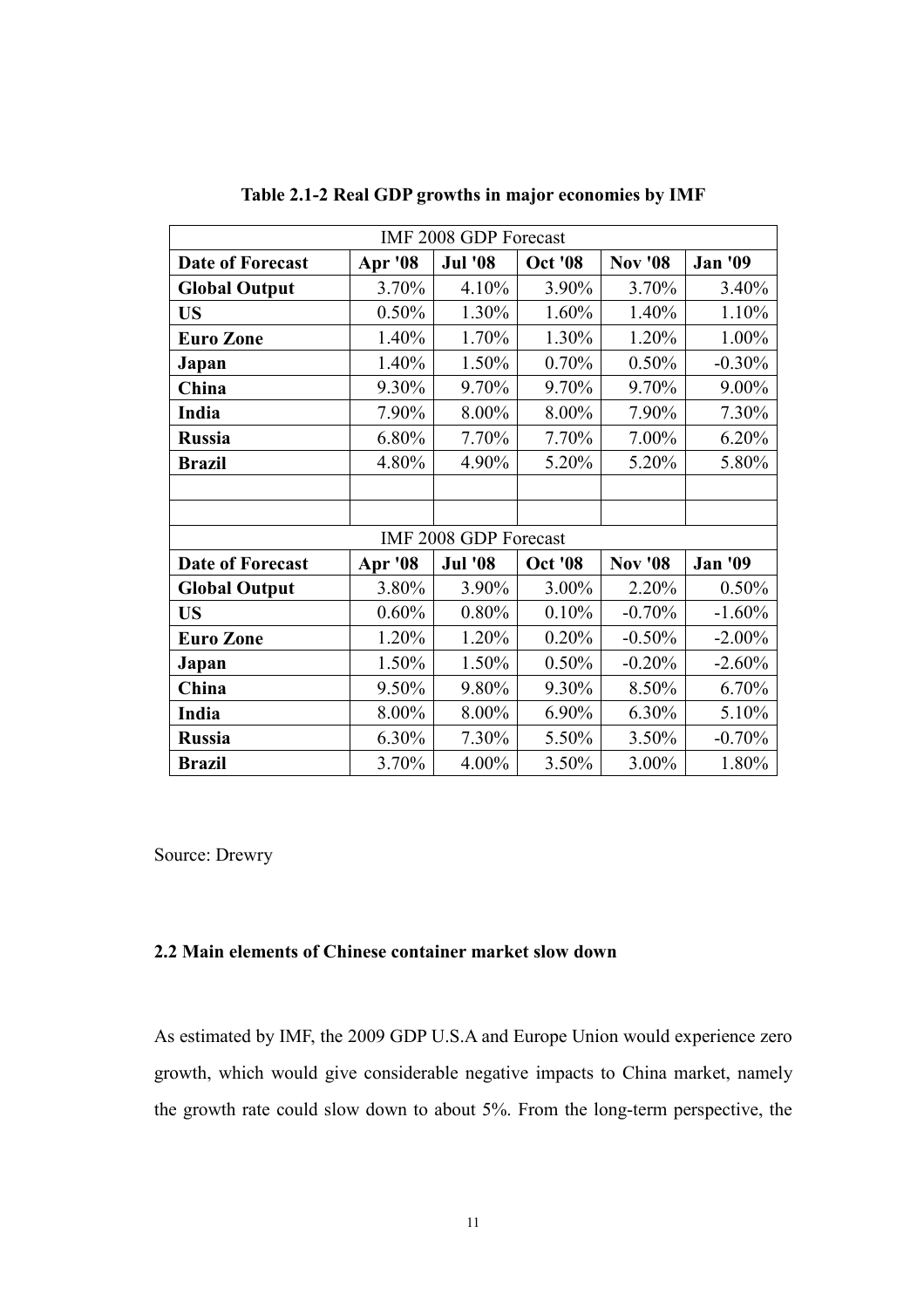**Table 2.1-2 Real GDP growths in major economies by IMF**

| IMF 2008 GDP Forecast | | | | | |
|---|---|---|---|---|---|
| **Date of Forecast** | **Apr '08** | **Jul '08** | **Oct '08** | **Nov '08** | **Jan '09** |
| **Global Output** | 3.70% | 4.10% | 3.90% | 3.70% | 3.40% |
| **US** | 0.50% | 1.30% | 1.60% | 1.40% | 1.10% |
| **Euro Zone** | 1.40% | 1.70% | 1.30% | 1.20% | 1.00% |
| **Japan** | 1.40% | 1.50% | 0.70% | 0.50% | -0.30% |
| **China** | 9.30% | 9.70% | 9.70% | 9.70% | 9.00% |
| **India** | 7.90% | 8.00% | 8.00% | 7.90% | 7.30% |
| **Russia** | 6.80% | 7.70% | 7.70% | 7.00% | 6.20% |
| **Brazil** | 4.80% | 4.90% | 5.20% | 5.20% | 5.80% |
| | | | | | |
| | | | | | |
| IMF 2008 GDP Forecast | | | | | |
| **Date of Forecast** | **Apr '08** | **Jul '08** | **Oct '08** | **Nov '08** | **Jan '09** |
| **Global Output** | 3.80% | 3.90% | 3.00% | 2.20% | 0.50% |
| **US** | 0.60% | 0.80% | 0.10% | -0.70% | -1.60% |
| **Euro Zone** | 1.20% | 1.20% | 0.20% | -0.50% | -2.00% |
| **Japan** | 1.50% | 1.50% | 0.50% | -0.20% | -2.60% |
| **China** | 9.50% | 9.80% | 9.30% | 8.50% | 6.70% |
| **India** | 8.00% | 8.00% | 6.90% | 6.30% | 5.10% |
| **Russia** | 6.30% | 7.30% | 5.50% | 3.50% | -0.70% |
| **Brazil** | 3.70% | 4.00% | 3.50% | 3.00% | 1.80% |

Source: Drewry

## 2.2 Main elements of Chinese container market slow down

As estimated by IMF, the 2009 GDP U.S.A and Europe Union would experience zero growth, which would give considerable negative impacts to China market, namely the growth rate could slow down to about 5%. From the long-term perspective, the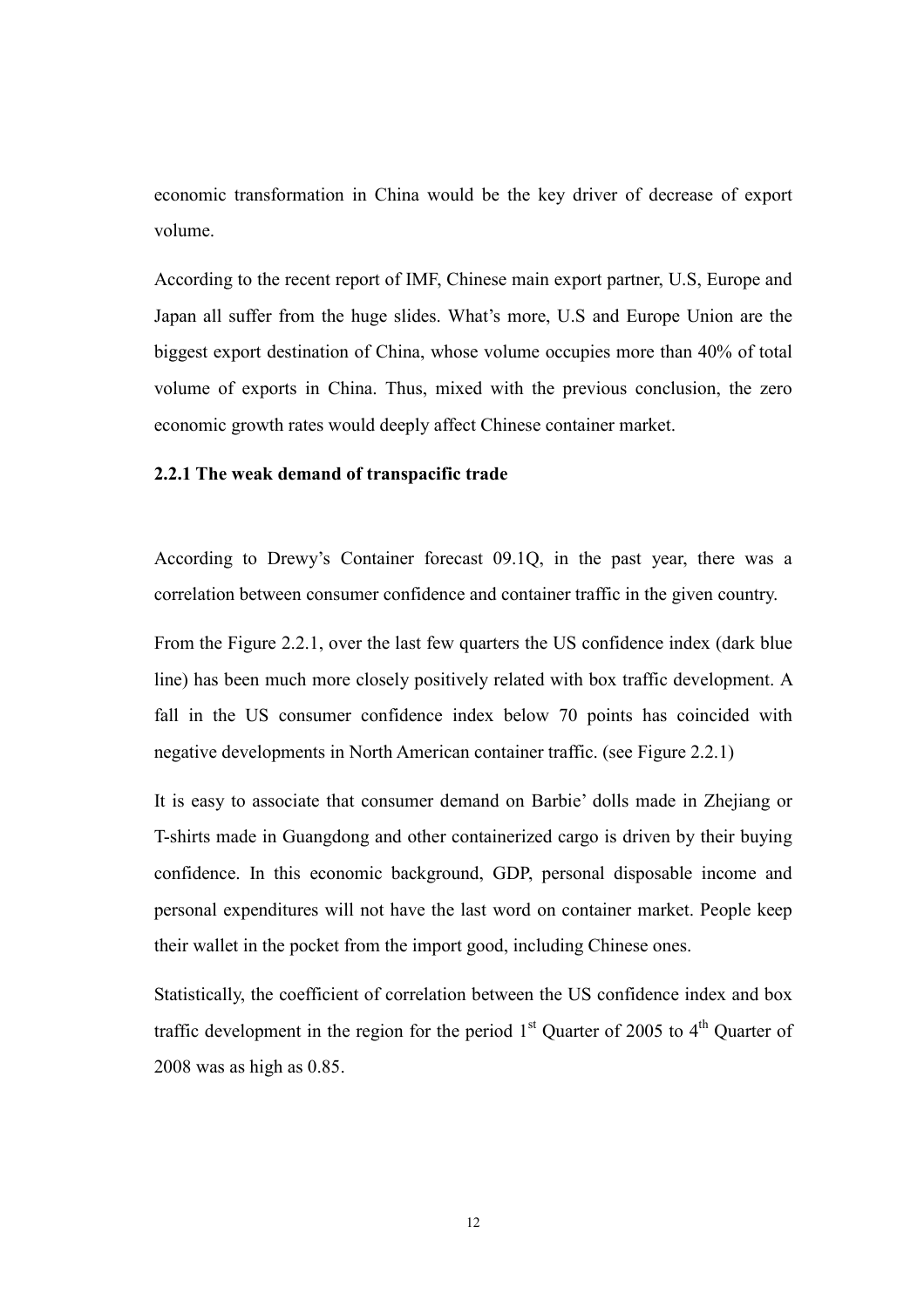economic transformation in China would be the key driver of decrease of export volume.

According to the recent report of IMF, Chinese main export partner, U.S, Europe and Japan all suffer from the huge slides. What's more, U.S and Europe Union are the biggest export destination of China, whose volume occupies more than 40% of total volume of exports in China. Thus, mixed with the previous conclusion, the zero economic growth rates would deeply affect Chinese container market.

### 2.2.1 The weak demand of transpacific trade

According to Drewy's Container forecast 09.1Q, in the past year, there was a correlation between consumer confidence and container traffic in the given country.

From the Figure 2.2.1, over the last few quarters the US confidence index (dark blue line) has been much more closely positively related with box traffic development. A fall in the US consumer confidence index below 70 points has coincided with negative developments in North American container traffic. (see Figure 2.2.1)

It is easy to associate that consumer demand on Barbie' dolls made in Zhejiang or T-shirts made in Guangdong and other containerized cargo is driven by their buying confidence. In this economic background, GDP, personal disposable income and personal expenditures will not have the last word on container market. People keep their wallet in the pocket from the import good, including Chinese ones.

Statistically, the coefficient of correlation between the US confidence index and box traffic development in the region for the period 1st Quarter of 2005 to 4th Quarter of 2008 was as high as 0.85.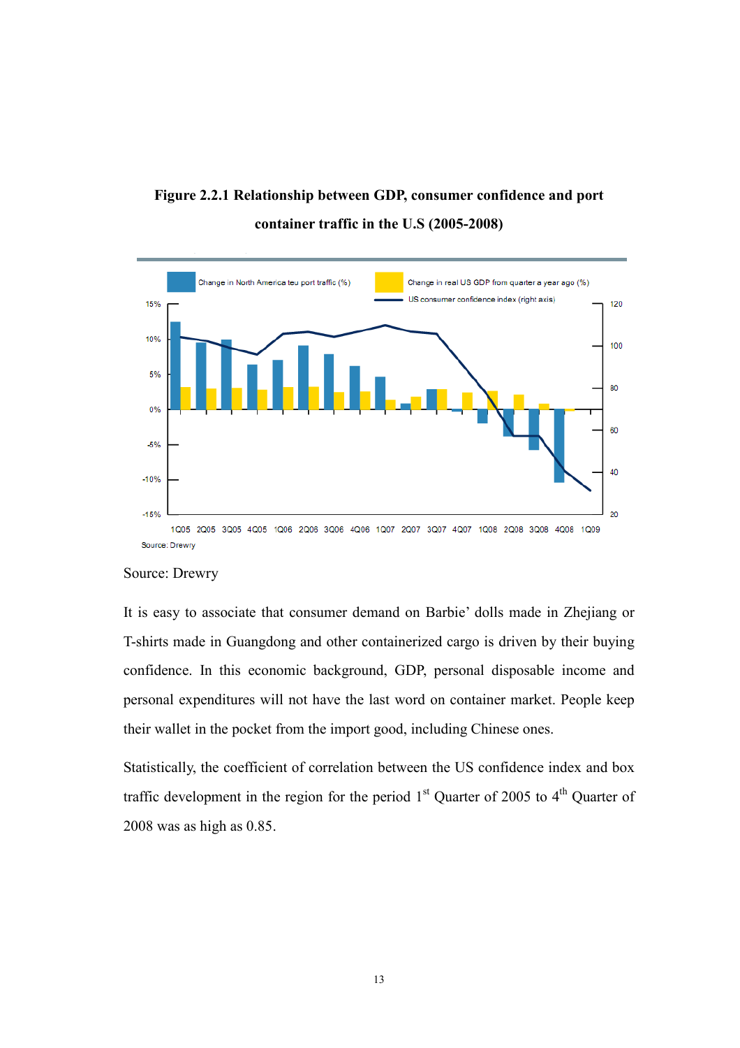**Figure 2.2.1 Relationship between GDP, consumer confidence and port container traffic in the U.S (2005-2008)**

Source: Drewry

It is easy to associate that consumer demand on Barbie' dolls made in Zhejiang or T-shirts made in Guangdong and other containerized cargo is driven by their buying confidence. In this economic background, GDP, personal disposable income and personal expenditures will not have the last word on container market. People keep their wallet in the pocket from the import good, including Chinese ones.

Statistically, the coefficient of correlation between the US confidence index and box traffic development in the region for the period 1st Quarter of 2005 to 4th Quarter of 2008 was as high as 0.85.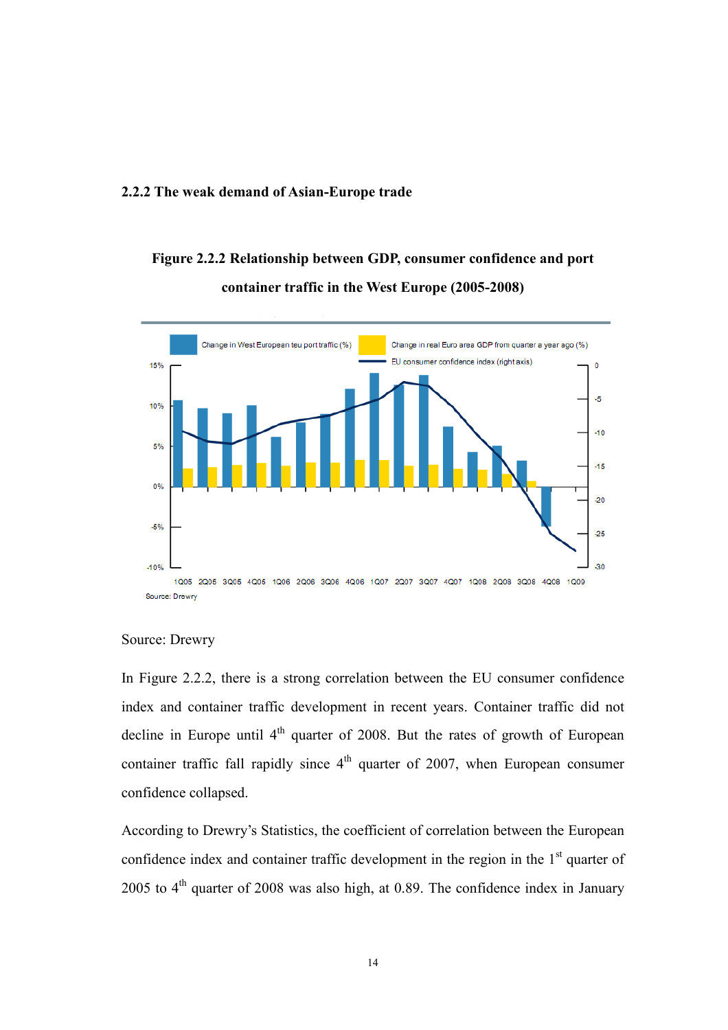### 2.2.2 The weak demand of Asian-Europe trade

**Figure 2.2.2 Relationship between GDP, consumer confidence and port container traffic in the West Europe (2005-2008)**

Source: Drewry

In Figure 2.2.2, there is a strong correlation between the EU consumer confidence index and container traffic development in recent years. Container traffic did not decline in Europe until 4th quarter of 2008. But the rates of growth of European container traffic fall rapidly since 4th quarter of 2007, when European consumer confidence collapsed.

According to Drewry's Statistics, the coefficient of correlation between the European confidence index and container traffic development in the region in the 1st quarter of 2005 to 4th quarter of 2008 was also high, at 0.89. The confidence index in January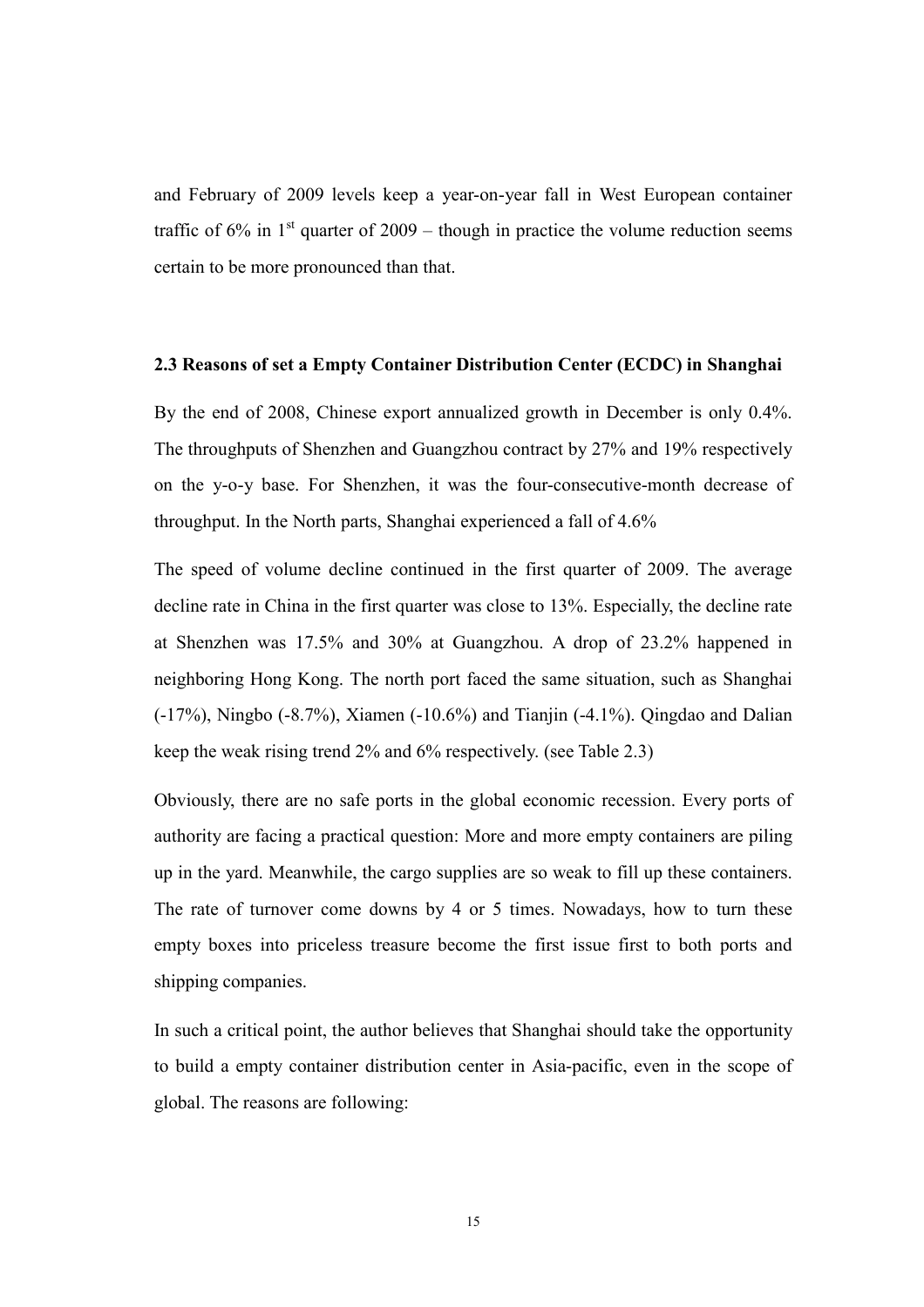and February of 2009 levels keep a year-on-year fall in West European container traffic of 6% in 1$^{st}$ quarter of 2009 – though in practice the volume reduction seems certain to be more pronounced than that.

### 2.3 Reasons of set a Empty Container Distribution Center (ECDC) in Shanghai

By the end of 2008, Chinese export annualized growth in December is only 0.4%. The throughputs of Shenzhen and Guangzhou contract by 27% and 19% respectively on the y-o-y base. For Shenzhen, it was the four-consecutive-month decrease of throughput. In the North parts, Shanghai experienced a fall of 4.6%

The speed of volume decline continued in the first quarter of 2009. The average decline rate in China in the first quarter was close to 13%. Especially, the decline rate at Shenzhen was 17.5% and 30% at Guangzhou. A drop of 23.2% happened in neighboring Hong Kong. The north port faced the same situation, such as Shanghai (-17%), Ningbo (-8.7%), Xiamen (-10.6%) and Tianjin (-4.1%). Qingdao and Dalian keep the weak rising trend 2% and 6% respectively. (see Table 2.3)

Obviously, there are no safe ports in the global economic recession. Every ports of authority are facing a practical question: More and more empty containers are piling up in the yard. Meanwhile, the cargo supplies are so weak to fill up these containers. The rate of turnover come downs by 4 or 5 times. Nowadays, how to turn these empty boxes into priceless treasure become the first issue first to both ports and shipping companies.

In such a critical point, the author believes that Shanghai should take the opportunity to build a empty container distribution center in Asia-pacific, even in the scope of global. The reasons are following: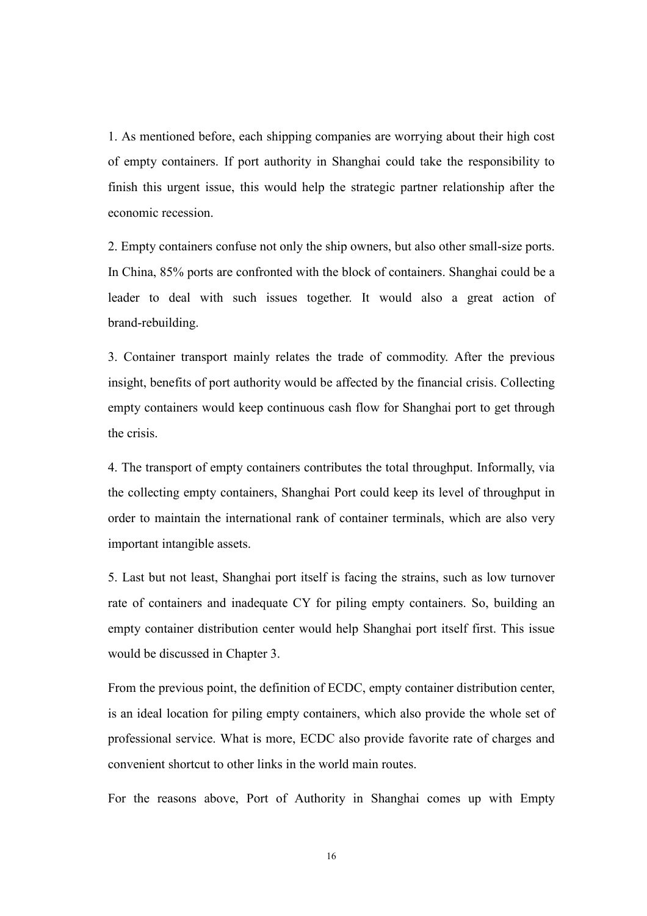1. As mentioned before, each shipping companies are worrying about their high cost of empty containers. If port authority in Shanghai could take the responsibility to finish this urgent issue, this would help the strategic partner relationship after the economic recession.

2. Empty containers confuse not only the ship owners, but also other small-size ports. In China, 85% ports are confronted with the block of containers. Shanghai could be a leader to deal with such issues together. It would also a great action of brand-rebuilding.

3. Container transport mainly relates the trade of commodity. After the previous insight, benefits of port authority would be affected by the financial crisis. Collecting empty containers would keep continuous cash flow for Shanghai port to get through the crisis.

4. The transport of empty containers contributes the total throughput. Informally, via the collecting empty containers, Shanghai Port could keep its level of throughput in order to maintain the international rank of container terminals, which are also very important intangible assets.

5. Last but not least, Shanghai port itself is facing the strains, such as low turnover rate of containers and inadequate CY for piling empty containers. So, building an empty container distribution center would help Shanghai port itself first. This issue would be discussed in Chapter 3.

From the previous point, the definition of ECDC, empty container distribution center, is an ideal location for piling empty containers, which also provide the whole set of professional service. What is more, ECDC also provide favorite rate of charges and convenient shortcut to other links in the world main routes.

For the reasons above, Port of Authority in Shanghai comes up with Empty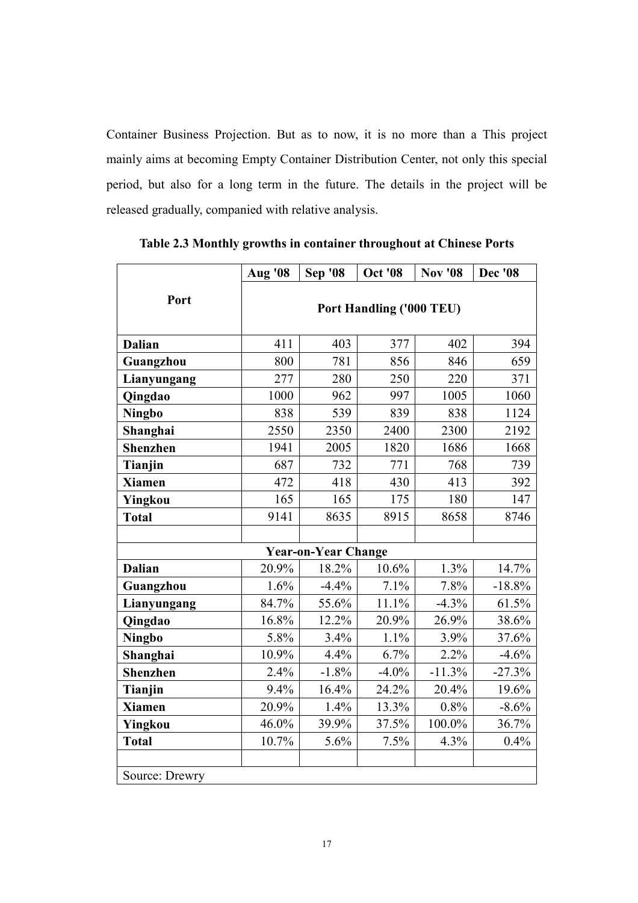Container Business Projection. But as to now, it is no more than a This project mainly aims at becoming Empty Container Distribution Center, not only this special period, but also for a long term in the future. The details in the project will be released gradually, companied with relative analysis.

**Table 2.3 Monthly growths in container throughout at Chinese Ports**

| Port | Aug '08 | Sep '08 | Oct '08 | Nov '08 | Dec '08 |
|---|---|---|---|---|---|
| | Port Handling ('000 TEU) | | | | |
| **Dalian** | 411 | 403 | 377 | 402 | 394 |
| **Guangzhou** | 800 | 781 | 856 | 846 | 659 |
| **Lianyungang** | 277 | 280 | 250 | 220 | 371 |
| **Qingdao** | 1000 | 962 | 997 | 1005 | 1060 |
| **Ningbo** | 838 | 539 | 839 | 838 | 1124 |
| **Shanghai** | 2550 | 2350 | 2400 | 2300 | 2192 |
| **Shenzhen** | 1941 | 2005 | 1820 | 1686 | 1668 |
| **Tianjin** | 687 | 732 | 771 | 768 | 739 |
| **Xiamen** | 472 | 418 | 430 | 413 | 392 |
| **Yingkou** | 165 | 165 | 175 | 180 | 147 |
| **Total** | 9141 | 8635 | 8915 | 8658 | 8746 |
| | | | | | |
| **Year-on-Year Change** | | | | | |
| **Dalian** | 20.9% | 18.2% | 10.6% | 1.3% | 14.7% |
| **Guangzhou** | 1.6% | -4.4% | 7.1% | 7.8% | -18.8% |
| **Lianyungang** | 84.7% | 55.6% | 11.1% | -4.3% | 61.5% |
| **Qingdao** | 16.8% | 12.2% | 20.9% | 26.9% | 38.6% |
| **Ningbo** | 5.8% | 3.4% | 1.1% | 3.9% | 37.6% |
| **Shanghai** | 10.9% | 4.4% | 6.7% | 2.2% | -4.6% |
| **Shenzhen** | 2.4% | -1.8% | -4.0% | -11.3% | -27.3% |
| **Tianjin** | 9.4% | 16.4% | 24.2% | 20.4% | 19.6% |
| **Xiamen** | 20.9% | 1.4% | 13.3% | 0.8% | -8.6% |
| **Yingkou** | 46.0% | 39.9% | 37.5% | 100.0% | 36.7% |
| **Total** | 10.7% | 5.6% | 7.5% | 4.3% | 0.4% |
| | | | | | |
| Source: Drewry | | | | | |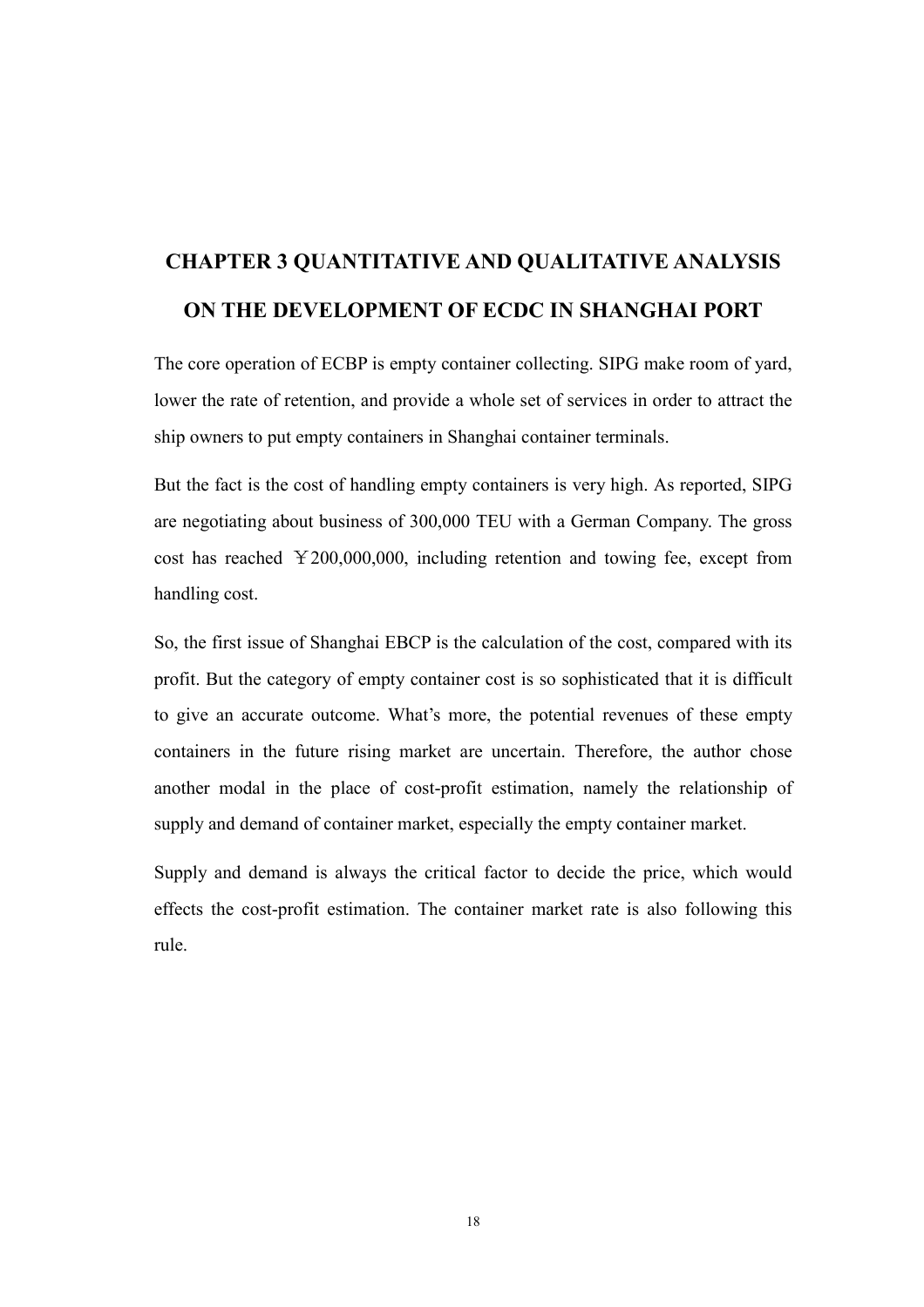# CHAPTER 3 QUANTITATIVE AND QUALITATIVE ANALYSIS ON THE DEVELOPMENT OF ECDC IN SHANGHAI PORT

The core operation of ECBP is empty container collecting. SIPG make room of yard, lower the rate of retention, and provide a whole set of services in order to attract the ship owners to put empty containers in Shanghai container terminals.

But the fact is the cost of handling empty containers is very high. As reported, SIPG are negotiating about business of 300,000 TEU with a German Company. The gross cost has reached ￥200,000,000, including retention and towing fee, except from handling cost.

So, the first issue of Shanghai EBCP is the calculation of the cost, compared with its profit. But the category of empty container cost is so sophisticated that it is difficult to give an accurate outcome. What's more, the potential revenues of these empty containers in the future rising market are uncertain. Therefore, the author chose another modal in the place of cost-profit estimation, namely the relationship of supply and demand of container market, especially the empty container market.

Supply and demand is always the critical factor to decide the price, which would effects the cost-profit estimation. The container market rate is also following this rule.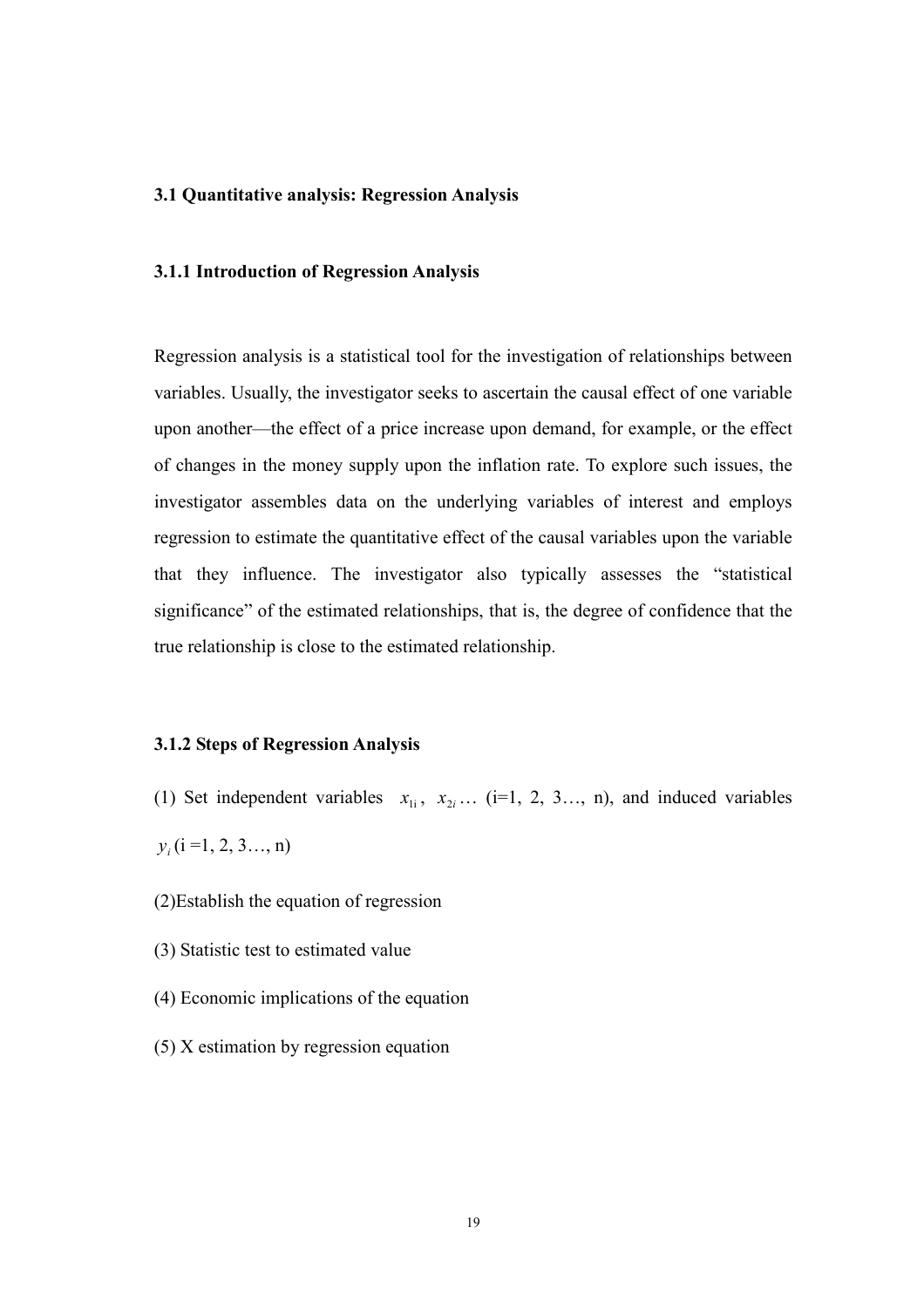### 3.1 Quantitative analysis: Regression Analysis

#### 3.1.1 Introduction of Regression Analysis

Regression analysis is a statistical tool for the investigation of relationships between variables. Usually, the investigator seeks to ascertain the causal effect of one variable upon another—the effect of a price increase upon demand, for example, or the effect of changes in the money supply upon the inflation rate. To explore such issues, the investigator assembles data on the underlying variables of interest and employs regression to estimate the quantitative effect of the causal variables upon the variable that they influence. The investigator also typically assesses the "statistical significance" of the estimated relationships, that is, the degree of confidence that the true relationship is close to the estimated relationship.

#### 3.1.2 Steps of Regression Analysis

(1) Set independent variables $x_{1i}$, $x_{2i}$… (i=1, 2, 3…, n), and induced variables $y_i$ (i =1, 2, 3…, n)

(2)Establish the equation of regression

(3) Statistic test to estimated value

(4) Economic implications of the equation

(5) X estimation by regression equation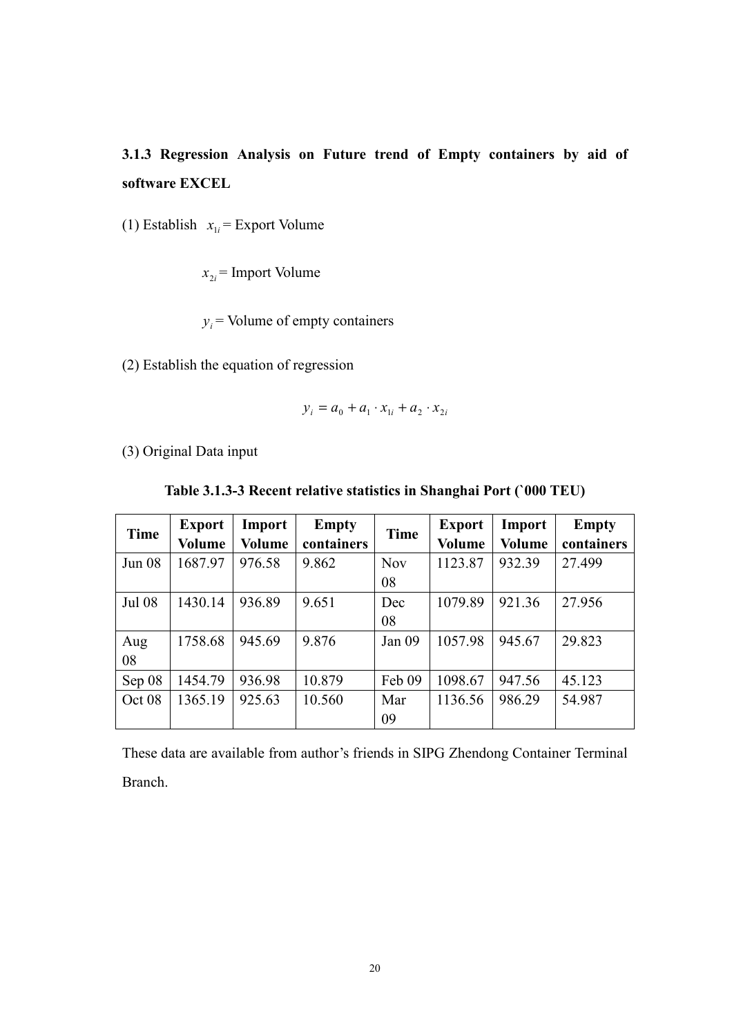### 3.1.3 Regression Analysis on Future trend of Empty containers by aid of software EXCEL

(1) Establish $x_{1i}$ = Export Volume

$x_{2i}$ = Import Volume

$y_i$ = Volume of empty containers

(2) Establish the equation of regression

$$y_i = a_0 + a_1 \cdot x_{1i} + a_2 \cdot x_{2i}$$

(3) Original Data input

**Table 3.1.3-3 Recent relative statistics in Shanghai Port (`000 TEU)**

| Time | Export Volume | Import Volume | Empty containers | Time | Export Volume | Import Volume | Empty containers |
|---|---|---|---|---|---|---|---|
| Jun 08 | 1687.97 | 976.58 | 9.862 | Nov 08 | 1123.87 | 932.39 | 27.499 |
| Jul 08 | 1430.14 | 936.89 | 9.651 | Dec 08 | 1079.89 | 921.36 | 27.956 |
| Aug 08 | 1758.68 | 945.69 | 9.876 | Jan 09 | 1057.98 | 945.67 | 29.823 |
| Sep 08 | 1454.79 | 936.98 | 10.879 | Feb 09 | 1098.67 | 947.56 | 45.123 |
| Oct 08 | 1365.19 | 925.63 | 10.560 | Mar 09 | 1136.56 | 986.29 | 54.987 |

These data are available from author's friends in SIPG Zhendong Container Terminal Branch.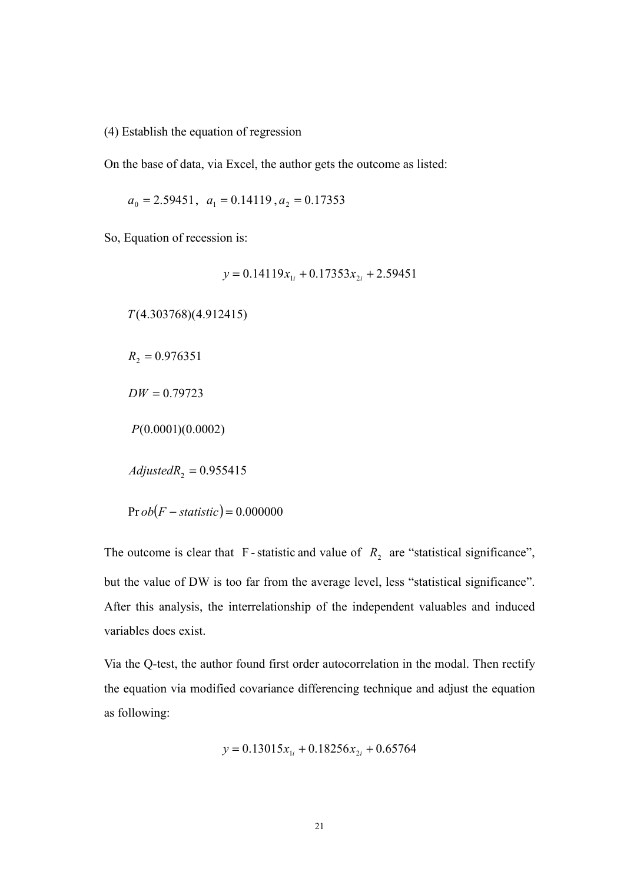(4) Establish the equation of regression

On the base of data, via Excel, the author gets the outcome as listed:

$a_0 = 2.59451$, $a_1 = 0.14119$, $a_2 = 0.17353$

So, Equation of recession is:

$$y = 0.14119x_{1i} + 0.17353x_{2i} + 2.59451$$

$T(4.303768)(4.912415)$

$R_2 = 0.976351$

$DW = 0.79723$

$P(0.0001)(0.0002)$

$AdjustedR_2 = 0.955415$

$\Pr ob(F - statistic) = 0.000000$

The outcome is clear that F-statistic and value of $R_2$ are "statistical significance", but the value of DW is too far from the average level, less "statistical significance". After this analysis, the interrelationship of the independent valuables and induced variables does exist.

Via the Q-test, the author found first order autocorrelation in the modal. Then rectify the equation via modified covariance differencing technique and adjust the equation as following:

$$y = 0.13015x_{1i} + 0.18256x_{2i} + 0.65764$$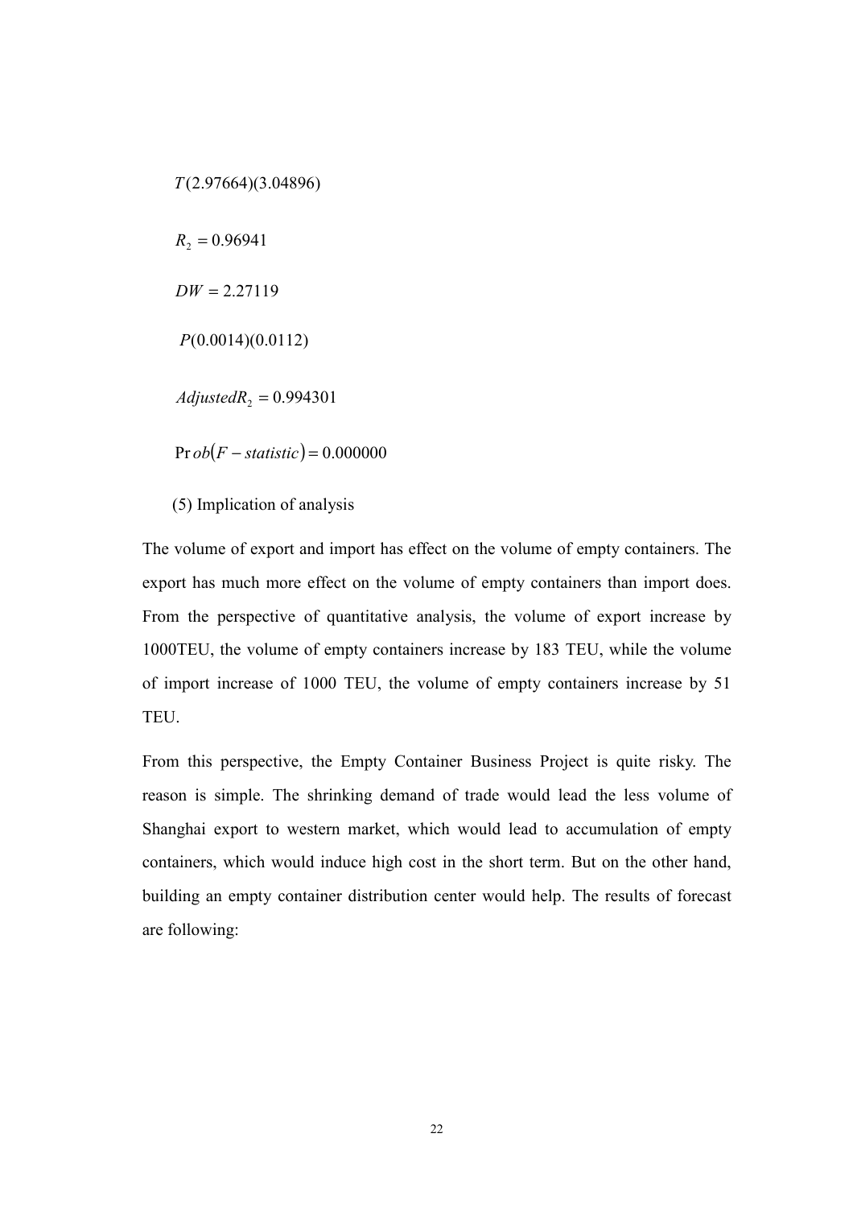$T(2.97664)(3.04896)$

$R_2 = 0.96941$

$DW = 2.27119$

$P(0.0014)(0.0112)$

$AdjustedR_2 = 0.994301$

$\Pr ob(F - statistic) = 0.000000$

(5) Implication of analysis

The volume of export and import has effect on the volume of empty containers. The export has much more effect on the volume of empty containers than import does. From the perspective of quantitative analysis, the volume of export increase by 1000TEU, the volume of empty containers increase by 183 TEU, while the volume of import increase of 1000 TEU, the volume of empty containers increase by 51 TEU.

From this perspective, the Empty Container Business Project is quite risky. The reason is simple. The shrinking demand of trade would lead the less volume of Shanghai export to western market, which would lead to accumulation of empty containers, which would induce high cost in the short term. But on the other hand, building an empty container distribution center would help. The results of forecast are following: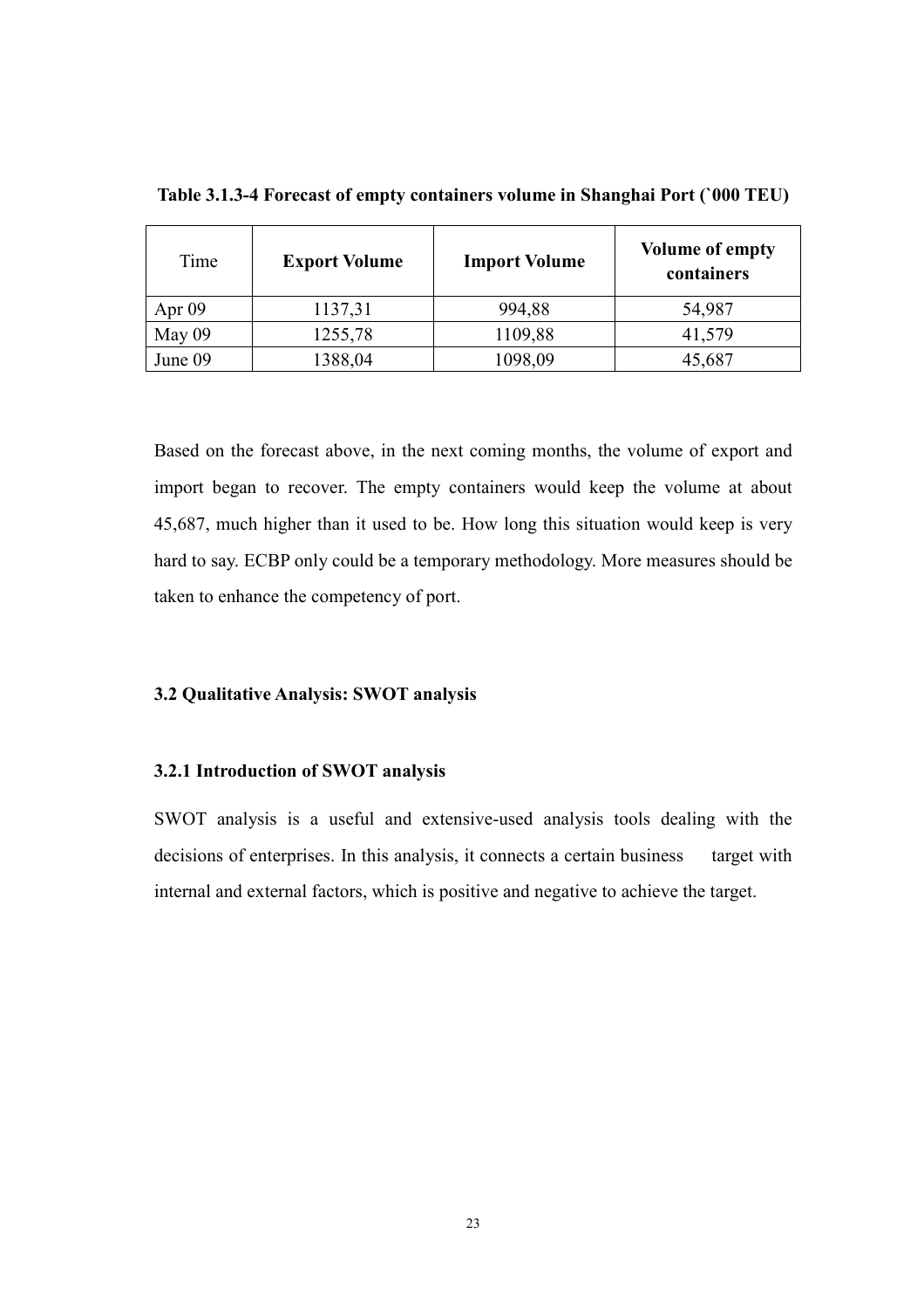**Table 3.1.3-4 Forecast of empty containers volume in Shanghai Port (`000 TEU)**

| Time | **Export Volume** | **Import Volume** | **Volume of empty containers** |
|---|---|---|---|
| Apr 09 | 1137,31 | 994,88 | 54,987 |
| May 09 | 1255,78 | 1109,88 | 41,579 |
| June 09 | 1388,04 | 1098,09 | 45,687 |

Based on the forecast above, in the next coming months, the volume of export and import began to recover. The empty containers would keep the volume at about 45,687, much higher than it used to be. How long this situation would keep is very hard to say. ECBP only could be a temporary methodology. More measures should be taken to enhance the competency of port.

### 3.2 Qualitative Analysis: SWOT analysis

#### 3.2.1 Introduction of SWOT analysis

SWOT analysis is a useful and extensive-used analysis tools dealing with the decisions of enterprises. In this analysis, it connects a certain business target with internal and external factors, which is positive and negative to achieve the target.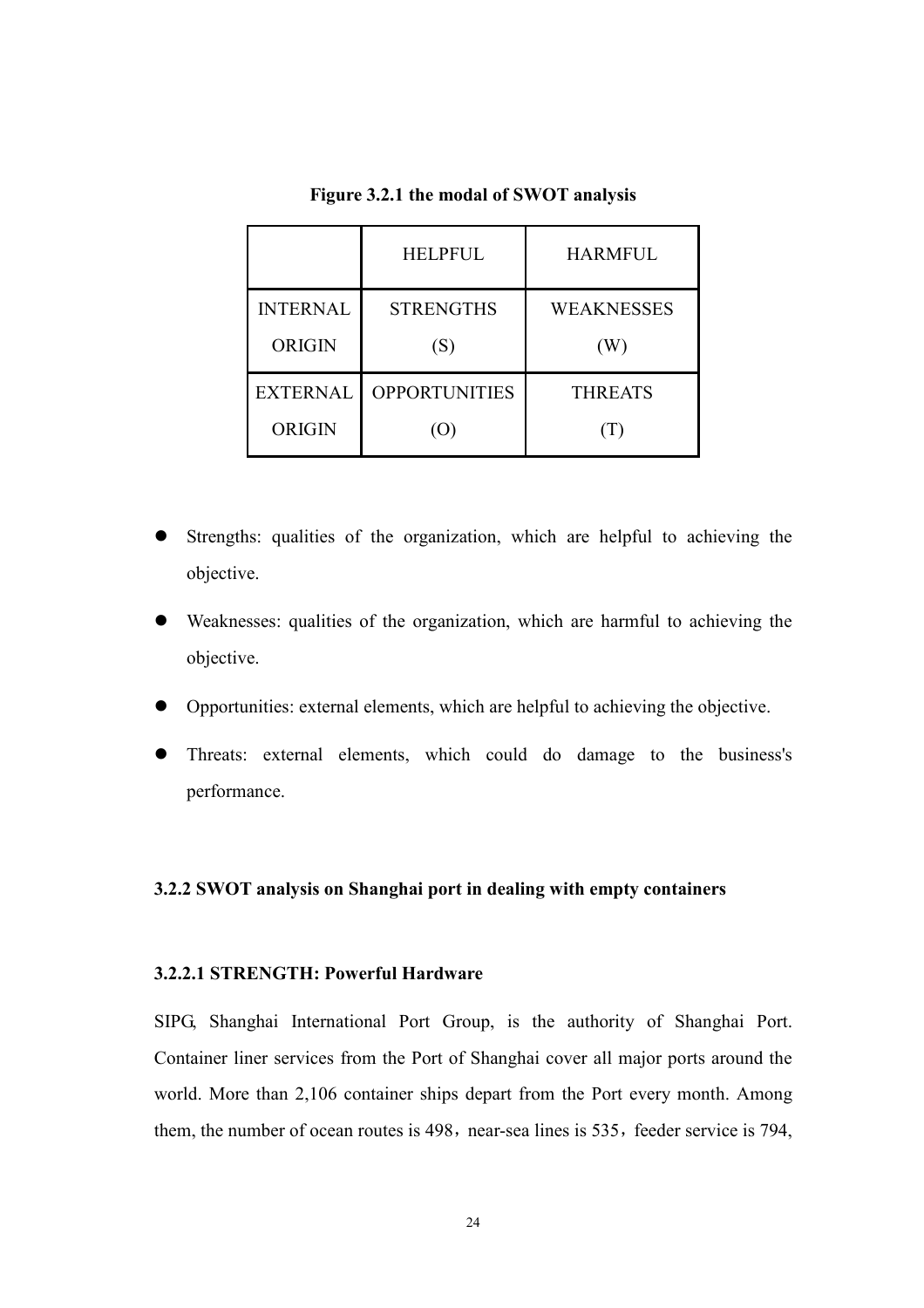**Figure 3.2.1 the modal of SWOT analysis**

| | HELPFUL | HARMFUL |
|---|---|---|
| INTERNAL ORIGIN | STRENGTHS (S) | WEAKNESSES (W) |
| EXTERNAL ORIGIN | OPPORTUNITIES (O) | THREATS (T) |

- Strengths: qualities of the organization, which are helpful to achieving the objective.
- Weaknesses: qualities of the organization, which are harmful to achieving the objective.
- Opportunities: external elements, which are helpful to achieving the objective.
- Threats: external elements, which could do damage to the business's performance.

### 3.2.2 SWOT analysis on Shanghai port in dealing with empty containers

#### 3.2.2.1 STRENGTH: Powerful Hardware

SIPG, Shanghai International Port Group, is the authority of Shanghai Port. Container liner services from the Port of Shanghai cover all major ports around the world. More than 2,106 container ships depart from the Port every month. Among them, the number of ocean routes is 498，near-sea lines is 535，feeder service is 794,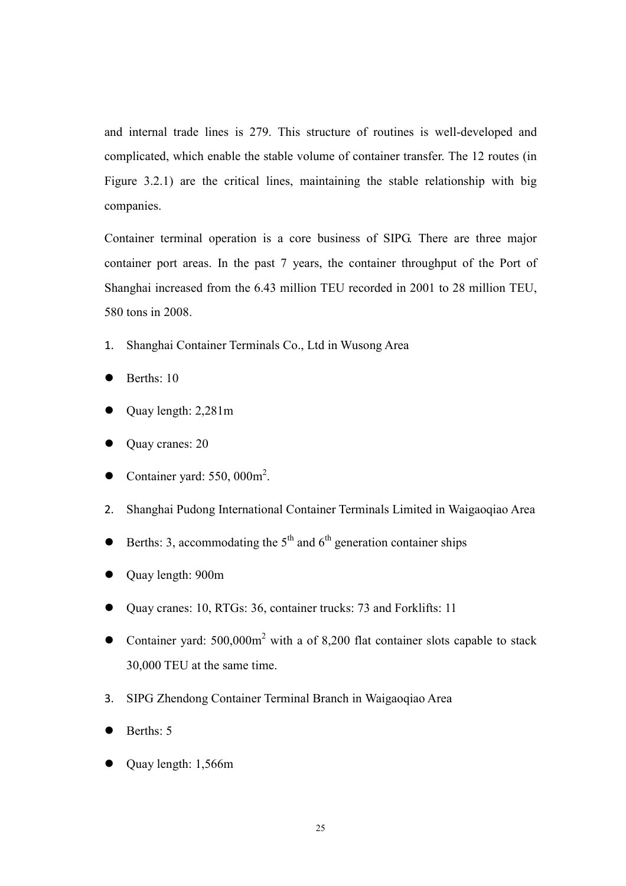and internal trade lines is 279. This structure of routines is well-developed and complicated, which enable the stable volume of container transfer. The 12 routes (in Figure 3.2.1) are the critical lines, maintaining the stable relationship with big companies.

Container terminal operation is a core business of SIPG. There are three major container port areas. In the past 7 years, the container throughput of the Port of Shanghai increased from the 6.43 million TEU recorded in 2001 to 28 million TEU, 580 tons in 2008.

1. Shanghai Container Terminals Co., Ltd in Wusong Area

- Berths: 10
- Quay length: 2,281m
- Quay cranes: 20
- Container yard: 550, 000m$^2$.

2. Shanghai Pudong International Container Terminals Limited in Waigaoqiao Area

- Berths: 3, accommodating the 5$^{th}$ and 6$^{th}$ generation container ships
- Quay length: 900m
- Quay cranes: 10, RTGs: 36, container trucks: 73 and Forklifts: 11
- Container yard: 500,000m$^2$ with a of 8,200 flat container slots capable to stack 30,000 TEU at the same time.

3. SIPG Zhendong Container Terminal Branch in Waigaoqiao Area

- Berths: 5
- Quay length: 1,566m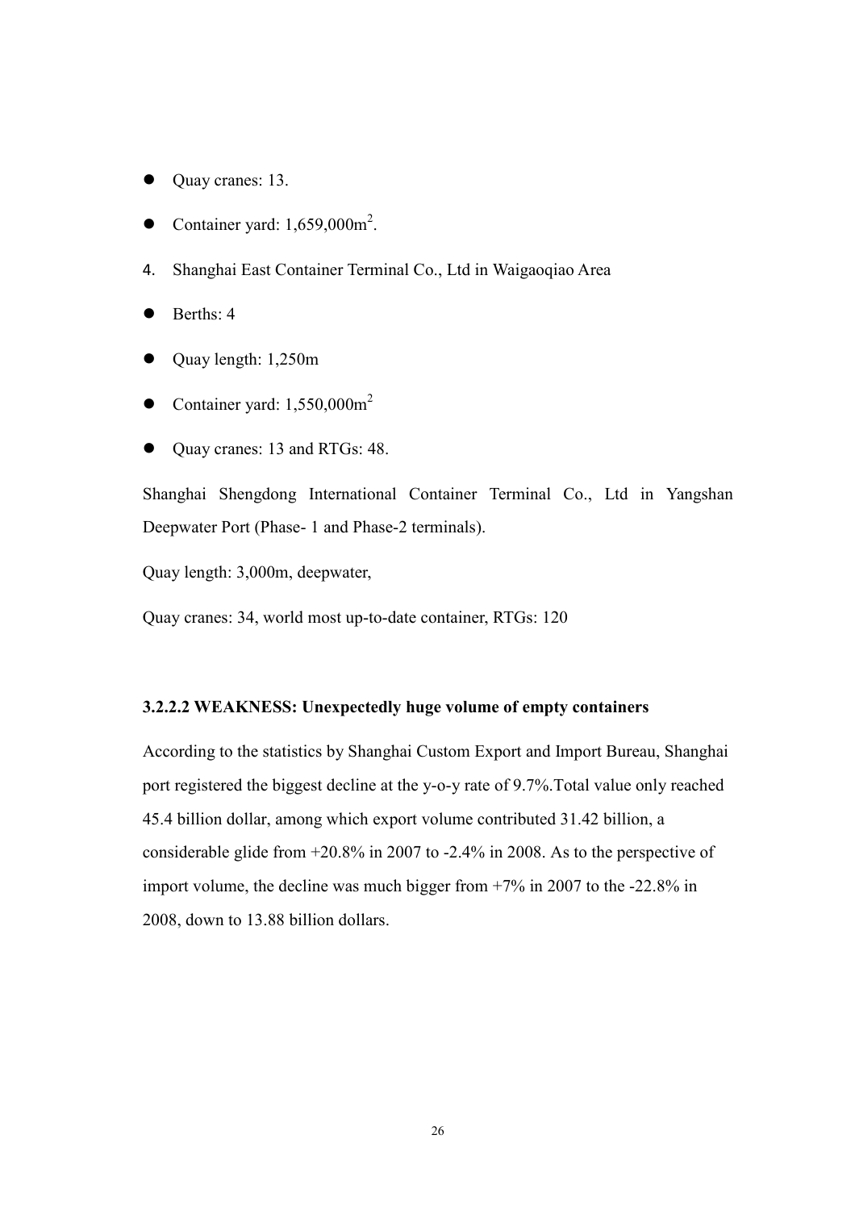- Quay cranes: 13.
- Container yard: 1,659,000m$^2$.

4. Shanghai East Container Terminal Co., Ltd in Waigaoqiao Area

- Berths: 4
- Quay length: 1,250m
- Container yard: 1,550,000m$^2$
- Quay cranes: 13 and RTGs: 48.

Shanghai Shengdong International Container Terminal Co., Ltd in Yangshan Deepwater Port (Phase- 1 and Phase-2 terminals).

Quay length: 3,000m, deepwater,

Quay cranes: 34, world most up-to-date container, RTGs: 120

**3.2.2.2 WEAKNESS: Unexpectedly huge volume of empty containers**

According to the statistics by Shanghai Custom Export and Import Bureau, Shanghai port registered the biggest decline at the y-o-y rate of 9.7%.Total value only reached 45.4 billion dollar, among which export volume contributed 31.42 billion, a considerable glide from +20.8% in 2007 to -2.4% in 2008. As to the perspective of import volume, the decline was much bigger from +7% in 2007 to the -22.8% in 2008, down to 13.88 billion dollars.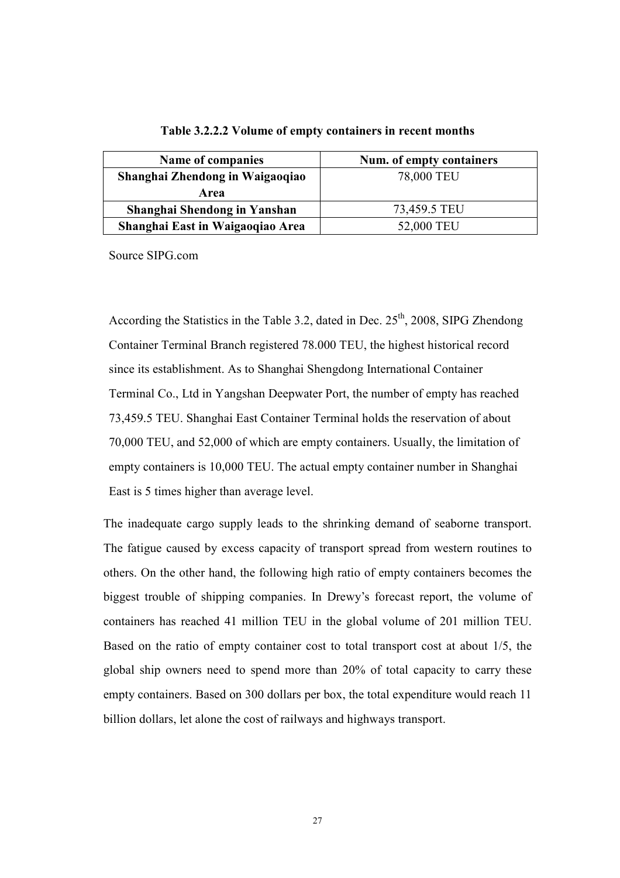**Table 3.2.2.2 Volume of empty containers in recent months**

| Name of companies | Num. of empty containers |
|---|---|
| **Shanghai Zhendong in Waigaoqiao Area** | 78,000 TEU |
| **Shanghai Shendong in Yanshan** | 73,459.5 TEU |
| **Shanghai East in Waigaoqiao Area** | 52,000 TEU |

Source SIPG.com

According the Statistics in the Table 3.2, dated in Dec. 25th, 2008, SIPG Zhendong Container Terminal Branch registered 78.000 TEU, the highest historical record since its establishment. As to Shanghai Shengdong International Container Terminal Co., Ltd in Yangshan Deepwater Port, the number of empty has reached 73,459.5 TEU. Shanghai East Container Terminal holds the reservation of about 70,000 TEU, and 52,000 of which are empty containers. Usually, the limitation of empty containers is 10,000 TEU. The actual empty container number in Shanghai East is 5 times higher than average level.

The inadequate cargo supply leads to the shrinking demand of seaborne transport. The fatigue caused by excess capacity of transport spread from western routines to others. On the other hand, the following high ratio of empty containers becomes the biggest trouble of shipping companies. In Drewy's forecast report, the volume of containers has reached 41 million TEU in the global volume of 201 million TEU. Based on the ratio of empty container cost to total transport cost at about 1/5, the global ship owners need to spend more than 20% of total capacity to carry these empty containers. Based on 300 dollars per box, the total expenditure would reach 11 billion dollars, let alone the cost of railways and highways transport.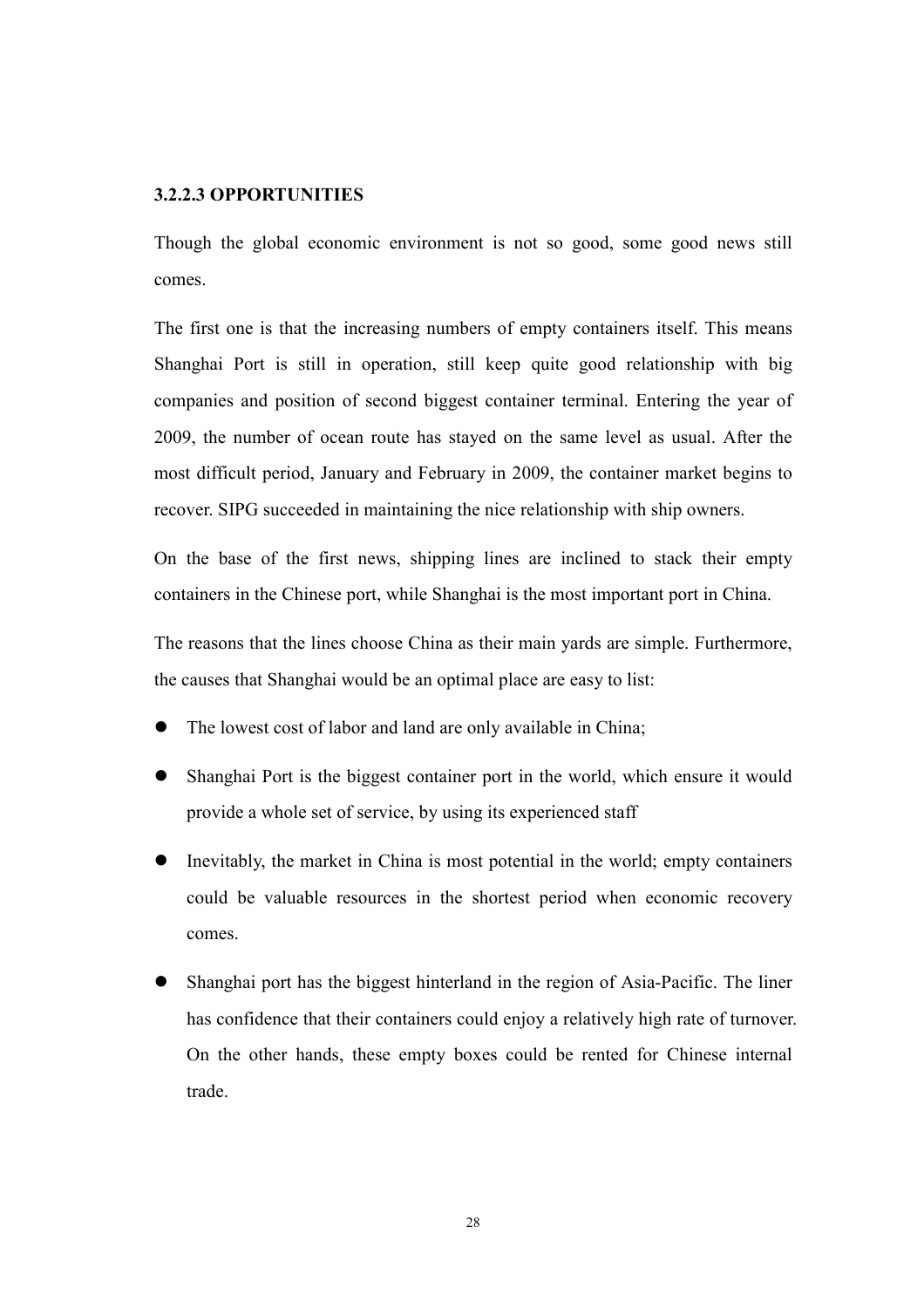### 3.2.2.3 OPPORTUNITIES

Though the global economic environment is not so good, some good news still comes.

The first one is that the increasing numbers of empty containers itself. This means Shanghai Port is still in operation, still keep quite good relationship with big companies and position of second biggest container terminal. Entering the year of 2009, the number of ocean route has stayed on the same level as usual. After the most difficult period, January and February in 2009, the container market begins to recover. SIPG succeeded in maintaining the nice relationship with ship owners.

On the base of the first news, shipping lines are inclined to stack their empty containers in the Chinese port, while Shanghai is the most important port in China.

The reasons that the lines choose China as their main yards are simple. Furthermore, the causes that Shanghai would be an optimal place are easy to list:

- The lowest cost of labor and land are only available in China;
- Shanghai Port is the biggest container port in the world, which ensure it would provide a whole set of service, by using its experienced staff
- Inevitably, the market in China is most potential in the world; empty containers could be valuable resources in the shortest period when economic recovery comes.
- Shanghai port has the biggest hinterland in the region of Asia-Pacific. The liner has confidence that their containers could enjoy a relatively high rate of turnover. On the other hands, these empty boxes could be rented for Chinese internal trade.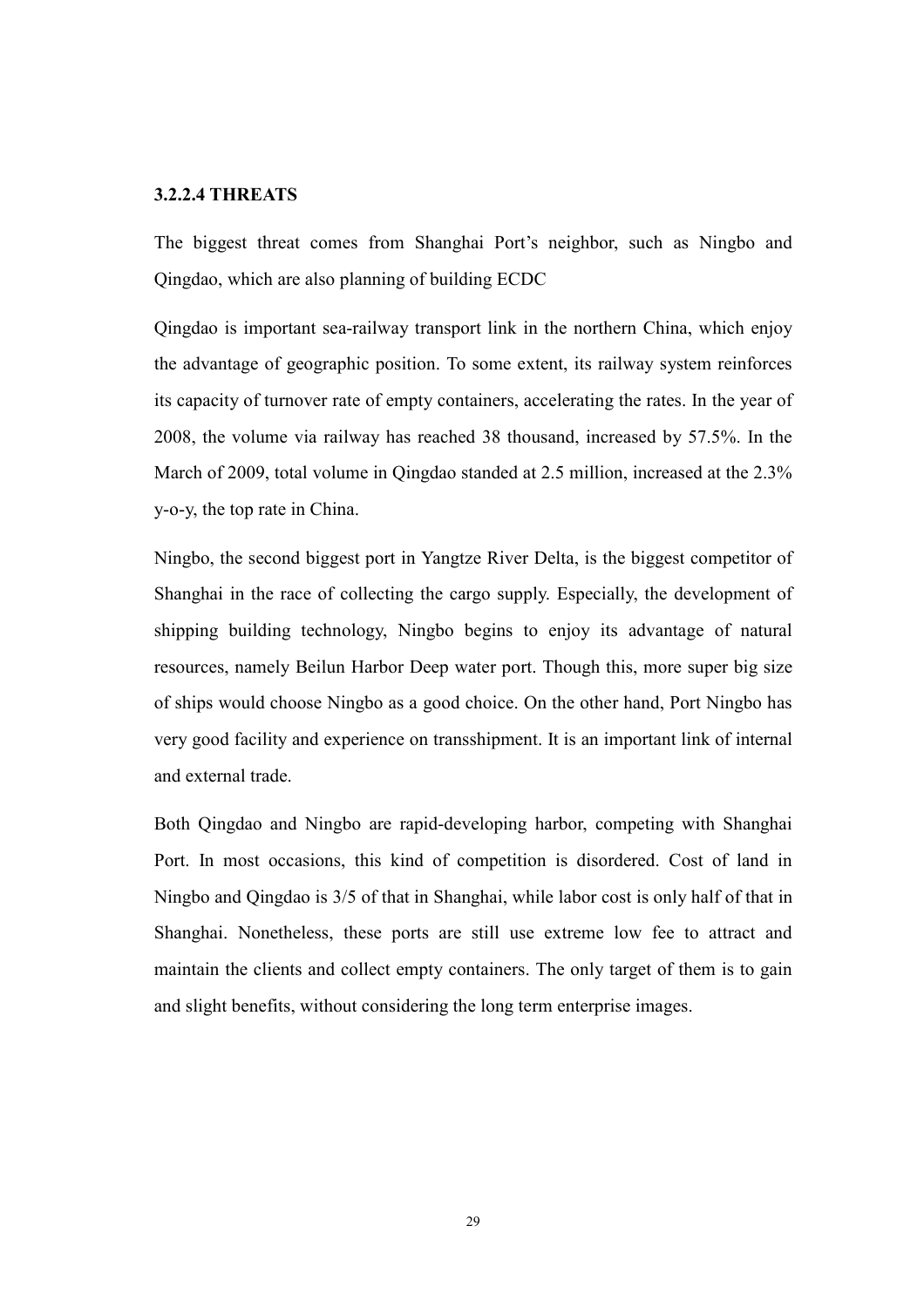### 3.2.2.4 THREATS

The biggest threat comes from Shanghai Port's neighbor, such as Ningbo and Qingdao, which are also planning of building ECDC

Qingdao is important sea-railway transport link in the northern China, which enjoy the advantage of geographic position. To some extent, its railway system reinforces its capacity of turnover rate of empty containers, accelerating the rates. In the year of 2008, the volume via railway has reached 38 thousand, increased by 57.5%. In the March of 2009, total volume in Qingdao standed at 2.5 million, increased at the 2.3% y-o-y, the top rate in China.

Ningbo, the second biggest port in Yangtze River Delta, is the biggest competitor of Shanghai in the race of collecting the cargo supply. Especially, the development of shipping building technology, Ningbo begins to enjoy its advantage of natural resources, namely Beilun Harbor Deep water port. Though this, more super big size of ships would choose Ningbo as a good choice. On the other hand, Port Ningbo has very good facility and experience on transshipment. It is an important link of internal and external trade.

Both Qingdao and Ningbo are rapid-developing harbor, competing with Shanghai Port. In most occasions, this kind of competition is disordered. Cost of land in Ningbo and Qingdao is 3/5 of that in Shanghai, while labor cost is only half of that in Shanghai. Nonetheless, these ports are still use extreme low fee to attract and maintain the clients and collect empty containers. The only target of them is to gain and slight benefits, without considering the long term enterprise images.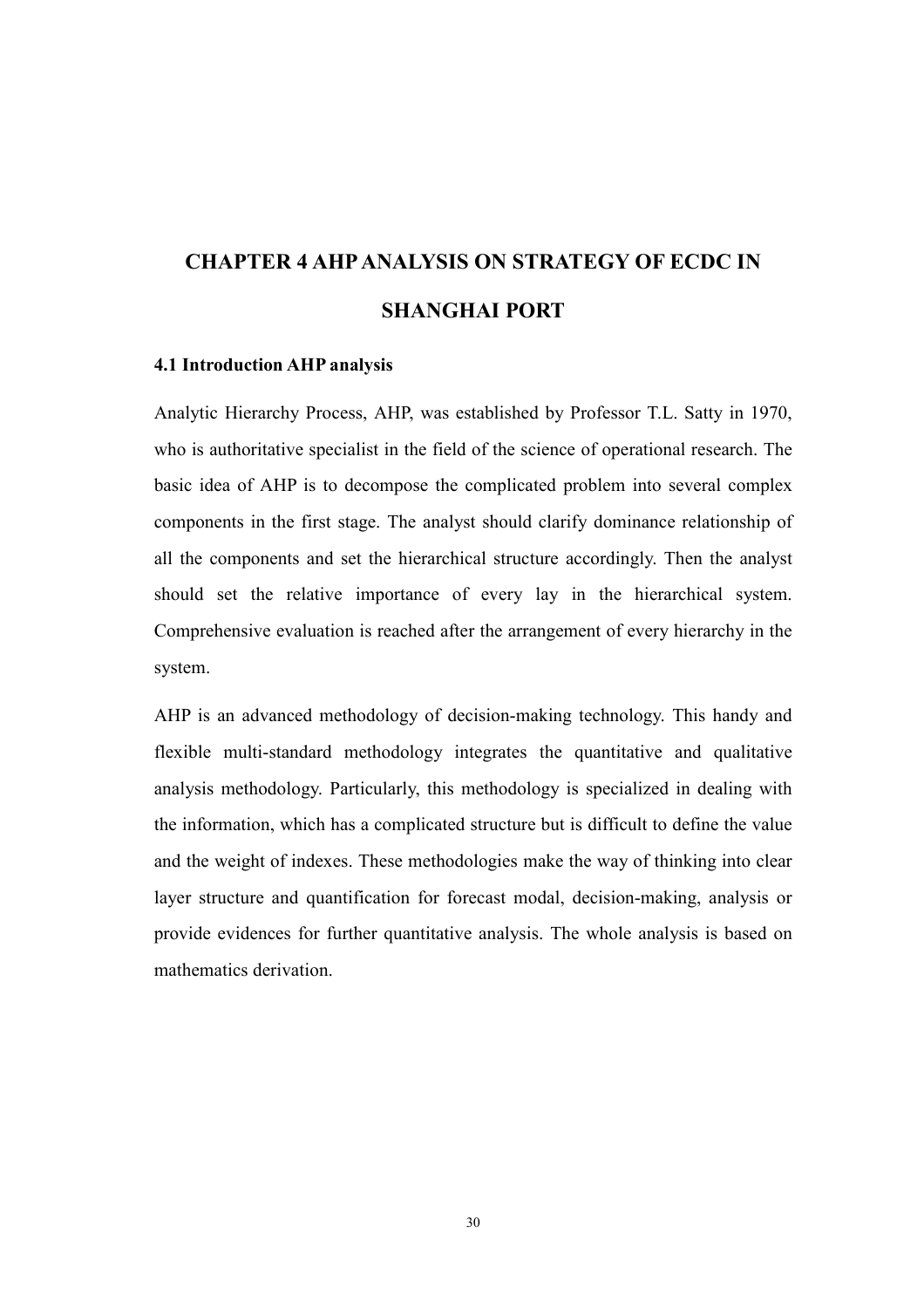# CHAPTER 4 AHP ANALYSIS ON STRATEGY OF ECDC IN SHANGHAI PORT

## 4.1 Introduction AHP analysis

Analytic Hierarchy Process, AHP, was established by Professor T.L. Satty in 1970, who is authoritative specialist in the field of the science of operational research. The basic idea of AHP is to decompose the complicated problem into several complex components in the first stage. The analyst should clarify dominance relationship of all the components and set the hierarchical structure accordingly. Then the analyst should set the relative importance of every lay in the hierarchical system. Comprehensive evaluation is reached after the arrangement of every hierarchy in the system.

AHP is an advanced methodology of decision-making technology. This handy and flexible multi-standard methodology integrates the quantitative and qualitative analysis methodology. Particularly, this methodology is specialized in dealing with the information, which has a complicated structure but is difficult to define the value and the weight of indexes. These methodologies make the way of thinking into clear layer structure and quantification for forecast modal, decision-making, analysis or provide evidences for further quantitative analysis. The whole analysis is based on mathematics derivation.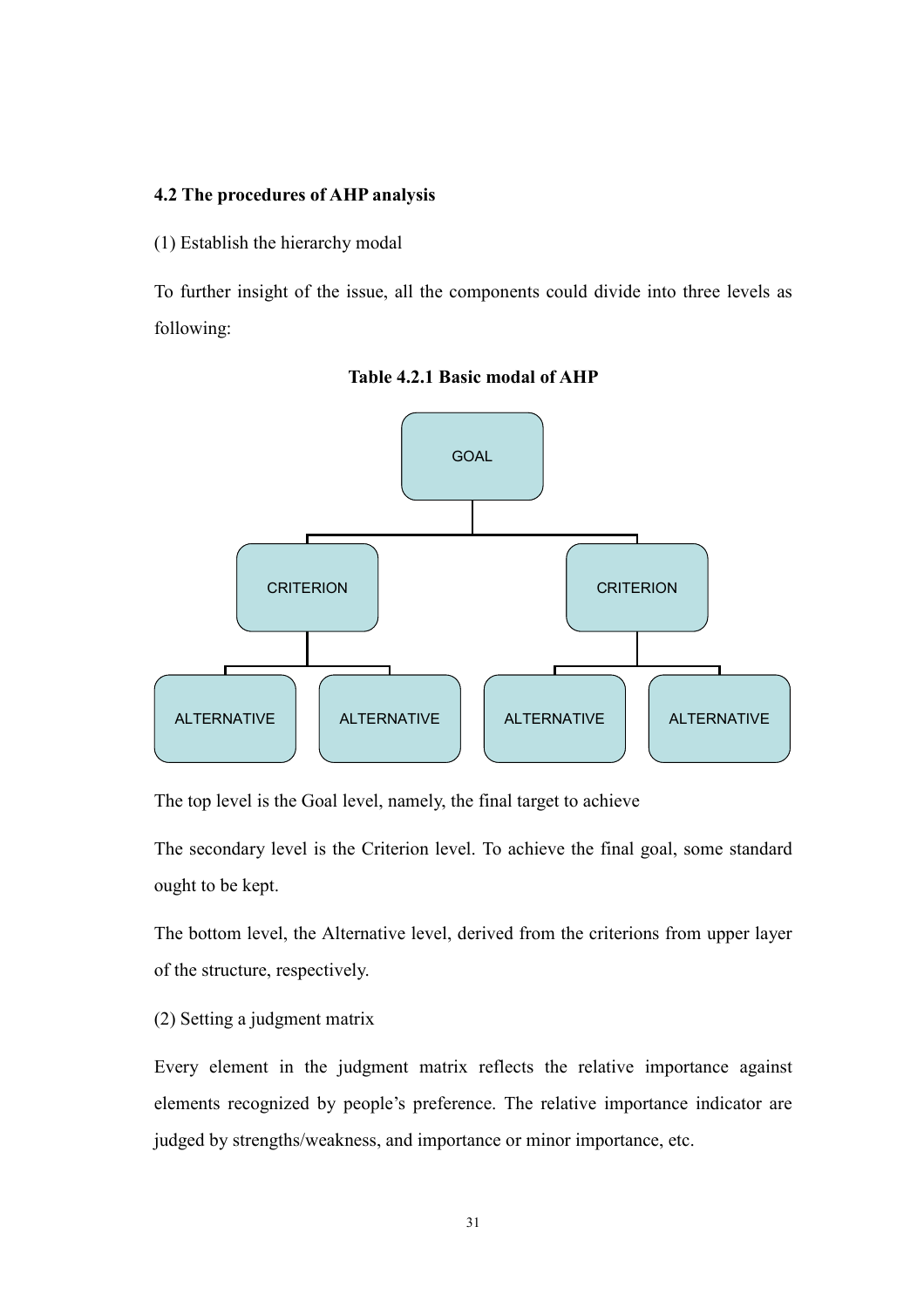### 4.2 The procedures of AHP analysis

(1) Establish the hierarchy modal

To further insight of the issue, all the components could divide into three levels as following:

**Table 4.2.1 Basic modal of AHP**

GOAL

CRITERION | CRITERION

ALTERNATIVE | ALTERNATIVE | ALTERNATIVE | ALTERNATIVE

The top level is the Goal level, namely, the final target to achieve

The secondary level is the Criterion level. To achieve the final goal, some standard ought to be kept.

The bottom level, the Alternative level, derived from the criterions from upper layer of the structure, respectively.

(2) Setting a judgment matrix

Every element in the judgment matrix reflects the relative importance against elements recognized by people's preference. The relative importance indicator are judged by strengths/weakness, and importance or minor importance, etc.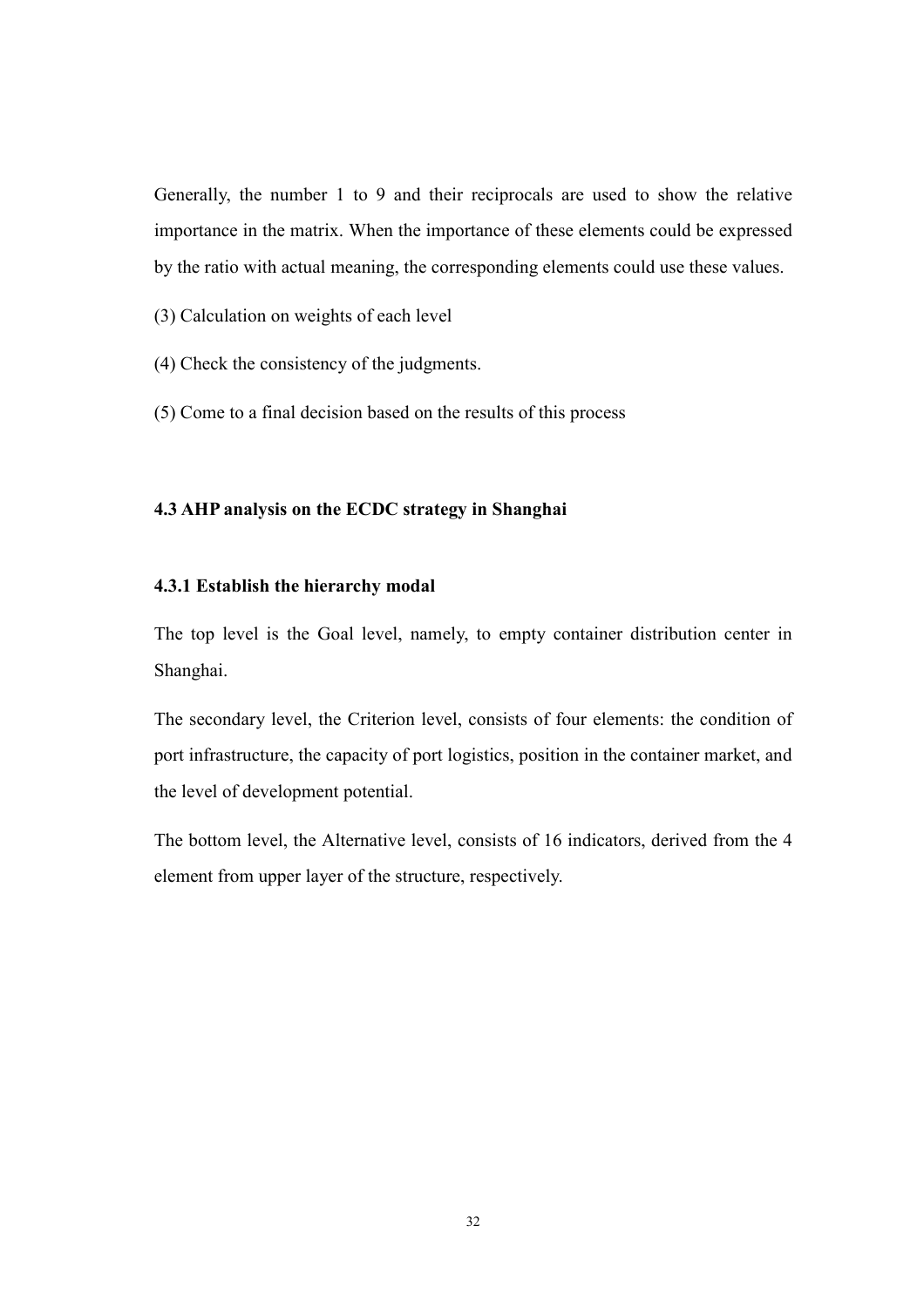Generally, the number 1 to 9 and their reciprocals are used to show the relative importance in the matrix. When the importance of these elements could be expressed by the ratio with actual meaning, the corresponding elements could use these values.

(3) Calculation on weights of each level

(4) Check the consistency of the judgments.

(5) Come to a final decision based on the results of this process

### 4.3 AHP analysis on the ECDC strategy in Shanghai

#### 4.3.1 Establish the hierarchy modal

The top level is the Goal level, namely, to empty container distribution center in Shanghai.

The secondary level, the Criterion level, consists of four elements: the condition of port infrastructure, the capacity of port logistics, position in the container market, and the level of development potential.

The bottom level, the Alternative level, consists of 16 indicators, derived from the 4 element from upper layer of the structure, respectively.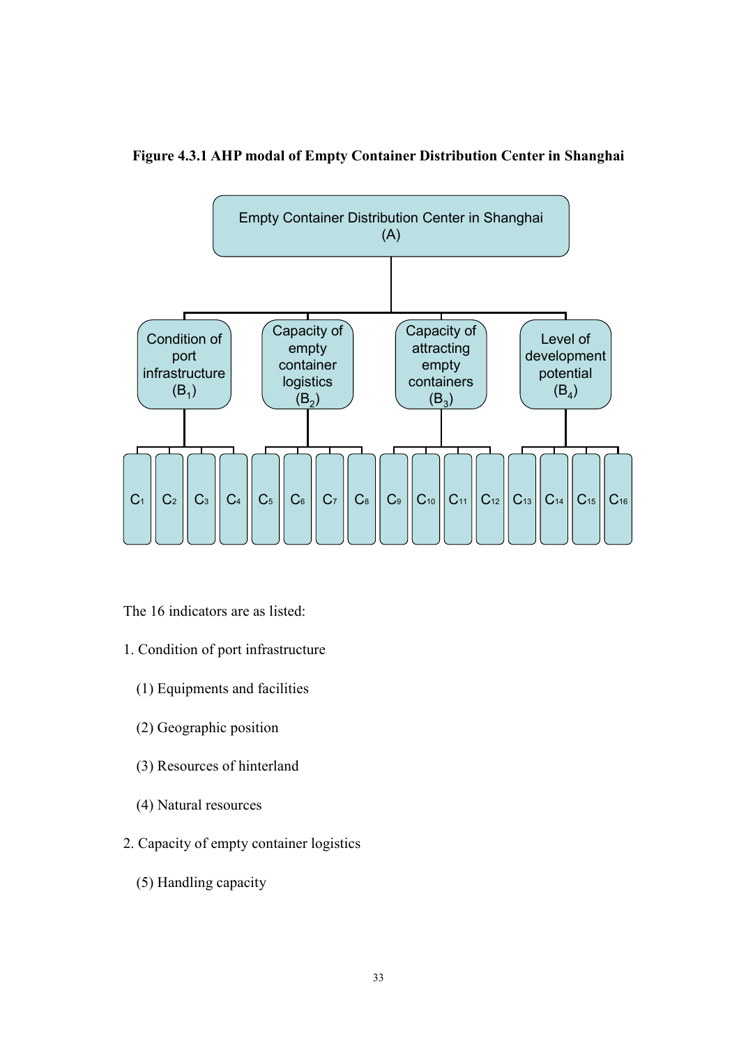**Figure 4.3.1 AHP modal of Empty Container Distribution Center in Shanghai**

Empty Container Distribution Center in Shanghai (A)

- Condition of port infrastructure ($B_1$): $C_1$, $C_2$, $C_3$, $C_4$
- Capacity of empty container logistics ($B_2$): $C_5$, $C_6$, $C_7$, $C_8$
- Capacity of attracting empty containers ($B_3$): $C_9$, $C_{10}$, $C_{11}$, $C_{12}$
- Level of development potential ($B_4$): $C_{13}$, $C_{14}$, $C_{15}$, $C_{16}$

The 16 indicators are as listed:

1. Condition of port infrastructure

   (1) Equipments and facilities

   (2) Geographic position

   (3) Resources of hinterland

   (4) Natural resources

2. Capacity of empty container logistics

   (5) Handling capacity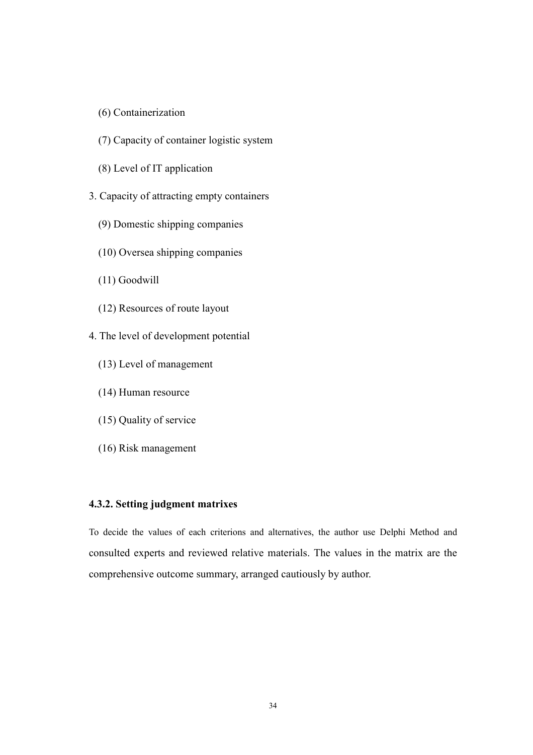(6) Containerization

(7) Capacity of container logistic system

(8) Level of IT application

3. Capacity of attracting empty containers

(9) Domestic shipping companies

(10) Oversea shipping companies

(11) Goodwill

(12) Resources of route layout

4. The level of development potential

(13) Level of management

(14) Human resource

(15) Quality of service

(16) Risk management

### 4.3.2. Setting judgment matrixes

To decide the values of each criterions and alternatives, the author use Delphi Method and consulted experts and reviewed relative materials. The values in the matrix are the comprehensive outcome summary, arranged cautiously by author.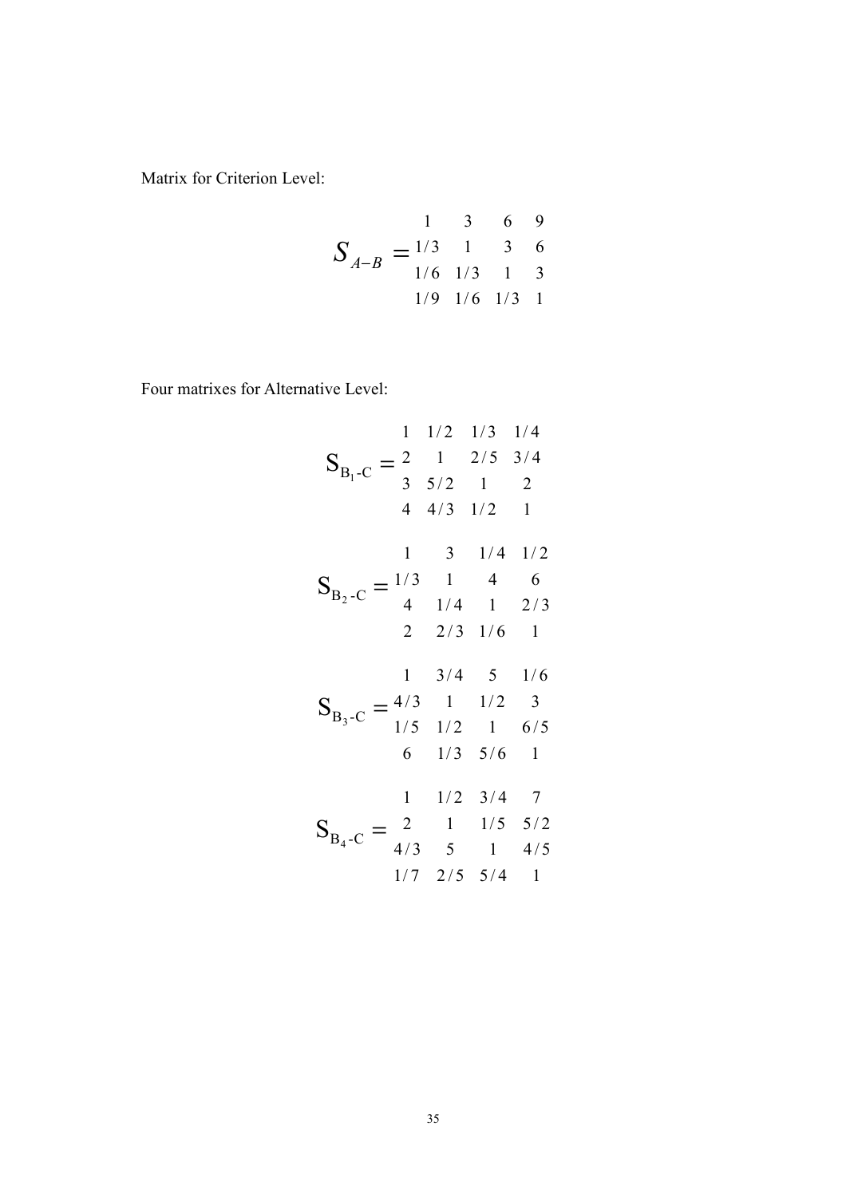Matrix for Criterion Level:

$$S_{A-B} = \begin{matrix} 1 & 3 & 6 & 9 \\ 1/3 & 1 & 3 & 6 \\ 1/6 & 1/3 & 1 & 3 \\ 1/9 & 1/6 & 1/3 & 1 \end{matrix}$$

Four matrixes for Alternative Level:

$$S_{B_1\text{-}C} = \begin{matrix} 1 & 1/2 & 1/3 & 1/4 \\ 2 & 1 & 2/5 & 3/4 \\ 3 & 5/2 & 1 & 2 \\ 4 & 4/3 & 1/2 & 1 \end{matrix}$$

$$S_{B_2\text{-}C} = \begin{matrix} 1 & 3 & 1/4 & 1/2 \\ 1/3 & 1 & 4 & 6 \\ 4 & 1/4 & 1 & 2/3 \\ 2 & 2/3 & 1/6 & 1 \end{matrix}$$

$$S_{B_3\text{-}C} = \begin{matrix} 1 & 3/4 & 5 & 1/6 \\ 4/3 & 1 & 1/2 & 3 \\ 1/5 & 1/2 & 1 & 6/5 \\ 6 & 1/3 & 5/6 & 1 \end{matrix}$$

$$S_{B_4\text{-}C} = \begin{matrix} 1 & 1/2 & 3/4 & 7 \\ 2 & 1 & 1/5 & 5/2 \\ 4/3 & 5 & 1 & 4/5 \\ 1/7 & 2/5 & 5/4 & 1 \end{matrix}$$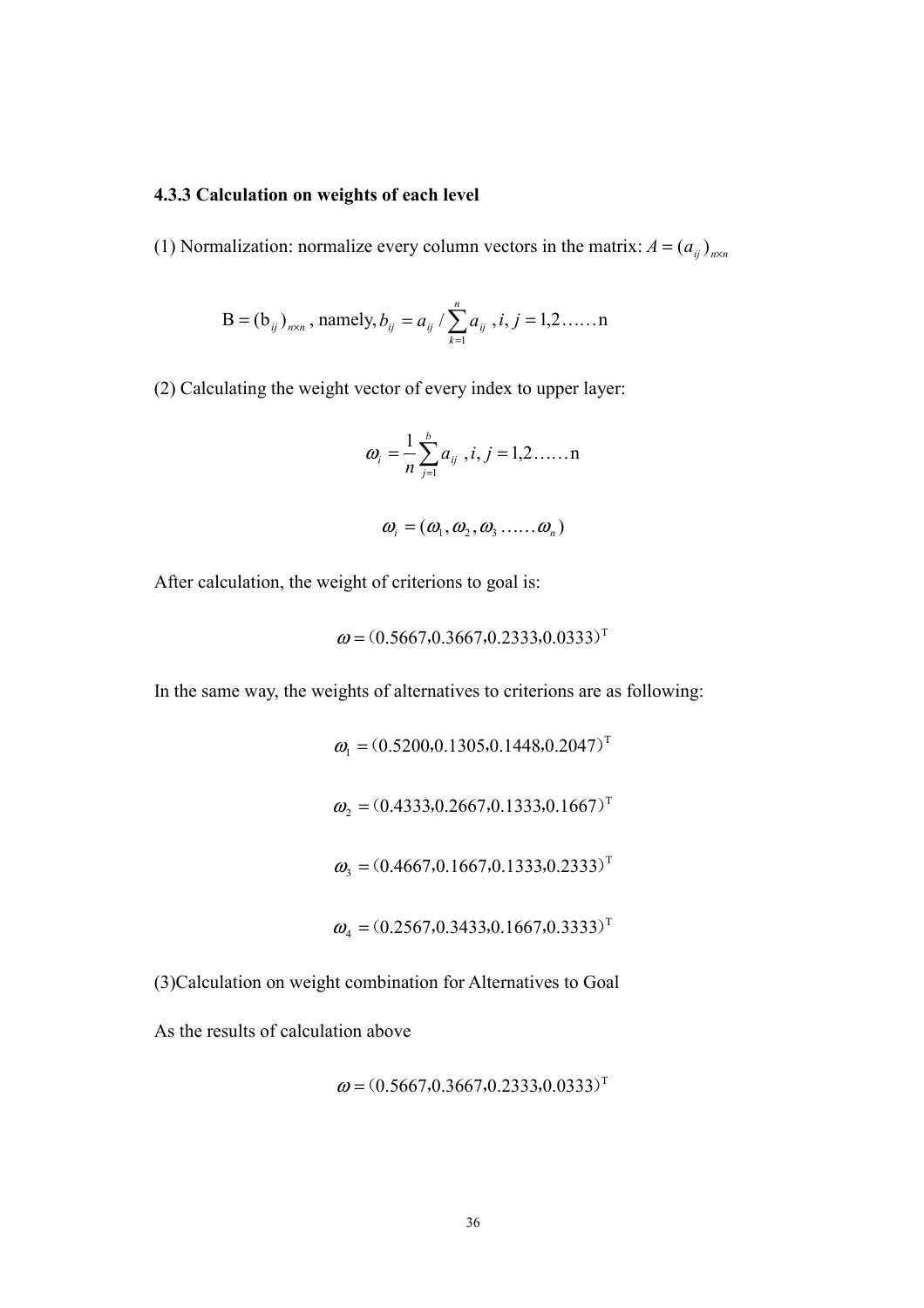### 4.3.3 Calculation on weights of each level

(1) Normalization: normalize every column vectors in the matrix: $A = (a_{ij})_{n \times n}$

$$\mathrm{B} = (\mathrm{b}_{ij})_{n \times n}\text{, namely, } b_{ij} = a_{ij} / \sum_{k=1}^{n} a_{ij} \text{ , } i, j = 1,2 \ldots\ldots \mathrm{n}$$

(2) Calculating the weight vector of every index to upper layer:

$$\omega_i = \frac{1}{n} \sum_{j=1}^{b} a_{ij} \text{ , } i, j = 1,2 \ldots\ldots \mathrm{n}$$

$$\omega_i = (\omega_1, \omega_2, \omega_3 \ldots\ldots \omega_n)$$

After calculation, the weight of criterions to goal is:

$$\omega = (0.5667, 0.3667, 0.2333, 0.0333)^{\mathrm{T}}$$

In the same way, the weights of alternatives to criterions are as following:

$$\omega_1 = (0.5200, 0.1305, 0.1448, 0.2047)^{\mathrm{T}}$$

$$\omega_2 = (0.4333, 0.2667, 0.1333, 0.1667)^{\mathrm{T}}$$

$$\omega_3 = (0.4667, 0.1667, 0.1333, 0.2333)^{\mathrm{T}}$$

$$\omega_4 = (0.2567, 0.3433, 0.1667, 0.3333)^{\mathrm{T}}$$

(3)Calculation on weight combination for Alternatives to Goal

As the results of calculation above

$$\omega = (0.5667, 0.3667, 0.2333, 0.0333)^{\mathrm{T}}$$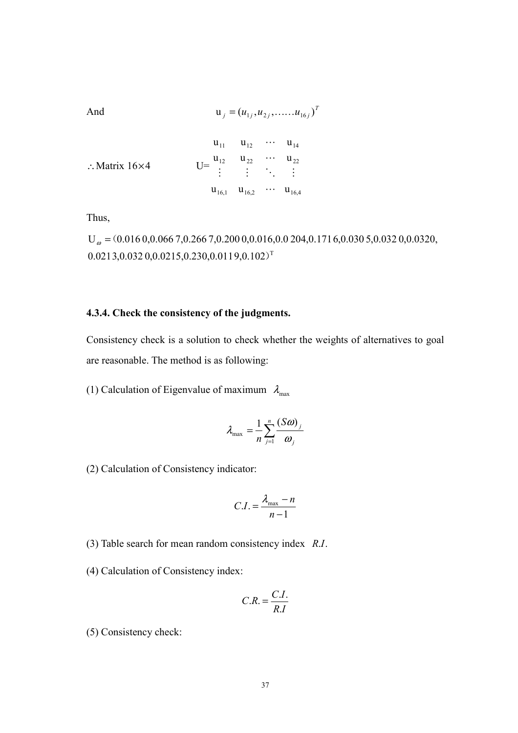And $\qquad \mathrm{u}_j = (u_{1j}, u_{2j}, \ldots\ldots u_{16j})^T$

$\therefore$ Matrix 16×4

$$U = \begin{matrix} u_{11} & u_{12} & \cdots & u_{14} \\ u_{12} & u_{22} & \cdots & u_{22} \\ \vdots & \vdots & \ddots & \vdots \\ u_{16,1} & u_{16,2} & \cdots & u_{16,4} \end{matrix}$$

Thus,

$U_{\omega}$ =（0.016 0,0.066 7,0.266 7,0.200 0,0.016,0.0 204,0.171 6,0.030 5,0.032 0,0.0320, 0.0213,0.032 0,0.0215,0.230,0.0119,0.102）$^{T}$

#### 4.3.4. Check the consistency of the judgments.

Consistency check is a solution to check whether the weights of alternatives to goal are reasonable. The method is as following:

(1) Calculation of Eigenvalue of maximum $\lambda_{\max}$

$$\lambda_{\max} = \frac{1}{n}\sum_{j=1}^{n}\frac{(S\omega)_j}{\omega_j}$$

(2) Calculation of Consistency indicator:

$$C.I. = \frac{\lambda_{\max} - n}{n-1}$$

(3) Table search for mean random consistency index $R.I.$

(4) Calculation of Consistency index:

$$C.R. = \frac{C.I.}{R.I}$$

(5) Consistency check: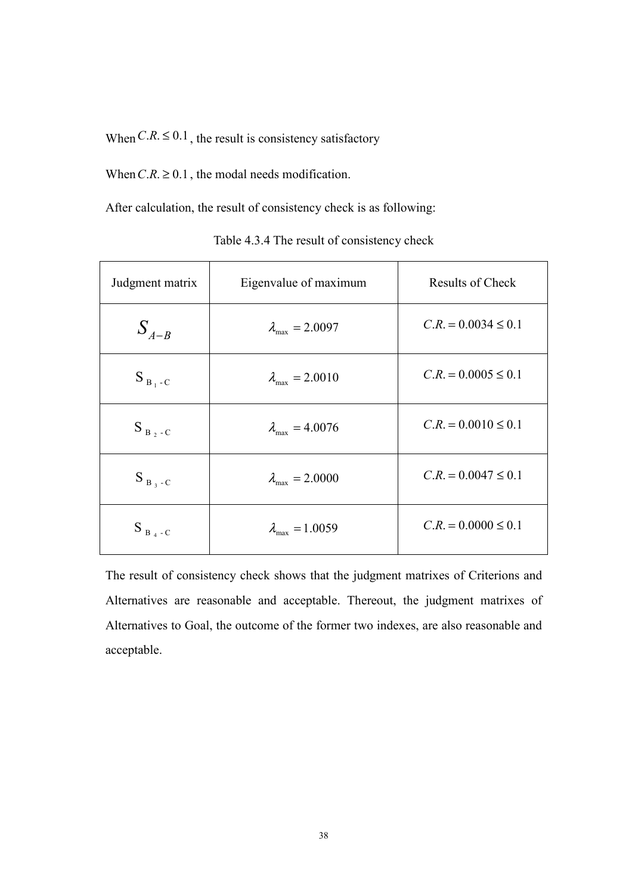When $C.R. \leq 0.1$, the result is consistency satisfactory

When $C.R. \geq 0.1$, the modal needs modification.

After calculation, the result of consistency check is as following:

Table 4.3.4 The result of consistency check

| Judgment matrix | Eigenvalue of maximum | Results of Check |
|---|---|---|
| $S_{A-B}$ | $\lambda_{\max} = 2.0097$ | $C.R. = 0.0034 \leq 0.1$ |
| $S_{B_1-C}$ | $\lambda_{\max} = 2.0010$ | $C.R. = 0.0005 \leq 0.1$ |
| $S_{B_2-C}$ | $\lambda_{\max} = 4.0076$ | $C.R. = 0.0010 \leq 0.1$ |
| $S_{B_3-C}$ | $\lambda_{\max} = 2.0000$ | $C.R. = 0.0047 \leq 0.1$ |
| $S_{B_4-C}$ | $\lambda_{\max} = 1.0059$ | $C.R. = 0.0000 \leq 0.1$ |

The result of consistency check shows that the judgment matrixes of Criterions and Alternatives are reasonable and acceptable. Thereout, the judgment matrixes of Alternatives to Goal, the outcome of the former two indexes, are also reasonable and acceptable.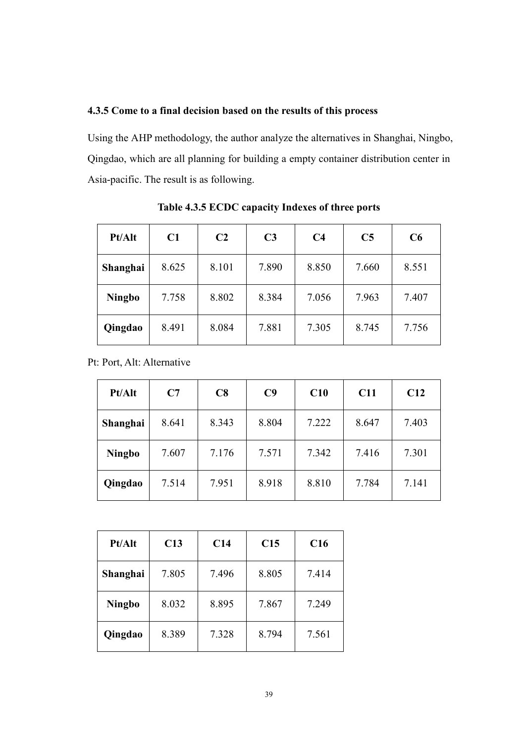### 4.3.5 Come to a final decision based on the results of this process

Using the AHP methodology, the author analyze the alternatives in Shanghai, Ningbo, Qingdao, which are all planning for building a empty container distribution center in Asia-pacific. The result is as following.

**Table 4.3.5 ECDC capacity Indexes of three ports**

| Pt/Alt | C1 | C2 | C3 | C4 | C5 | C6 |
|---|---|---|---|---|---|---|
| **Shanghai** | 8.625 | 8.101 | 7.890 | 8.850 | 7.660 | 8.551 |
| **Ningbo** | 7.758 | 8.802 | 8.384 | 7.056 | 7.963 | 7.407 |
| **Qingdao** | 8.491 | 8.084 | 7.881 | 7.305 | 8.745 | 7.756 |

Pt: Port, Alt: Alternative

| Pt/Alt | C7 | C8 | C9 | C10 | C11 | C12 |
|---|---|---|---|---|---|---|
| **Shanghai** | 8.641 | 8.343 | 8.804 | 7.222 | 8.647 | 7.403 |
| **Ningbo** | 7.607 | 7.176 | 7.571 | 7.342 | 7.416 | 7.301 |
| **Qingdao** | 7.514 | 7.951 | 8.918 | 8.810 | 7.784 | 7.141 |

| Pt/Alt | C13 | C14 | C15 | C16 |
|---|---|---|---|---|
| **Shanghai** | 7.805 | 7.496 | 8.805 | 7.414 |
| **Ningbo** | 8.032 | 8.895 | 7.867 | 7.249 |
| **Qingdao** | 8.389 | 7.328 | 8.794 | 7.561 |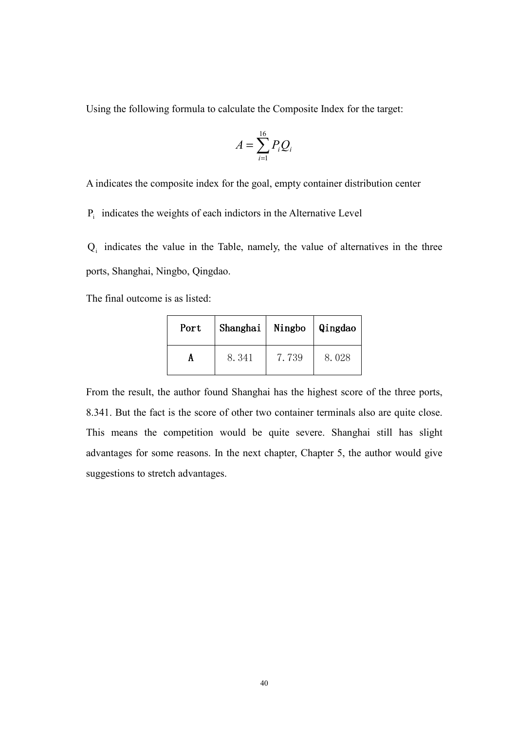Using the following formula to calculate the Composite Index for the target:

$$A = \sum_{i=1}^{16} P_i Q_i$$

A indicates the composite index for the goal, empty container distribution center

$P_i$ indicates the weights of each indictors in the Alternative Level

$Q_i$ indicates the value in the Table, namely, the value of alternatives in the three ports, Shanghai, Ningbo, Qingdao.

The final outcome is as listed:

| Port | Shanghai | Ningbo | Qingdao |
|---|---|---|---|
| A | 8.341 | 7.739 | 8.028 |

From the result, the author found Shanghai has the highest score of the three ports, 8.341. But the fact is the score of other two container terminals also are quite close. This means the competition would be quite severe. Shanghai still has slight advantages for some reasons. In the next chapter, Chapter 5, the author would give suggestions to stretch advantages.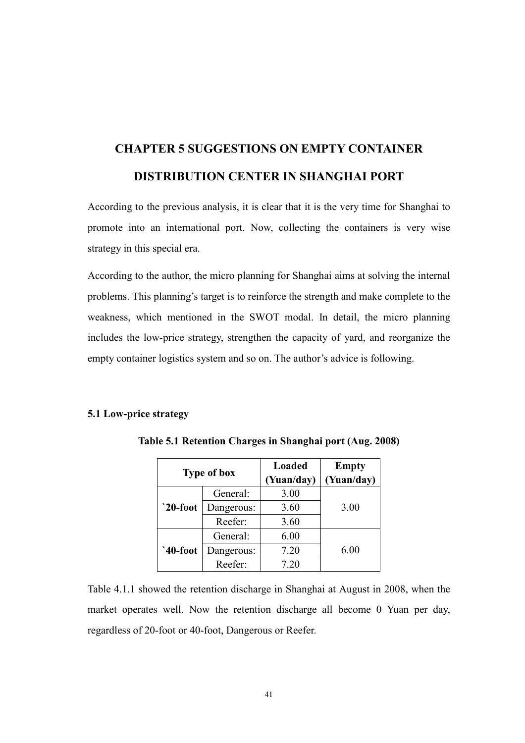# CHAPTER 5 SUGGESTIONS ON EMPTY CONTAINER DISTRIBUTION CENTER IN SHANGHAI PORT

According to the previous analysis, it is clear that it is the very time for Shanghai to promote into an international port. Now, collecting the containers is very wise strategy in this special era.

According to the author, the micro planning for Shanghai aims at solving the internal problems. This planning's target is to reinforce the strength and make complete to the weakness, which mentioned in the SWOT modal. In detail, the micro planning includes the low-price strategy, strengthen the capacity of yard, and reorganize the empty container logistics system and so on. The author's advice is following.

## 5.1 Low-price strategy

**Table 5.1 Retention Charges in Shanghai port (Aug. 2008)**

| Type of box | | Loaded (Yuan/day) | Empty (Yuan/day) |
|---|---|---|---|
| `20-foot | General: | 3.00 | 3.00 |
| | Dangerous: | 3.60 | |
| | Reefer: | 3.60 | |
| `40-foot | General: | 6.00 | 6.00 |
| | Dangerous: | 7.20 | |
| | Reefer: | 7.20 | |

Table 4.1.1 showed the retention discharge in Shanghai at August in 2008, when the market operates well. Now the retention discharge all become 0 Yuan per day, regardless of 20-foot or 40-foot, Dangerous or Reefer.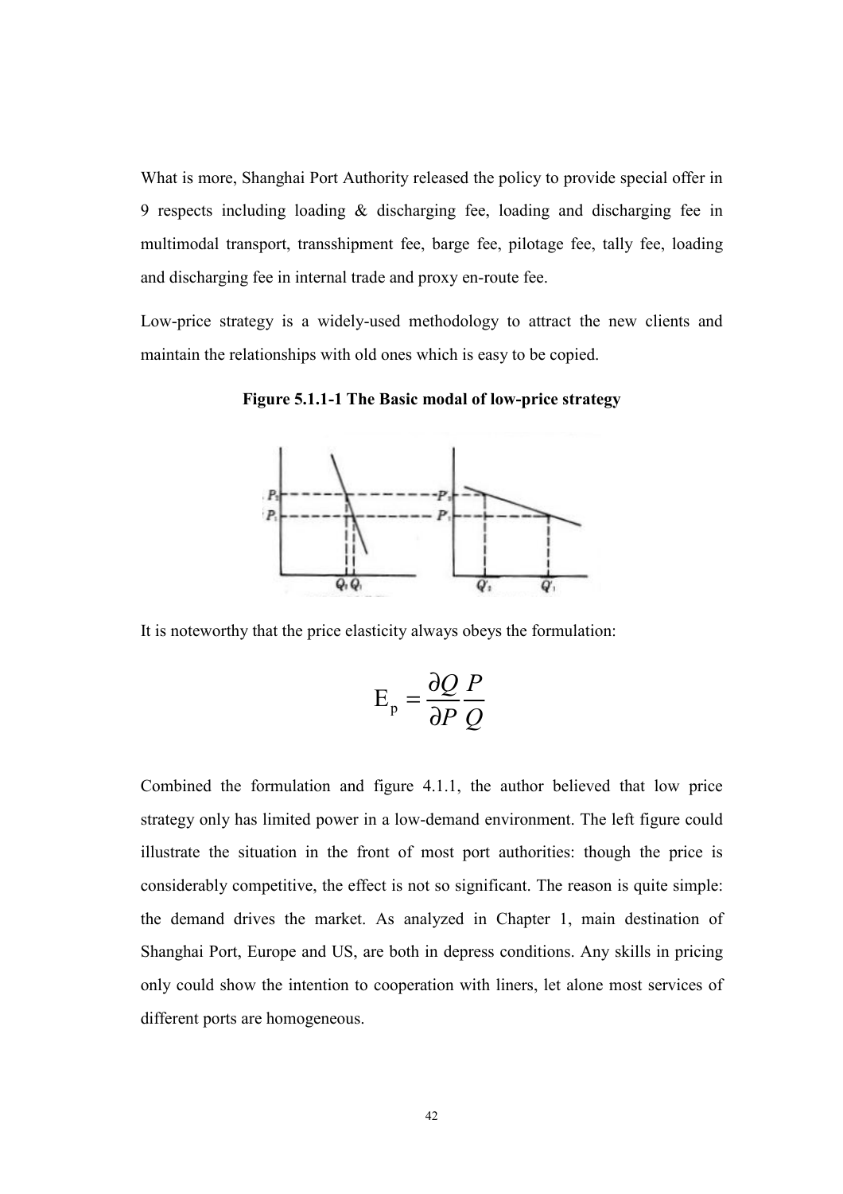What is more, Shanghai Port Authority released the policy to provide special offer in 9 respects including loading & discharging fee, loading and discharging fee in multimodal transport, transshipment fee, barge fee, pilotage fee, tally fee, loading and discharging fee in internal trade and proxy en-route fee.

Low-price strategy is a widely-used methodology to attract the new clients and maintain the relationships with old ones which is easy to be copied.

**Figure 5.1.1-1 The Basic modal of low-price strategy**

It is noteworthy that the price elasticity always obeys the formulation:

$$\mathrm{E_p} = \frac{\partial Q}{\partial P}\frac{P}{Q}$$

Combined the formulation and figure 4.1.1, the author believed that low price strategy only has limited power in a low-demand environment. The left figure could illustrate the situation in the front of most port authorities: though the price is considerably competitive, the effect is not so significant. The reason is quite simple: the demand drives the market. As analyzed in Chapter 1, main destination of Shanghai Port, Europe and US, are both in depress conditions. Any skills in pricing only could show the intention to cooperation with liners, let alone most services of different ports are homogeneous.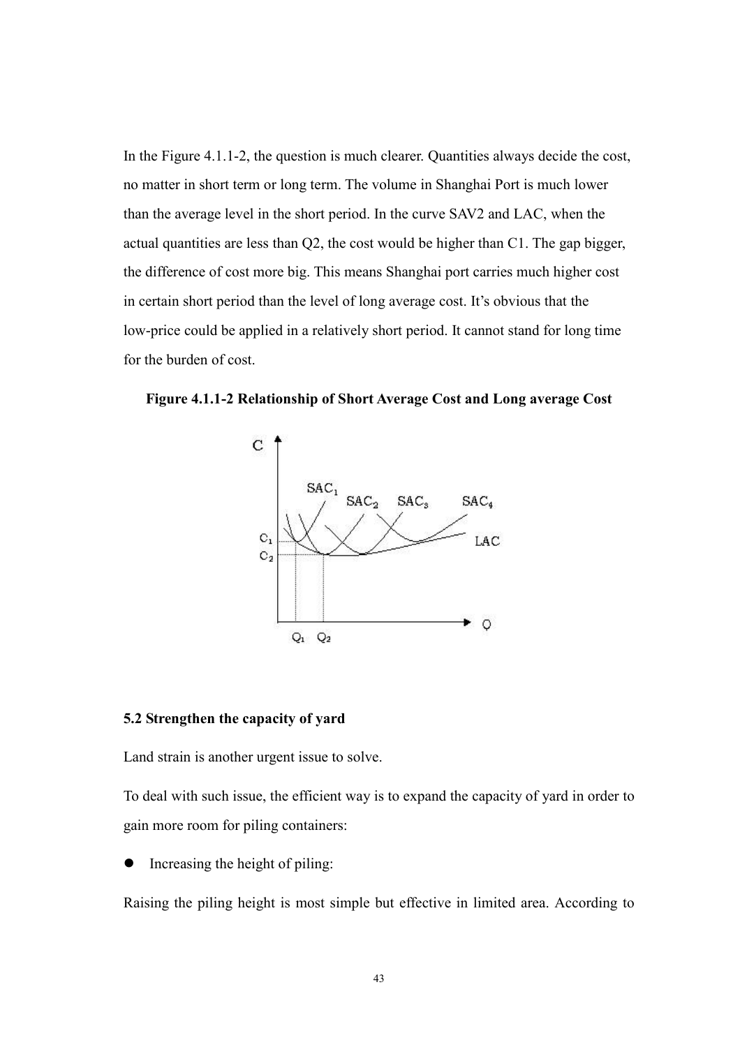In the Figure 4.1.1-2, the question is much clearer. Quantities always decide the cost, no matter in short term or long term. The volume in Shanghai Port is much lower than the average level in the short period. In the curve SAV2 and LAC, when the actual quantities are less than Q2, the cost would be higher than C1. The gap bigger, the difference of cost more big. This means Shanghai port carries much higher cost in certain short period than the level of long average cost. It's obvious that the low-price could be applied in a relatively short period. It cannot stand for long time for the burden of cost.

**Figure 4.1.1-2 Relationship of Short Average Cost and Long average Cost**

### 5.2 Strengthen the capacity of yard

Land strain is another urgent issue to solve.

To deal with such issue, the efficient way is to expand the capacity of yard in order to gain more room for piling containers:

- Increasing the height of piling:

Raising the piling height is most simple but effective in limited area. According to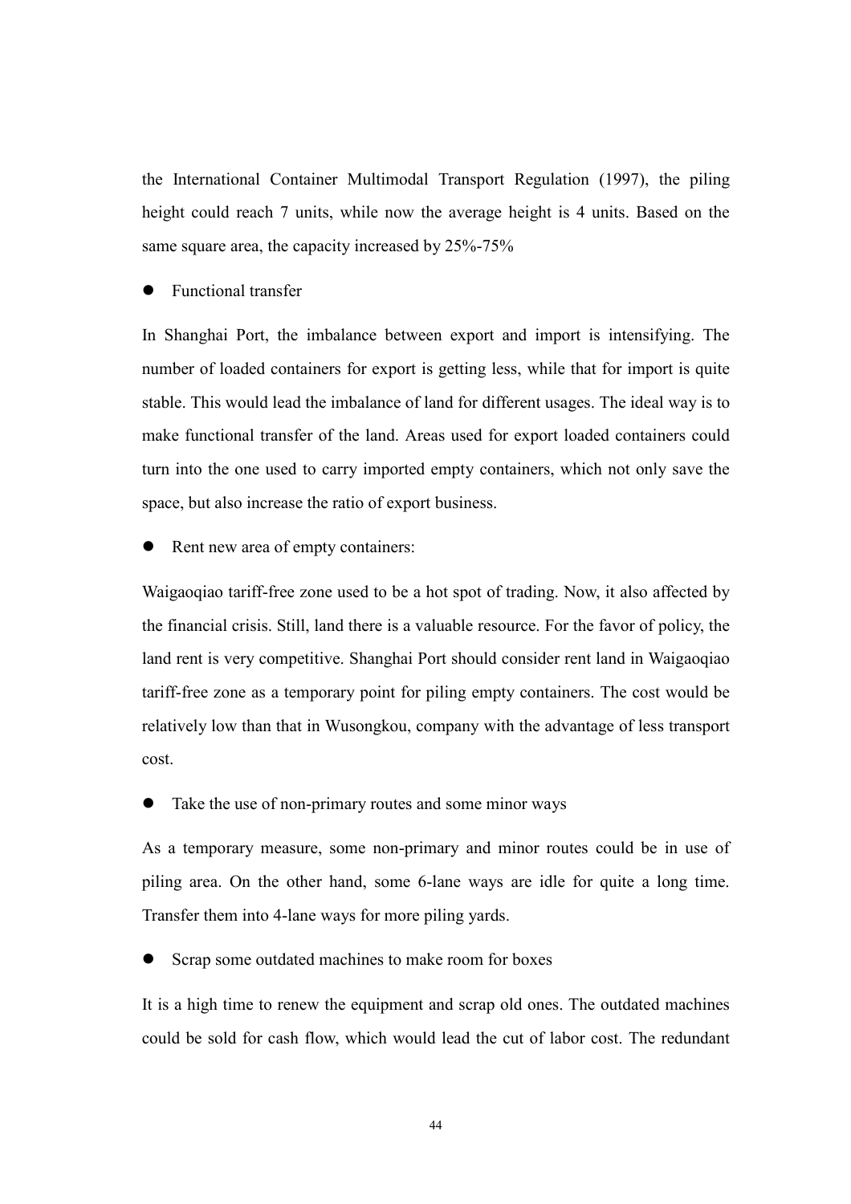the International Container Multimodal Transport Regulation (1997), the piling height could reach 7 units, while now the average height is 4 units. Based on the same square area, the capacity increased by 25%-75%

- Functional transfer

In Shanghai Port, the imbalance between export and import is intensifying. The number of loaded containers for export is getting less, while that for import is quite stable. This would lead the imbalance of land for different usages. The ideal way is to make functional transfer of the land. Areas used for export loaded containers could turn into the one used to carry imported empty containers, which not only save the space, but also increase the ratio of export business.

- Rent new area of empty containers:

Waigaoqiao tariff-free zone used to be a hot spot of trading. Now, it also affected by the financial crisis. Still, land there is a valuable resource. For the favor of policy, the land rent is very competitive. Shanghai Port should consider rent land in Waigaoqiao tariff-free zone as a temporary point for piling empty containers. The cost would be relatively low than that in Wusongkou, company with the advantage of less transport cost.

- Take the use of non-primary routes and some minor ways

As a temporary measure, some non-primary and minor routes could be in use of piling area. On the other hand, some 6-lane ways are idle for quite a long time. Transfer them into 4-lane ways for more piling yards.

- Scrap some outdated machines to make room for boxes

It is a high time to renew the equipment and scrap old ones. The outdated machines could be sold for cash flow, which would lead the cut of labor cost. The redundant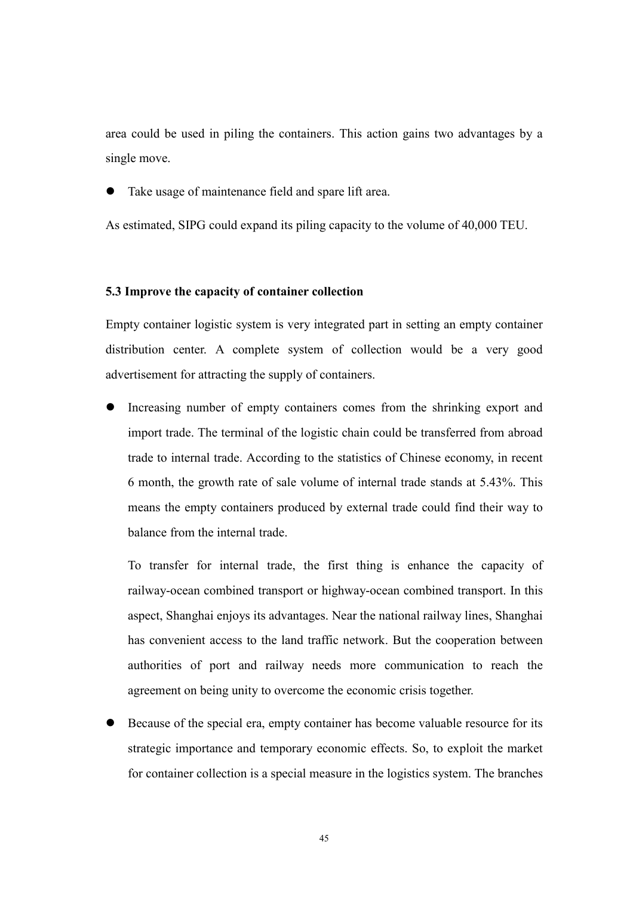area could be used in piling the containers. This action gains two advantages by a single move.

- Take usage of maintenance field and spare lift area.

As estimated, SIPG could expand its piling capacity to the volume of 40,000 TEU.

### 5.3 Improve the capacity of container collection

Empty container logistic system is very integrated part in setting an empty container distribution center. A complete system of collection would be a very good advertisement for attracting the supply of containers.

- Increasing number of empty containers comes from the shrinking export and import trade. The terminal of the logistic chain could be transferred from abroad trade to internal trade. According to the statistics of Chinese economy, in recent 6 month, the growth rate of sale volume of internal trade stands at 5.43%. This means the empty containers produced by external trade could find their way to balance from the internal trade.

  To transfer for internal trade, the first thing is enhance the capacity of railway-ocean combined transport or highway-ocean combined transport. In this aspect, Shanghai enjoys its advantages. Near the national railway lines, Shanghai has convenient access to the land traffic network. But the cooperation between authorities of port and railway needs more communication to reach the agreement on being unity to overcome the economic crisis together.

- Because of the special era, empty container has become valuable resource for its strategic importance and temporary economic effects. So, to exploit the market for container collection is a special measure in the logistics system. The branches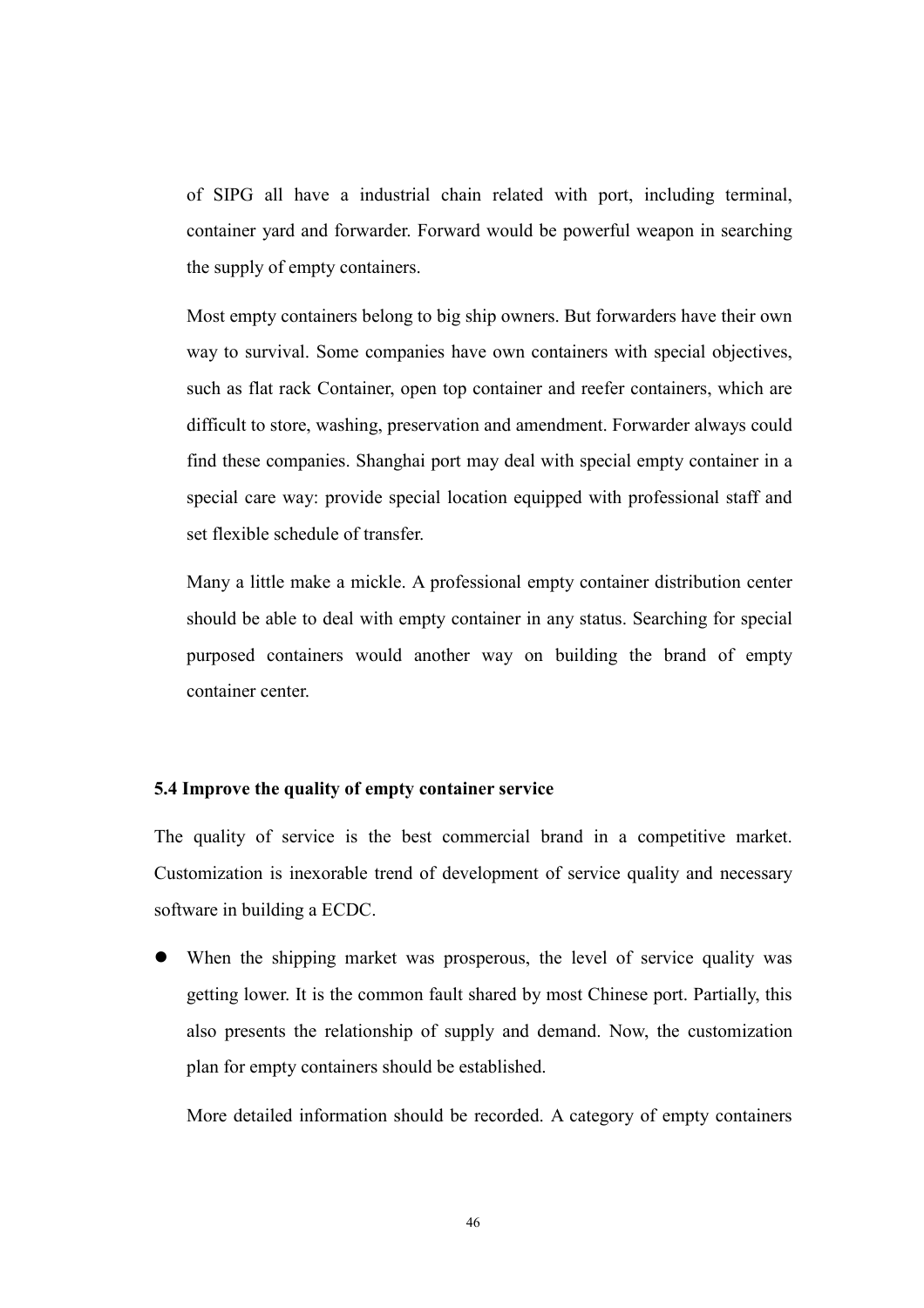of SIPG all have a industrial chain related with port, including terminal, container yard and forwarder. Forward would be powerful weapon in searching the supply of empty containers.

Most empty containers belong to big ship owners. But forwarders have their own way to survival. Some companies have own containers with special objectives, such as flat rack Container, open top container and reefer containers, which are difficult to store, washing, preservation and amendment. Forwarder always could find these companies. Shanghai port may deal with special empty container in a special care way: provide special location equipped with professional staff and set flexible schedule of transfer.

Many a little make a mickle. A professional empty container distribution center should be able to deal with empty container in any status. Searching for special purposed containers would another way on building the brand of empty container center.

### 5.4 Improve the quality of empty container service

The quality of service is the best commercial brand in a competitive market. Customization is inexorable trend of development of service quality and necessary software in building a ECDC.

- When the shipping market was prosperous, the level of service quality was getting lower. It is the common fault shared by most Chinese port. Partially, this also presents the relationship of supply and demand. Now, the customization plan for empty containers should be established.

  More detailed information should be recorded. A category of empty containers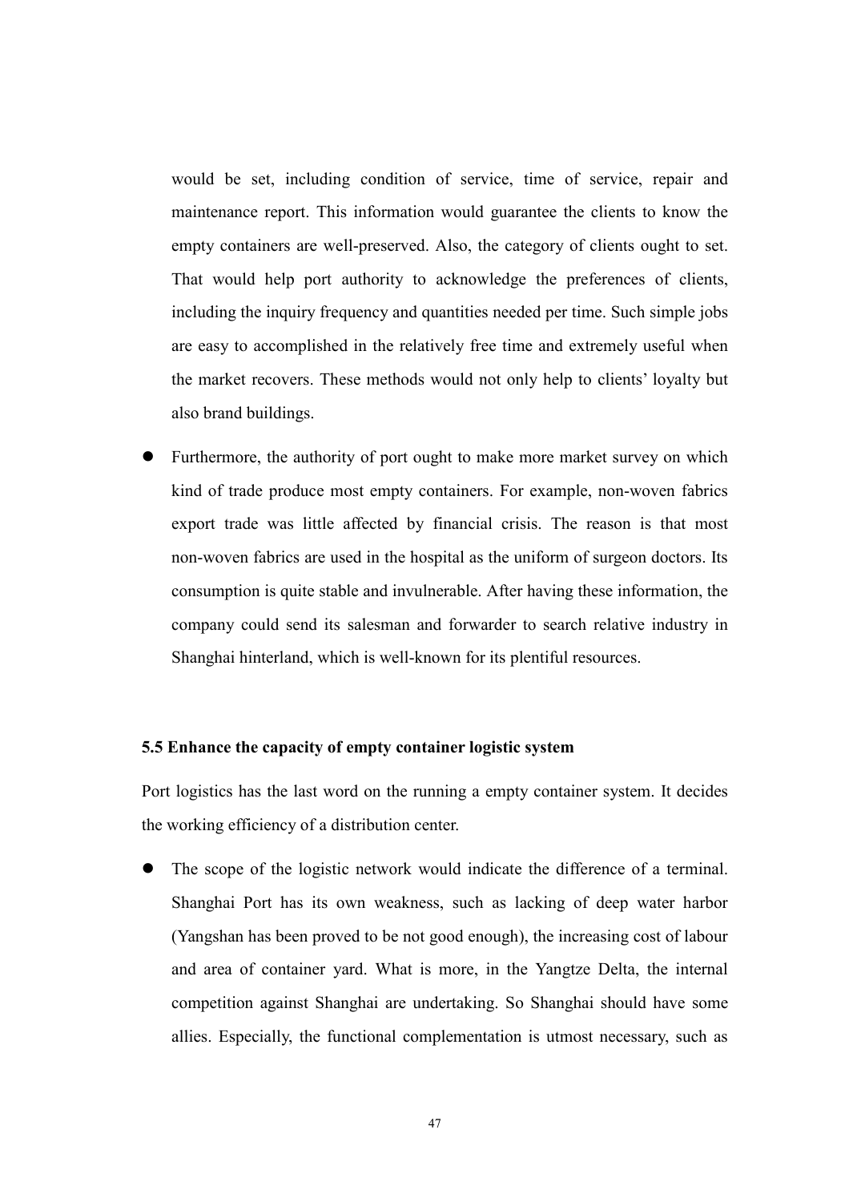would be set, including condition of service, time of service, repair and maintenance report. This information would guarantee the clients to know the empty containers are well-preserved. Also, the category of clients ought to set. That would help port authority to acknowledge the preferences of clients, including the inquiry frequency and quantities needed per time. Such simple jobs are easy to accomplished in the relatively free time and extremely useful when the market recovers. These methods would not only help to clients' loyalty but also brand buildings.

- Furthermore, the authority of port ought to make more market survey on which kind of trade produce most empty containers. For example, non-woven fabrics export trade was little affected by financial crisis. The reason is that most non-woven fabrics are used in the hospital as the uniform of surgeon doctors. Its consumption is quite stable and invulnerable. After having these information, the company could send its salesman and forwarder to search relative industry in Shanghai hinterland, which is well-known for its plentiful resources.

**5.5 Enhance the capacity of empty container logistic system**

Port logistics has the last word on the running a empty container system. It decides the working efficiency of a distribution center.

- The scope of the logistic network would indicate the difference of a terminal. Shanghai Port has its own weakness, such as lacking of deep water harbor (Yangshan has been proved to be not good enough), the increasing cost of labour and area of container yard. What is more, in the Yangtze Delta, the internal competition against Shanghai are undertaking. So Shanghai should have some allies. Especially, the functional complementation is utmost necessary, such as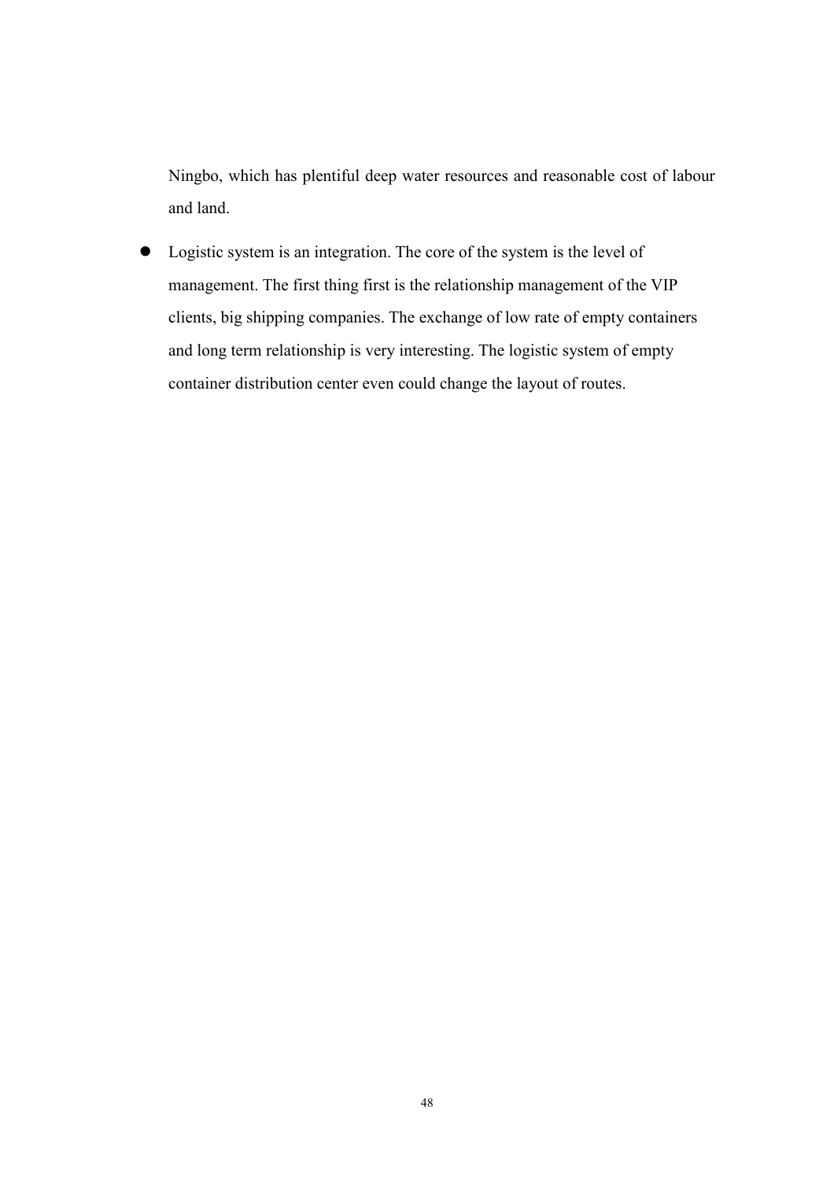Ningbo, which has plentiful deep water resources and reasonable cost of labour and land.

- Logistic system is an integration. The core of the system is the level of management. The first thing first is the relationship management of the VIP clients, big shipping companies. The exchange of low rate of empty containers and long term relationship is very interesting. The logistic system of empty container distribution center even could change the layout of routes.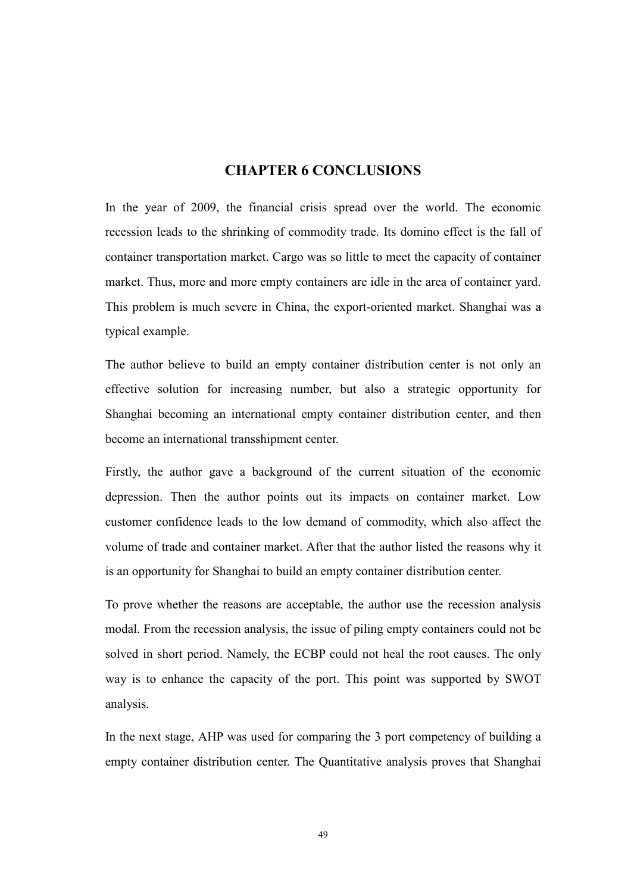# CHAPTER 6 CONCLUSIONS

In the year of 2009, the financial crisis spread over the world. The economic recession leads to the shrinking of commodity trade. Its domino effect is the fall of container transportation market. Cargo was so little to meet the capacity of container market. Thus, more and more empty containers are idle in the area of container yard. This problem is much severe in China, the export-oriented market. Shanghai was a typical example.

The author believe to build an empty container distribution center is not only an effective solution for increasing number, but also a strategic opportunity for Shanghai becoming an international empty container distribution center, and then become an international transshipment center.

Firstly, the author gave a background of the current situation of the economic depression. Then the author points out its impacts on container market. Low customer confidence leads to the low demand of commodity, which also affect the volume of trade and container market. After that the author listed the reasons why it is an opportunity for Shanghai to build an empty container distribution center.

To prove whether the reasons are acceptable, the author use the recession analysis modal. From the recession analysis, the issue of piling empty containers could not be solved in short period. Namely, the ECBP could not heal the root causes. The only way is to enhance the capacity of the port. This point was supported by SWOT analysis.

In the next stage, AHP was used for comparing the 3 port competency of building a empty container distribution center. The Quantitative analysis proves that Shanghai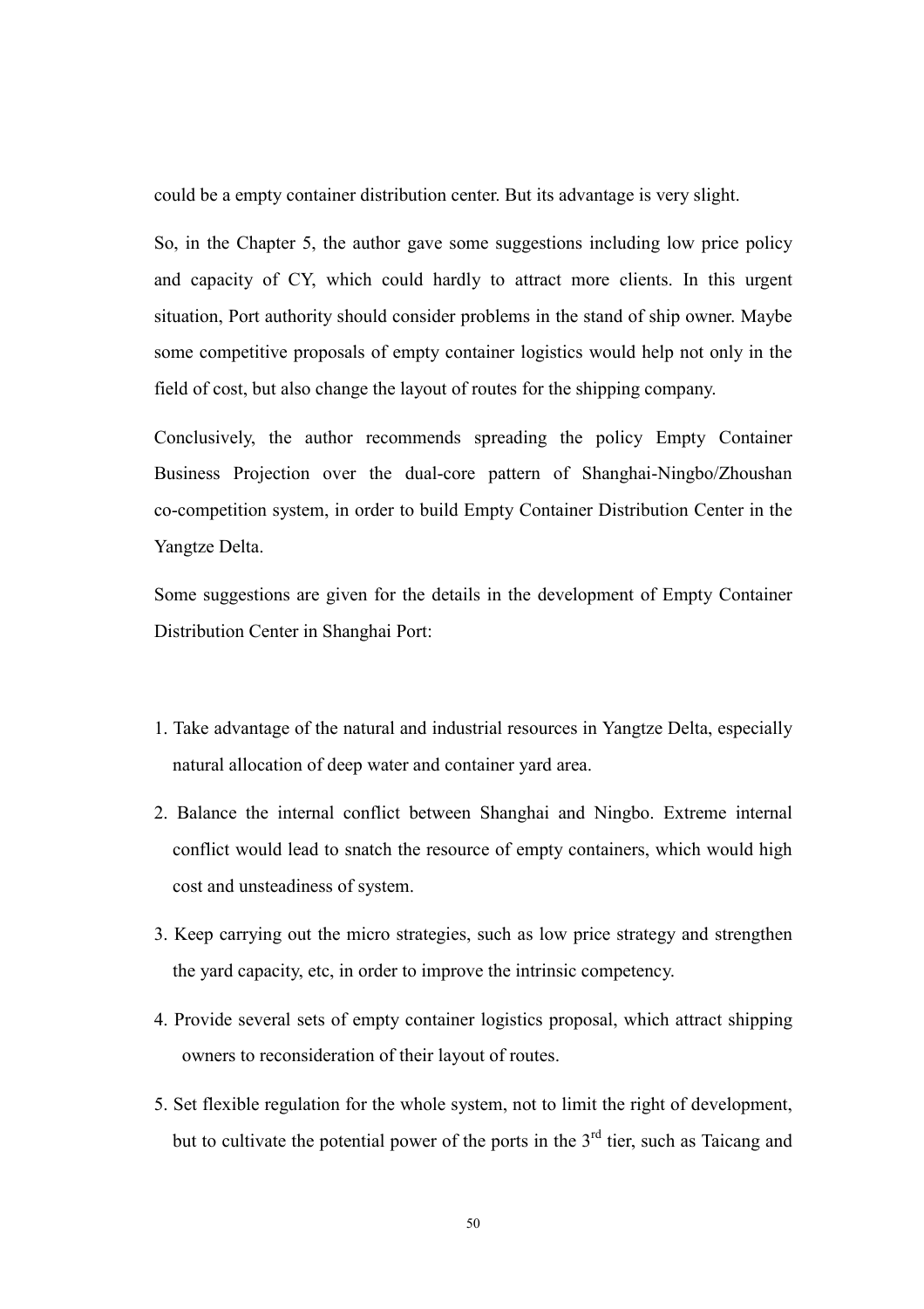could be a empty container distribution center. But its advantage is very slight.

So, in the Chapter 5, the author gave some suggestions including low price policy and capacity of CY, which could hardly to attract more clients. In this urgent situation, Port authority should consider problems in the stand of ship owner. Maybe some competitive proposals of empty container logistics would help not only in the field of cost, but also change the layout of routes for the shipping company.

Conclusively, the author recommends spreading the policy Empty Container Business Projection over the dual-core pattern of Shanghai-Ningbo/Zhoushan co-competition system, in order to build Empty Container Distribution Center in the Yangtze Delta.

Some suggestions are given for the details in the development of Empty Container Distribution Center in Shanghai Port:

1. Take advantage of the natural and industrial resources in Yangtze Delta, especially natural allocation of deep water and container yard area.
2. Balance the internal conflict between Shanghai and Ningbo. Extreme internal conflict would lead to snatch the resource of empty containers, which would high cost and unsteadiness of system.
3. Keep carrying out the micro strategies, such as low price strategy and strengthen the yard capacity, etc, in order to improve the intrinsic competency.
4. Provide several sets of empty container logistics proposal, which attract shipping owners to reconsideration of their layout of routes.
5. Set flexible regulation for the whole system, not to limit the right of development, but to cultivate the potential power of the ports in the 3rd tier, such as Taicang and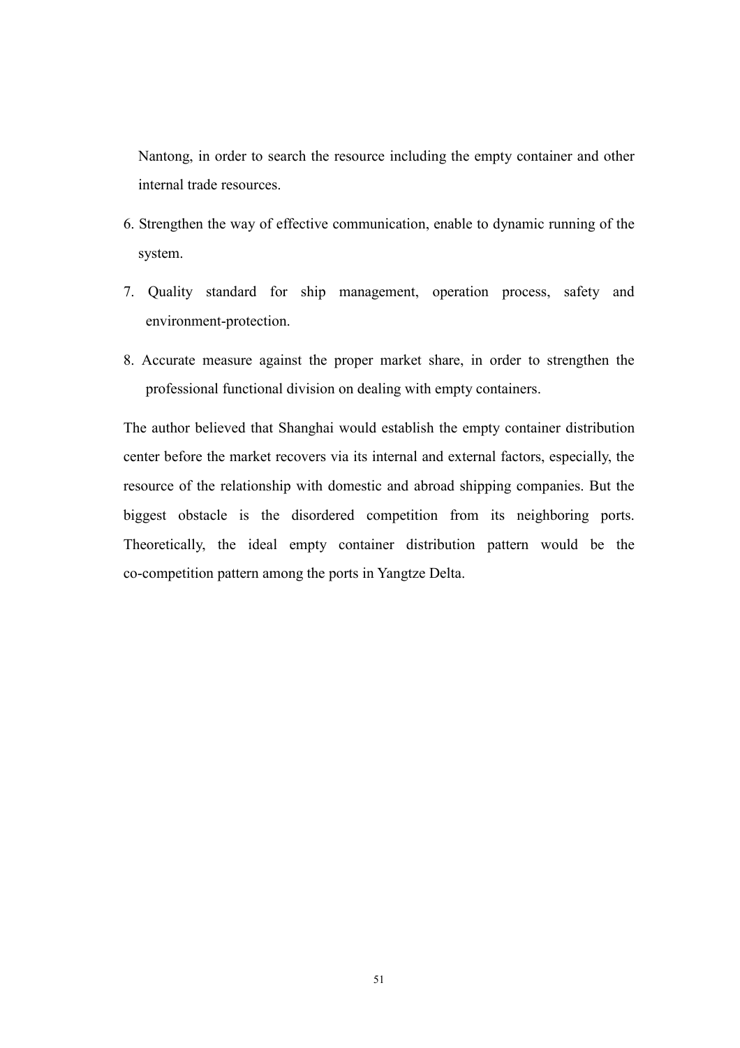Nantong, in order to search the resource including the empty container and other internal trade resources.

6. Strengthen the way of effective communication, enable to dynamic running of the system.
7. Quality standard for ship management, operation process, safety and environment-protection.
8. Accurate measure against the proper market share, in order to strengthen the professional functional division on dealing with empty containers.

The author believed that Shanghai would establish the empty container distribution center before the market recovers via its internal and external factors, especially, the resource of the relationship with domestic and abroad shipping companies. But the biggest obstacle is the disordered competition from its neighboring ports. Theoretically, the ideal empty container distribution pattern would be the co-competition pattern among the ports in Yangtze Delta.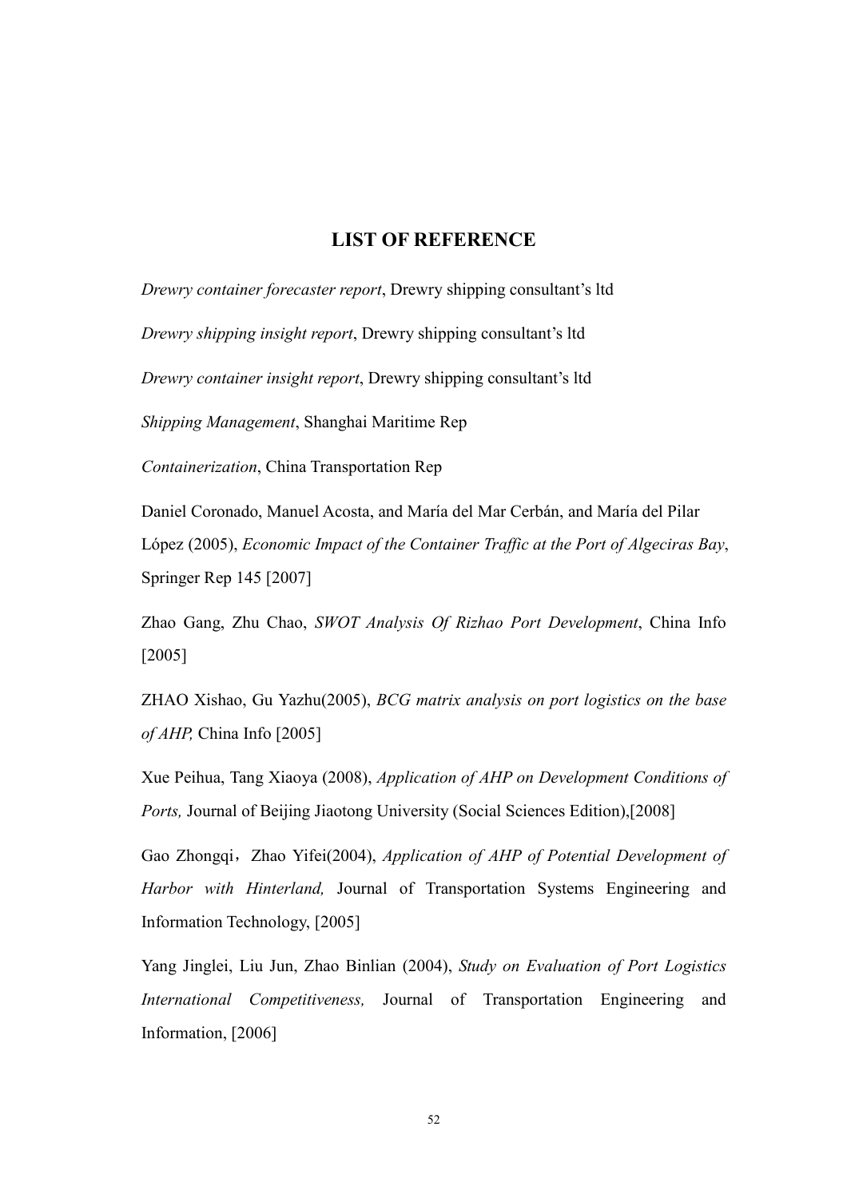# LIST OF REFERENCE

*Drewry container forecaster report*, Drewry shipping consultant's ltd

*Drewry shipping insight report*, Drewry shipping consultant's ltd

*Drewry container insight report*, Drewry shipping consultant's ltd

*Shipping Management*, Shanghai Maritime Rep

*Containerization*, China Transportation Rep

Daniel Coronado, Manuel Acosta, and María del Mar Cerbán, and María del Pilar López (2005), *Economic Impact of the Container Traffic at the Port of Algeciras Bay*, Springer Rep 145 [2007]

Zhao Gang, Zhu Chao, *SWOT Analysis Of Rizhao Port Development*, China Info [2005]

ZHAO Xishao, Gu Yazhu(2005), *BCG matrix analysis on port logistics on the base of AHP,* China Info [2005]

Xue Peihua, Tang Xiaoya (2008), *Application of AHP on Development Conditions of Ports,* Journal of Beijing Jiaotong University (Social Sciences Edition),[2008]

Gao Zhongqi，Zhao Yifei(2004), *Application of AHP of Potential Development of Harbor with Hinterland,* Journal of Transportation Systems Engineering and Information Technology, [2005]

Yang Jinglei, Liu Jun, Zhao Binlian (2004), *Study on Evaluation of Port Logistics International Competitiveness,* Journal of Transportation Engineering and Information, [2006]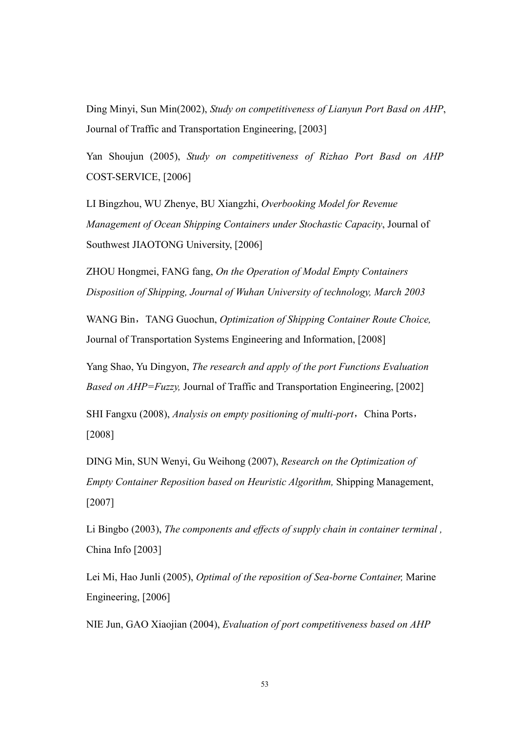Ding Minyi, Sun Min(2002), *Study on competitiveness of Lianyun Port Basd on AHP*, Journal of Traffic and Transportation Engineering, [2003]

Yan Shoujun (2005), *Study on competitiveness of Rizhao Port Basd on AHP* COST-SERVICE, [2006]

LI Bingzhou, WU Zhenye, BU Xiangzhi, *Overbooking Model for Revenue Management of Ocean Shipping Containers under Stochastic Capacity*, Journal of Southwest JIAOTONG University, [2006]

ZHOU Hongmei, FANG fang, *On the Operation of Modal Empty Containers Disposition of Shipping, Journal of Wuhan University of technology, March 2003*

WANG Bin，TANG Guochun, *Optimization of Shipping Container Route Choice,* Journal of Transportation Systems Engineering and Information, [2008]

Yang Shao, Yu Dingyon, *The research and apply of the port Functions Evaluation Based on AHP=Fuzzy,* Journal of Traffic and Transportation Engineering, [2002]

SHI Fangxu (2008), *Analysis on empty positioning of multi-port*，China Ports，[2008]

DING Min, SUN Wenyi, Gu Weihong (2007), *Research on the Optimization of Empty Container Reposition based on Heuristic Algorithm,* Shipping Management, [2007]

Li Bingbo (2003), *The components and effects of supply chain in container terminal ,* China Info [2003]

Lei Mi, Hao Junli (2005), *Optimal of the reposition of Sea-borne Container,* Marine Engineering, [2006]

NIE Jun, GAO Xiaojian (2004), *Evaluation of port competitiveness based on AHP*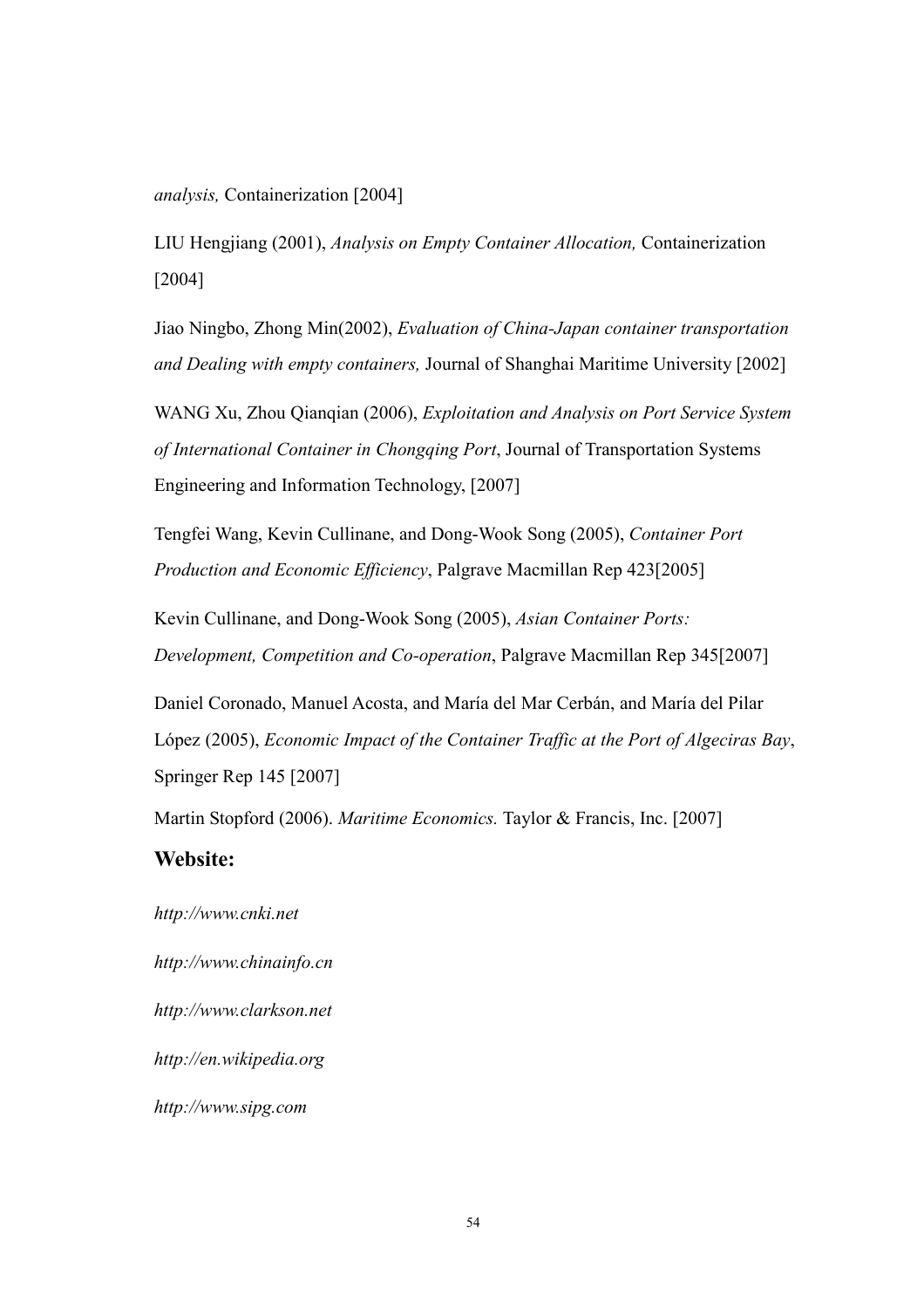*analysis,* Containerization [2004]

LIU Hengjiang (2001), *Analysis on Empty Container Allocation,* Containerization [2004]

Jiao Ningbo, Zhong Min(2002), *Evaluation of China-Japan container transportation and Dealing with empty containers,* Journal of Shanghai Maritime University [2002]

WANG Xu, Zhou Qianqian (2006), *Exploitation and Analysis on Port Service System of International Container in Chongqing Port*, Journal of Transportation Systems Engineering and Information Technology, [2007]

Tengfei Wang, Kevin Cullinane, and Dong-Wook Song (2005), *Container Port Production and Economic Efficiency*, Palgrave Macmillan Rep 423[2005]

Kevin Cullinane, and Dong-Wook Song (2005), *Asian Container Ports: Development, Competition and Co-operation*, Palgrave Macmillan Rep 345[2007]

Daniel Coronado, Manuel Acosta, and María del Mar Cerbán, and María del Pilar López (2005), *Economic Impact of the Container Traffic at the Port of Algeciras Bay*, Springer Rep 145 [2007]

Martin Stopford (2006). *Maritime Economics.* Taylor & Francis, Inc. [2007]

## Website:

*http://www.cnki.net*

*http://www.chinainfo.cn*

*http://www.clarkson.net*

*http://en.wikipedia.org*

*http://www.sipg.com*